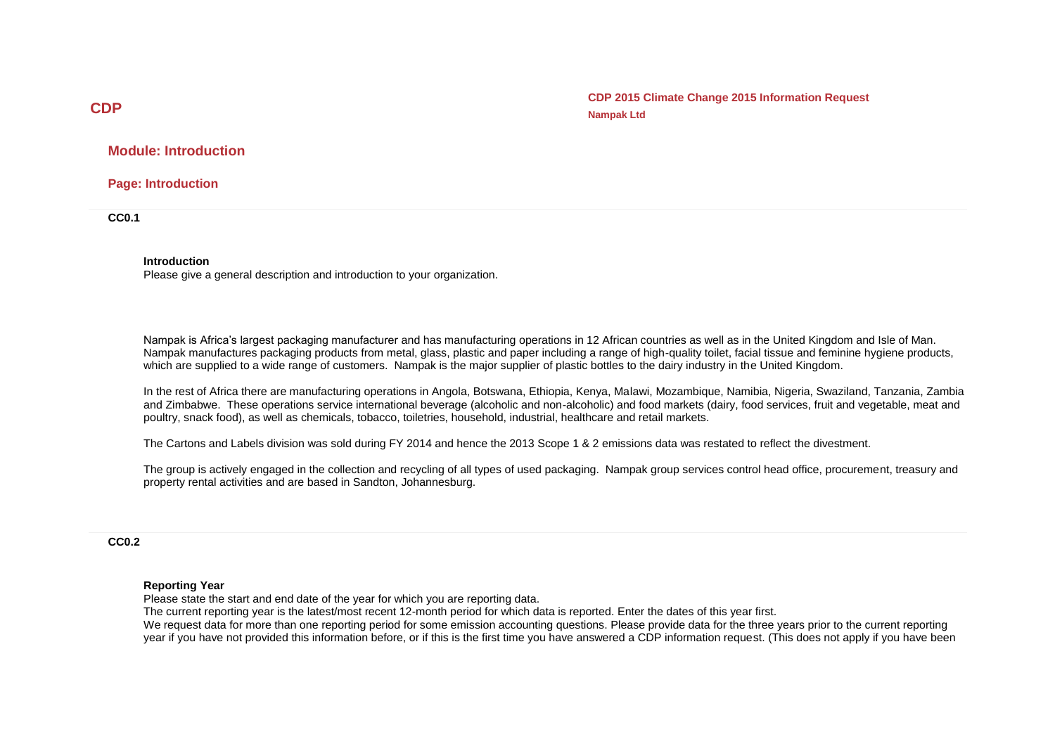# CDP

**CDP 2015 Climate Change 2015 Information Request**
**Nampak Ltd**

## Module: Introduction

### Page: Introduction

**CC0.1**

**Introduction**
Please give a general description and introduction to your organization.

Nampak is Africa's largest packaging manufacturer and has manufacturing operations in 12 African countries as well as in the United Kingdom and Isle of Man. Nampak manufactures packaging products from metal, glass, plastic and paper including a range of high-quality toilet, facial tissue and feminine hygiene products, which are supplied to a wide range of customers. Nampak is the major supplier of plastic bottles to the dairy industry in the United Kingdom.

In the rest of Africa there are manufacturing operations in Angola, Botswana, Ethiopia, Kenya, Malawi, Mozambique, Namibia, Nigeria, Swaziland, Tanzania, Zambia and Zimbabwe. These operations service international beverage (alcoholic and non-alcoholic) and food markets (dairy, food services, fruit and vegetable, meat and poultry, snack food), as well as chemicals, tobacco, toiletries, household, industrial, healthcare and retail markets.

The Cartons and Labels division was sold during FY 2014 and hence the 2013 Scope 1 & 2 emissions data was restated to reflect the divestment.

The group is actively engaged in the collection and recycling of all types of used packaging. Nampak group services control head office, procurement, treasury and property rental activities and are based in Sandton, Johannesburg.

**CC0.2**

**Reporting Year**
Please state the start and end date of the year for which you are reporting data.
The current reporting year is the latest/most recent 12-month period for which data is reported. Enter the dates of this year first.
We request data for more than one reporting period for some emission accounting questions. Please provide data for the three years prior to the current reporting year if you have not provided this information before, or if this is the first time you have answered a CDP information request. (This does not apply if you have been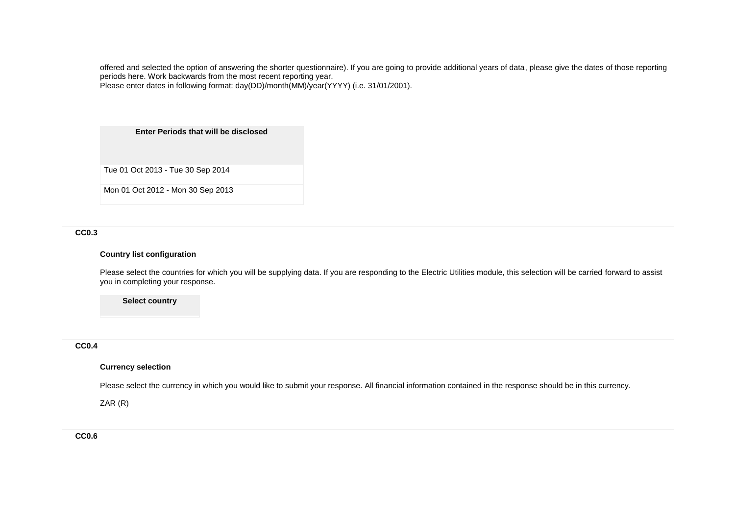offered and selected the option of answering the shorter questionnaire). If you are going to provide additional years of data, please give the dates of those reporting periods here. Work backwards from the most recent reporting year.
Please enter dates in following format: day(DD)/month(MM)/year(YYYY) (i.e. 31/01/2001).

| Enter Periods that will be disclosed |
|---|
| Tue 01 Oct 2013 - Tue 30 Sep 2014 |
| Mon 01 Oct 2012 - Mon 30 Sep 2013 |

**CC0.3**

**Country list configuration**

Please select the countries for which you will be supplying data. If you are responding to the Electric Utilities module, this selection will be carried forward to assist you in completing your response.

| Select country |
|---|

**CC0.4**

**Currency selection**

Please select the currency in which you would like to submit your response. All financial information contained in the response should be in this currency.

ZAR (R)

**CC0.6**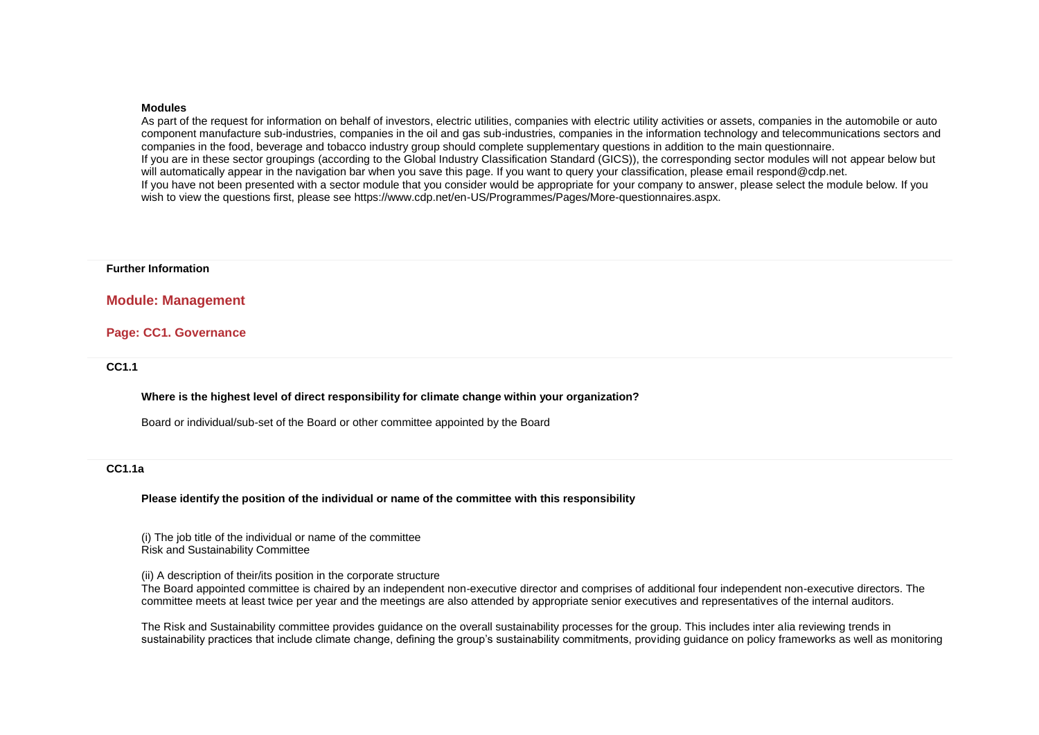**Modules**

As part of the request for information on behalf of investors, electric utilities, companies with electric utility activities or assets, companies in the automobile or auto component manufacture sub-industries, companies in the oil and gas sub-industries, companies in the information technology and telecommunications sectors and companies in the food, beverage and tobacco industry group should complete supplementary questions in addition to the main questionnaire.

If you are in these sector groupings (according to the Global Industry Classification Standard (GICS)), the corresponding sector modules will not appear below but will automatically appear in the navigation bar when you save this page. If you want to query your classification, please email respond@cdp.net.

If you have not been presented with a sector module that you consider would be appropriate for your company to answer, please select the module below. If you wish to view the questions first, please see https://www.cdp.net/en-US/Programmes/Pages/More-questionnaires.aspx.

**Further Information**

## Module: Management

### Page: CC1. Governance

**CC1.1**

**Where is the highest level of direct responsibility for climate change within your organization?**

Board or individual/sub-set of the Board or other committee appointed by the Board

**CC1.1a**

**Please identify the position of the individual or name of the committee with this responsibility**

(i) The job title of the individual or name of the committee
Risk and Sustainability Committee

(ii) A description of their/its position in the corporate structure
The Board appointed committee is chaired by an independent non-executive director and comprises of additional four independent non-executive directors. The committee meets at least twice per year and the meetings are also attended by appropriate senior executives and representatives of the internal auditors.

The Risk and Sustainability committee provides guidance on the overall sustainability processes for the group. This includes inter alia reviewing trends in sustainability practices that include climate change, defining the group's sustainability commitments, providing guidance on policy frameworks as well as monitoring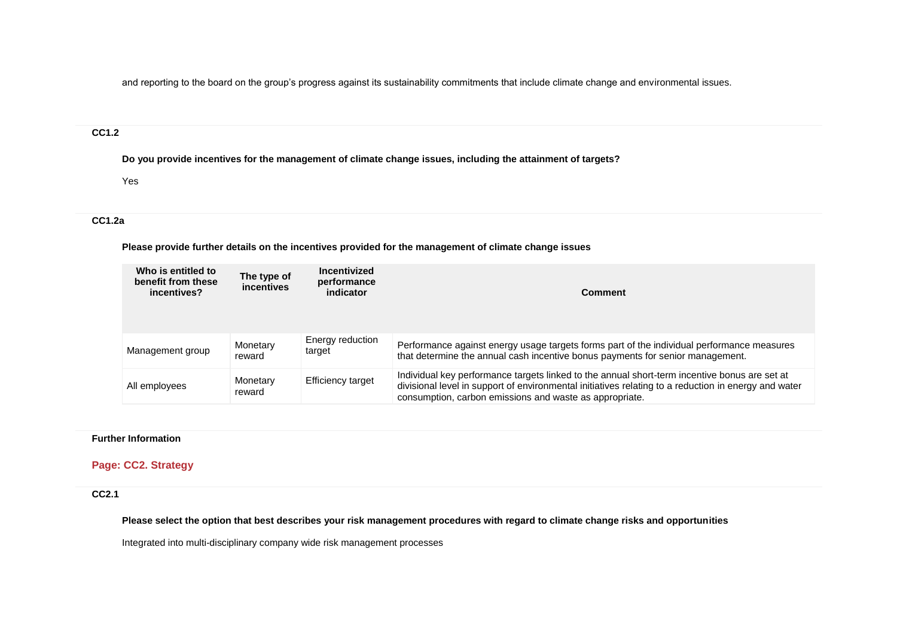and reporting to the board on the group's progress against its sustainability commitments that include climate change and environmental issues.

### CC1.2

**Do you provide incentives for the management of climate change issues, including the attainment of targets?**

Yes

### CC1.2a

**Please provide further details on the incentives provided for the management of climate change issues**

| Who is entitled to benefit from these incentives? | The type of incentives | Incentivized performance indicator | Comment |
|---|---|---|---|
| Management group | Monetary reward | Energy reduction target | Performance against energy usage targets forms part of the individual performance measures that determine the annual cash incentive bonus payments for senior management. |
| All employees | Monetary reward | Efficiency target | Individual key performance targets linked to the annual short-term incentive bonus are set at divisional level in support of environmental initiatives relating to a reduction in energy and water consumption, carbon emissions and waste as appropriate. |

### Further Information

## Page: CC2. Strategy

### CC2.1

**Please select the option that best describes your risk management procedures with regard to climate change risks and opportunities**

Integrated into multi-disciplinary company wide risk management processes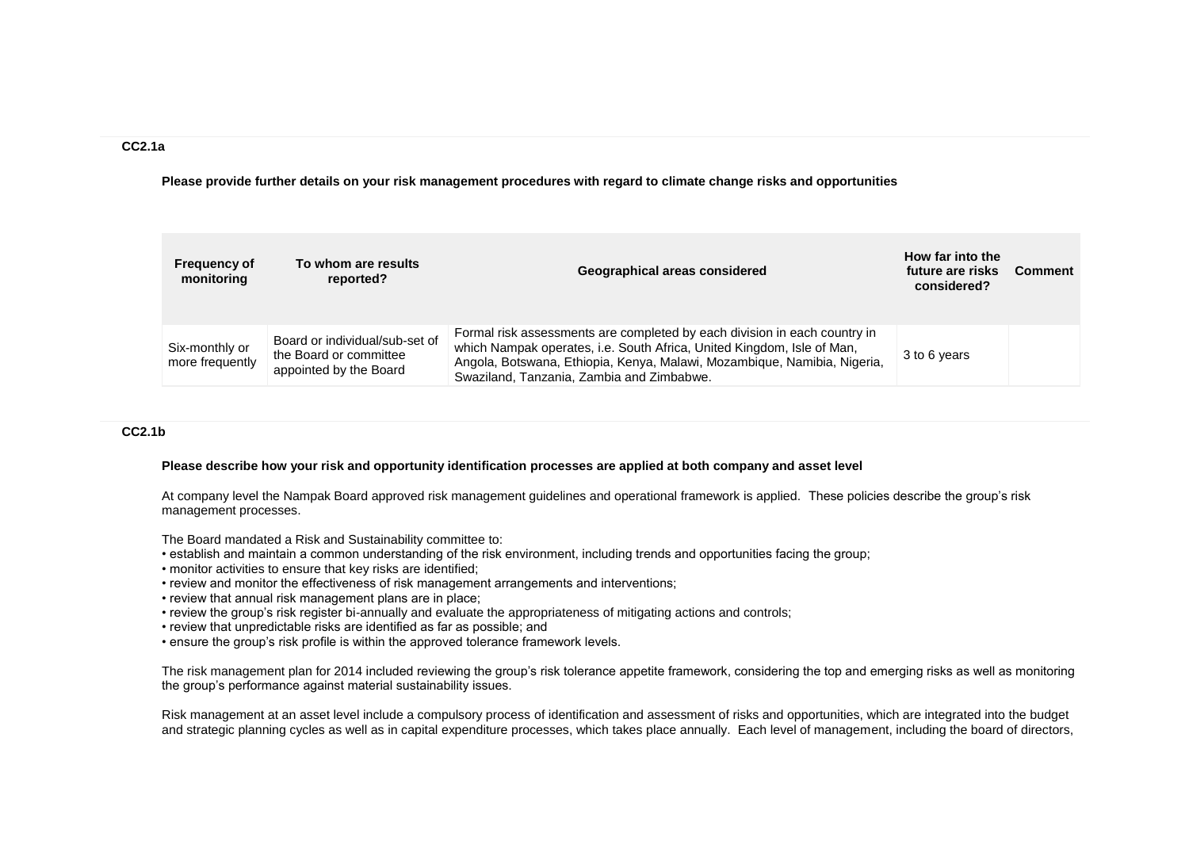### CC2.1a

**Please provide further details on your risk management procedures with regard to climate change risks and opportunities**

| Frequency of monitoring | To whom are results reported? | Geographical areas considered | How far into the future are risks considered? | Comment |
|---|---|---|---|---|
| Six-monthly or more frequently | Board or individual/sub-set of the Board or committee appointed by the Board | Formal risk assessments are completed by each division in each country in which Nampak operates, i.e. South Africa, United Kingdom, Isle of Man, Angola, Botswana, Ethiopia, Kenya, Malawi, Mozambique, Namibia, Nigeria, Swaziland, Tanzania, Zambia and Zimbabwe. | 3 to 6 years | |

### CC2.1b

**Please describe how your risk and opportunity identification processes are applied at both company and asset level**

At company level the Nampak Board approved risk management guidelines and operational framework is applied. These policies describe the group's risk management processes.

The Board mandated a Risk and Sustainability committee to:
- establish and maintain a common understanding of the risk environment, including trends and opportunities facing the group;
- monitor activities to ensure that key risks are identified;
- review and monitor the effectiveness of risk management arrangements and interventions;
- review that annual risk management plans are in place;
- review the group's risk register bi-annually and evaluate the appropriateness of mitigating actions and controls;
- review that unpredictable risks are identified as far as possible; and
- ensure the group's risk profile is within the approved tolerance framework levels.

The risk management plan for 2014 included reviewing the group's risk tolerance appetite framework, considering the top and emerging risks as well as monitoring the group's performance against material sustainability issues.

Risk management at an asset level include a compulsory process of identification and assessment of risks and opportunities, which are integrated into the budget and strategic planning cycles as well as in capital expenditure processes, which takes place annually. Each level of management, including the board of directors,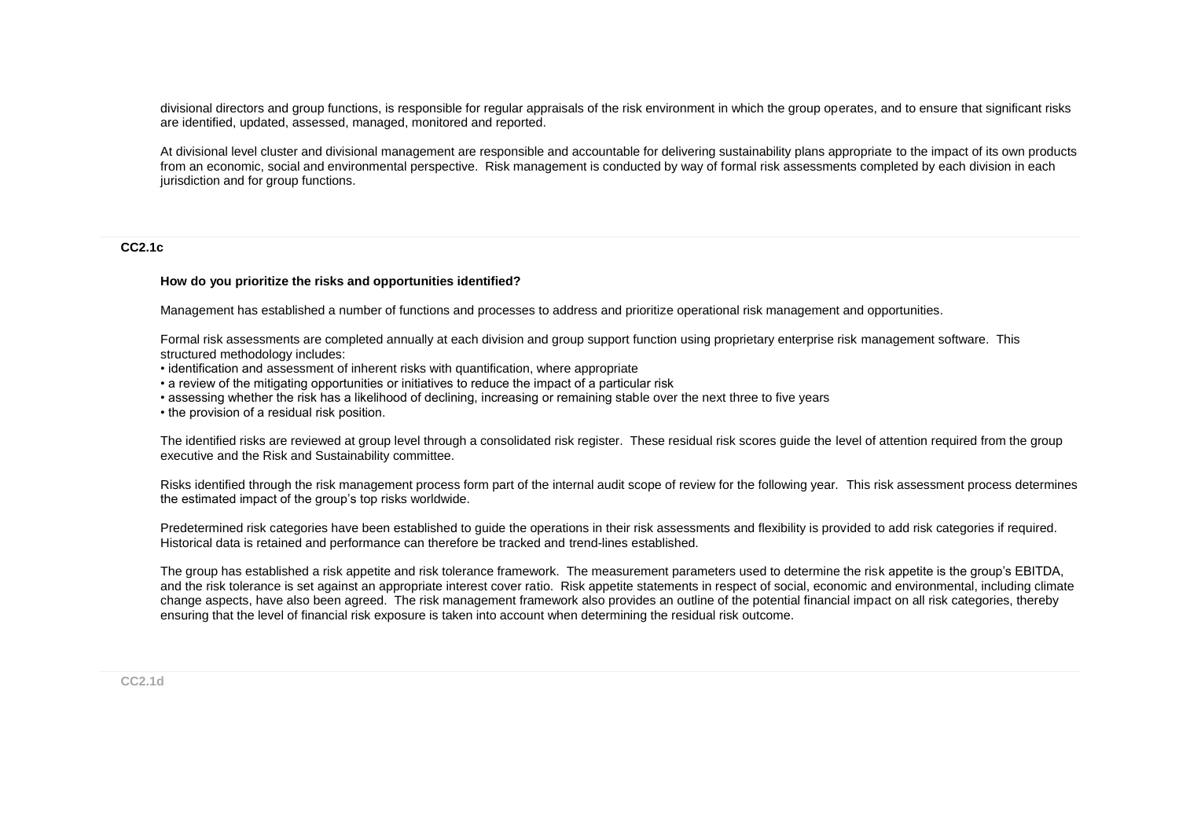divisional directors and group functions, is responsible for regular appraisals of the risk environment in which the group operates, and to ensure that significant risks are identified, updated, assessed, managed, monitored and reported.

At divisional level cluster and divisional management are responsible and accountable for delivering sustainability plans appropriate to the impact of its own products from an economic, social and environmental perspective. Risk management is conducted by way of formal risk assessments completed by each division in each jurisdiction and for group functions.

**CC2.1c**

**How do you prioritize the risks and opportunities identified?**

Management has established a number of functions and processes to address and prioritize operational risk management and opportunities.

Formal risk assessments are completed annually at each division and group support function using proprietary enterprise risk management software. This structured methodology includes:

- identification and assessment of inherent risks with quantification, where appropriate
- a review of the mitigating opportunities or initiatives to reduce the impact of a particular risk
- assessing whether the risk has a likelihood of declining, increasing or remaining stable over the next three to five years
- the provision of a residual risk position.

The identified risks are reviewed at group level through a consolidated risk register. These residual risk scores guide the level of attention required from the group executive and the Risk and Sustainability committee.

Risks identified through the risk management process form part of the internal audit scope of review for the following year. This risk assessment process determines the estimated impact of the group's top risks worldwide.

Predetermined risk categories have been established to guide the operations in their risk assessments and flexibility is provided to add risk categories if required. Historical data is retained and performance can therefore be tracked and trend-lines established.

The group has established a risk appetite and risk tolerance framework. The measurement parameters used to determine the risk appetite is the group's EBITDA, and the risk tolerance is set against an appropriate interest cover ratio. Risk appetite statements in respect of social, economic and environmental, including climate change aspects, have also been agreed. The risk management framework also provides an outline of the potential financial impact on all risk categories, thereby ensuring that the level of financial risk exposure is taken into account when determining the residual risk outcome.

**CC2.1d**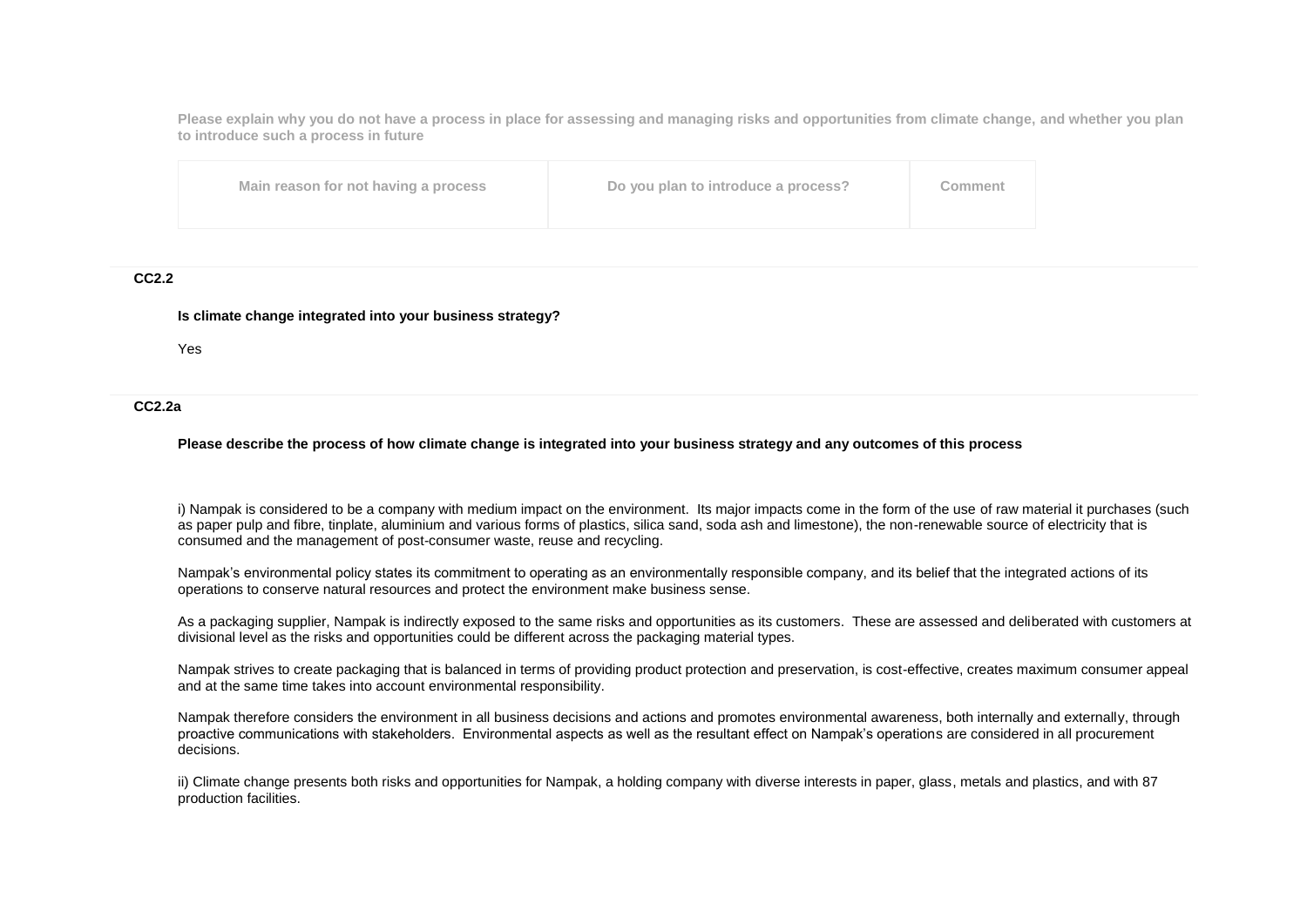**Please explain why you do not have a process in place for assessing and managing risks and opportunities from climate change, and whether you plan to introduce such a process in future**

| Main reason for not having a process | Do you plan to introduce a process? | Comment |
|---|---|---|
| | | |

### CC2.2

**Is climate change integrated into your business strategy?**

Yes

### CC2.2a

**Please describe the process of how climate change is integrated into your business strategy and any outcomes of this process**

i) Nampak is considered to be a company with medium impact on the environment. Its major impacts come in the form of the use of raw material it purchases (such as paper pulp and fibre, tinplate, aluminium and various forms of plastics, silica sand, soda ash and limestone), the non-renewable source of electricity that is consumed and the management of post-consumer waste, reuse and recycling.

Nampak's environmental policy states its commitment to operating as an environmentally responsible company, and its belief that the integrated actions of its operations to conserve natural resources and protect the environment make business sense.

As a packaging supplier, Nampak is indirectly exposed to the same risks and opportunities as its customers. These are assessed and deliberated with customers at divisional level as the risks and opportunities could be different across the packaging material types.

Nampak strives to create packaging that is balanced in terms of providing product protection and preservation, is cost-effective, creates maximum consumer appeal and at the same time takes into account environmental responsibility.

Nampak therefore considers the environment in all business decisions and actions and promotes environmental awareness, both internally and externally, through proactive communications with stakeholders. Environmental aspects as well as the resultant effect on Nampak's operations are considered in all procurement decisions.

ii) Climate change presents both risks and opportunities for Nampak, a holding company with diverse interests in paper, glass, metals and plastics, and with 87 production facilities.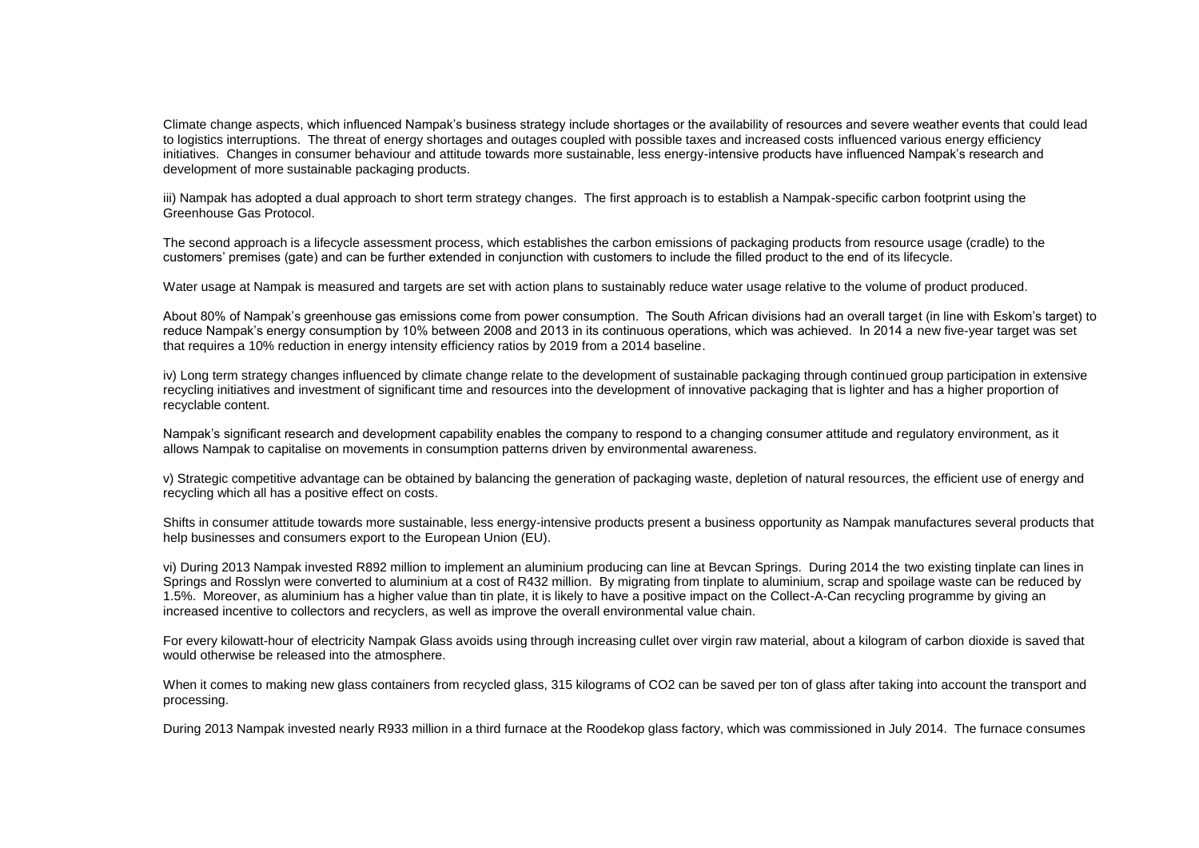Climate change aspects, which influenced Nampak's business strategy include shortages or the availability of resources and severe weather events that could lead to logistics interruptions. The threat of energy shortages and outages coupled with possible taxes and increased costs influenced various energy efficiency initiatives. Changes in consumer behaviour and attitude towards more sustainable, less energy-intensive products have influenced Nampak's research and development of more sustainable packaging products.

iii) Nampak has adopted a dual approach to short term strategy changes. The first approach is to establish a Nampak-specific carbon footprint using the Greenhouse Gas Protocol.

The second approach is a lifecycle assessment process, which establishes the carbon emissions of packaging products from resource usage (cradle) to the customers' premises (gate) and can be further extended in conjunction with customers to include the filled product to the end of its lifecycle.

Water usage at Nampak is measured and targets are set with action plans to sustainably reduce water usage relative to the volume of product produced.

About 80% of Nampak's greenhouse gas emissions come from power consumption. The South African divisions had an overall target (in line with Eskom's target) to reduce Nampak's energy consumption by 10% between 2008 and 2013 in its continuous operations, which was achieved. In 2014 a new five-year target was set that requires a 10% reduction in energy intensity efficiency ratios by 2019 from a 2014 baseline.

iv) Long term strategy changes influenced by climate change relate to the development of sustainable packaging through continued group participation in extensive recycling initiatives and investment of significant time and resources into the development of innovative packaging that is lighter and has a higher proportion of recyclable content.

Nampak's significant research and development capability enables the company to respond to a changing consumer attitude and regulatory environment, as it allows Nampak to capitalise on movements in consumption patterns driven by environmental awareness.

v) Strategic competitive advantage can be obtained by balancing the generation of packaging waste, depletion of natural resources, the efficient use of energy and recycling which all has a positive effect on costs.

Shifts in consumer attitude towards more sustainable, less energy-intensive products present a business opportunity as Nampak manufactures several products that help businesses and consumers export to the European Union (EU).

vi) During 2013 Nampak invested R892 million to implement an aluminium producing can line at Bevcan Springs. During 2014 the two existing tinplate can lines in Springs and Rosslyn were converted to aluminium at a cost of R432 million. By migrating from tinplate to aluminium, scrap and spoilage waste can be reduced by 1.5%. Moreover, as aluminium has a higher value than tin plate, it is likely to have a positive impact on the Collect-A-Can recycling programme by giving an increased incentive to collectors and recyclers, as well as improve the overall environmental value chain.

For every kilowatt-hour of electricity Nampak Glass avoids using through increasing cullet over virgin raw material, about a kilogram of carbon dioxide is saved that would otherwise be released into the atmosphere.

When it comes to making new glass containers from recycled glass, 315 kilograms of $CO_2$ can be saved per ton of glass after taking into account the transport and processing.

During 2013 Nampak invested nearly R933 million in a third furnace at the Roodekop glass factory, which was commissioned in July 2014. The furnace consumes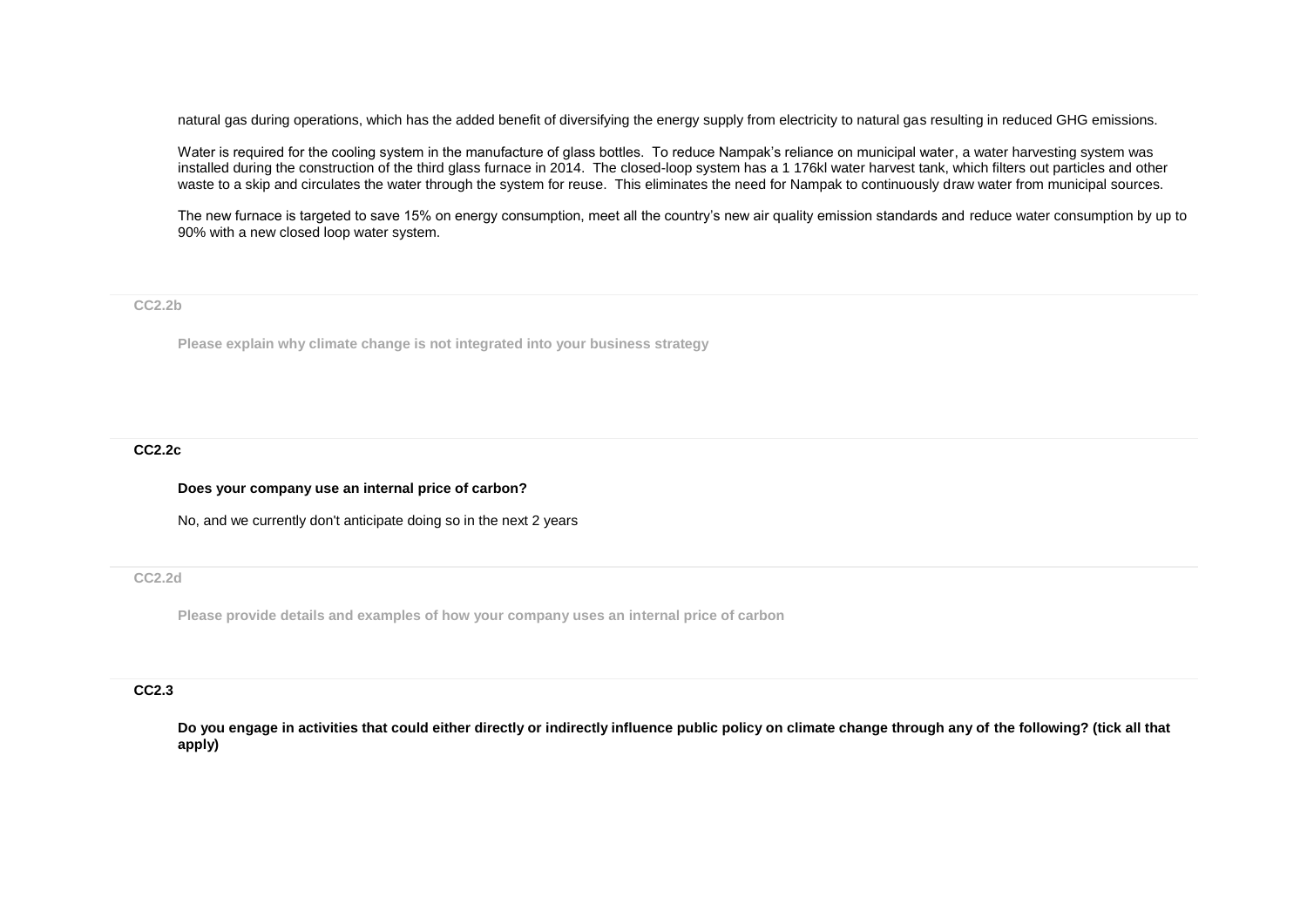natural gas during operations, which has the added benefit of diversifying the energy supply from electricity to natural gas resulting in reduced GHG emissions.

Water is required for the cooling system in the manufacture of glass bottles. To reduce Nampak's reliance on municipal water, a water harvesting system was installed during the construction of the third glass furnace in 2014. The closed-loop system has a 1 176kl water harvest tank, which filters out particles and other waste to a skip and circulates the water through the system for reuse. This eliminates the need for Nampak to continuously draw water from municipal sources.

The new furnace is targeted to save 15% on energy consumption, meet all the country's new air quality emission standards and reduce water consumption by up to 90% with a new closed loop water system.

**CC2.2b**

**Please explain why climate change is not integrated into your business strategy**

**CC2.2c**

**Does your company use an internal price of carbon?**

No, and we currently don't anticipate doing so in the next 2 years

**CC2.2d**

**Please provide details and examples of how your company uses an internal price of carbon**

**CC2.3**

**Do you engage in activities that could either directly or indirectly influence public policy on climate change through any of the following? (tick all that apply)**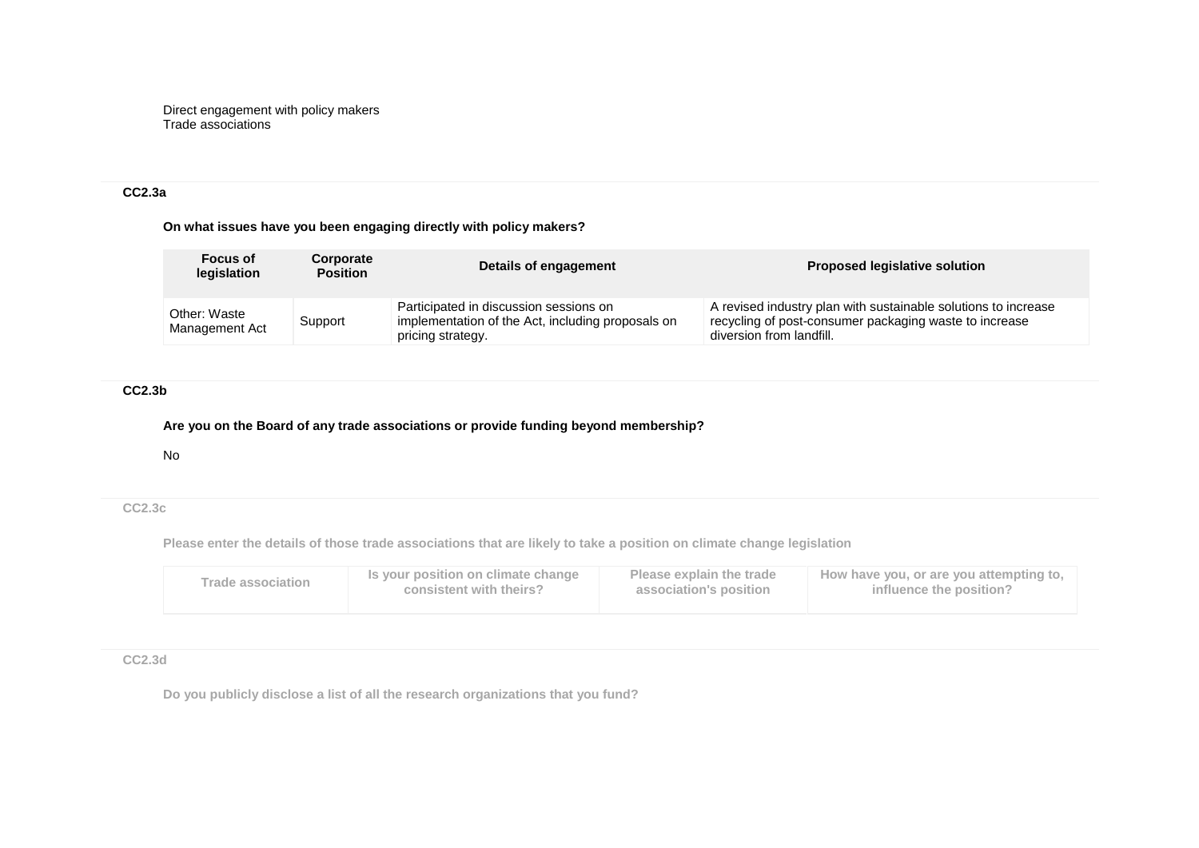Direct engagement with policy makers
Trade associations

### CC2.3a

**On what issues have you been engaging directly with policy makers?**

| Focus of legislation | Corporate Position | Details of engagement | Proposed legislative solution |
|---|---|---|---|
| Other: Waste Management Act | Support | Participated in discussion sessions on implementation of the Act, including proposals on pricing strategy. | A revised industry plan with sustainable solutions to increase recycling of post-consumer packaging waste to increase diversion from landfill. |

### CC2.3b

**Are you on the Board of any trade associations or provide funding beyond membership?**

No

### CC2.3c

**Please enter the details of those trade associations that are likely to take a position on climate change legislation**

| Trade association | Is your position on climate change consistent with theirs? | Please explain the trade association's position | How have you, or are you attempting to, influence the position? |
|---|---|---|---|

### CC2.3d

**Do you publicly disclose a list of all the research organizations that you fund?**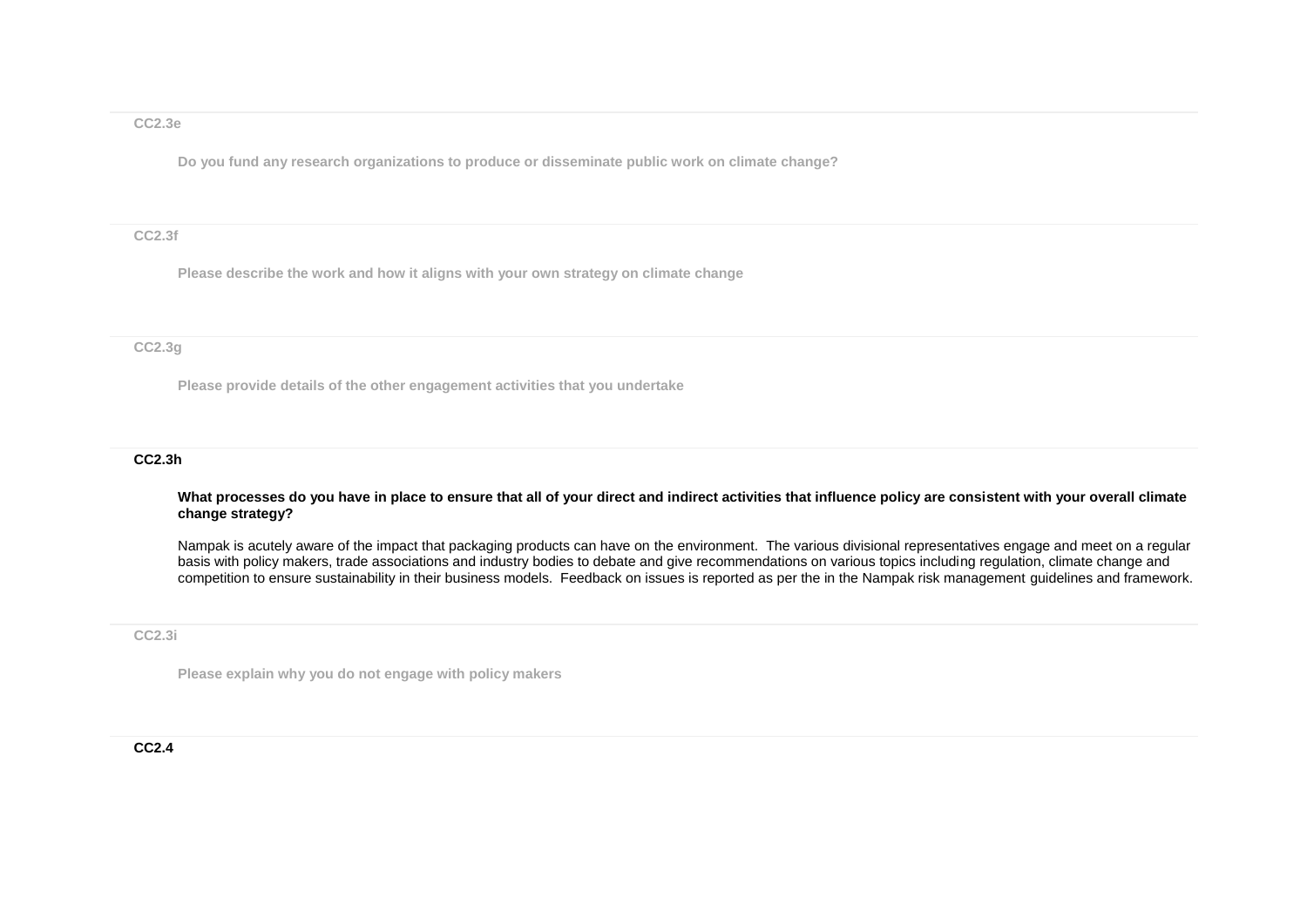**CC2.3e**

**Do you fund any research organizations to produce or disseminate public work on climate change?**

**CC2.3f**

**Please describe the work and how it aligns with your own strategy on climate change**

**CC2.3g**

**Please provide details of the other engagement activities that you undertake**

**CC2.3h**

**What processes do you have in place to ensure that all of your direct and indirect activities that influence policy are consistent with your overall climate change strategy?**

Nampak is acutely aware of the impact that packaging products can have on the environment. The various divisional representatives engage and meet on a regular basis with policy makers, trade associations and industry bodies to debate and give recommendations on various topics including regulation, climate change and competition to ensure sustainability in their business models. Feedback on issues is reported as per the in the Nampak risk management guidelines and framework.

**CC2.3i**

**Please explain why you do not engage with policy makers**

**CC2.4**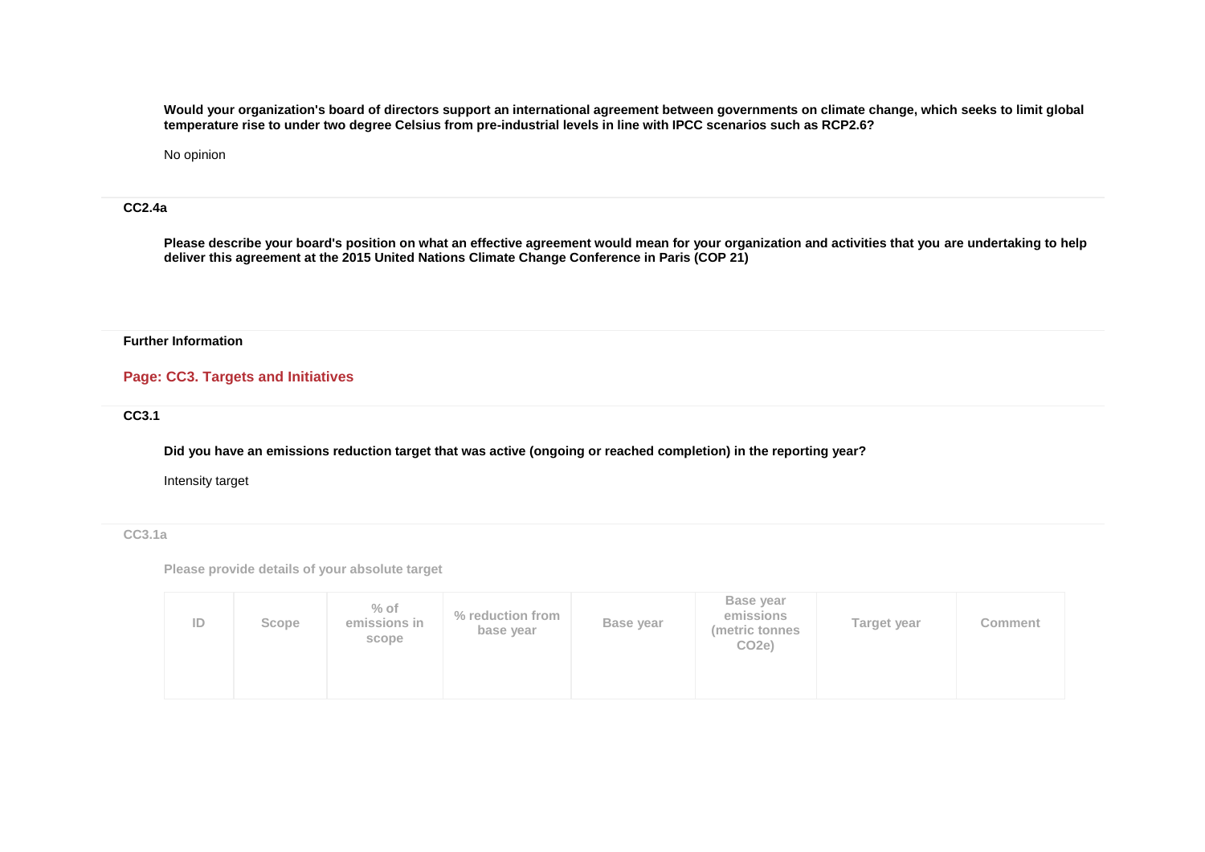**Would your organization's board of directors support an international agreement between governments on climate change, which seeks to limit global temperature rise to under two degree Celsius from pre-industrial levels in line with IPCC scenarios such as RCP2.6?**

No opinion

**CC2.4a**

**Please describe your board's position on what an effective agreement would mean for your organization and activities that you are undertaking to help deliver this agreement at the 2015 United Nations Climate Change Conference in Paris (COP 21)**

**Further Information**

## Page: CC3. Targets and Initiatives

**CC3.1**

**Did you have an emissions reduction target that was active (ongoing or reached completion) in the reporting year?**

Intensity target

**CC3.1a**

**Please provide details of your absolute target**

| ID | Scope | % of emissions in scope | % reduction from base year | Base year | Base year emissions (metric tonnes CO2e) | Target year | Comment |
|---|---|---|---|---|---|---|---|
| | | | | | | | |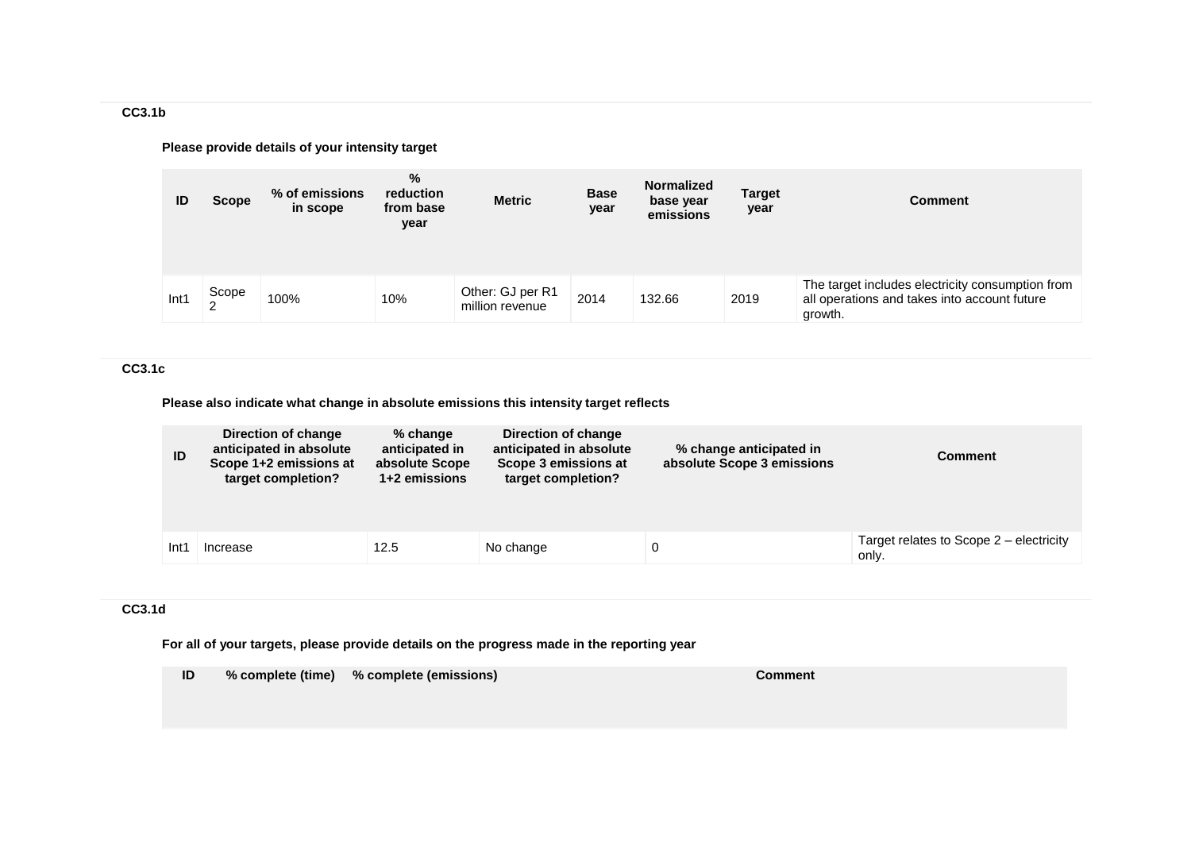### CC3.1b

**Please provide details of your intensity target**

| ID | Scope | % of emissions in scope | % reduction from base year | Metric | Base year | Normalized base year emissions | Target year | Comment |
|---|---|---|---|---|---|---|---|---|
| Int1 | Scope 2 | 100% | 10% | Other: GJ per R1 million revenue | 2014 | 132.66 | 2019 | The target includes electricity consumption from all operations and takes into account future growth. |

### CC3.1c

**Please also indicate what change in absolute emissions this intensity target reflects**

| ID | Direction of change anticipated in absolute Scope 1+2 emissions at target completion? | % change anticipated in absolute Scope 1+2 emissions | Direction of change anticipated in absolute Scope 3 emissions at target completion? | % change anticipated in absolute Scope 3 emissions | Comment |
|---|---|---|---|---|---|
| Int1 | Increase | 12.5 | No change | 0 | Target relates to Scope 2 – electricity only. |

### CC3.1d

**For all of your targets, please provide details on the progress made in the reporting year**

| ID | % complete (time) | % complete (emissions) | Comment |
|---|---|---|---|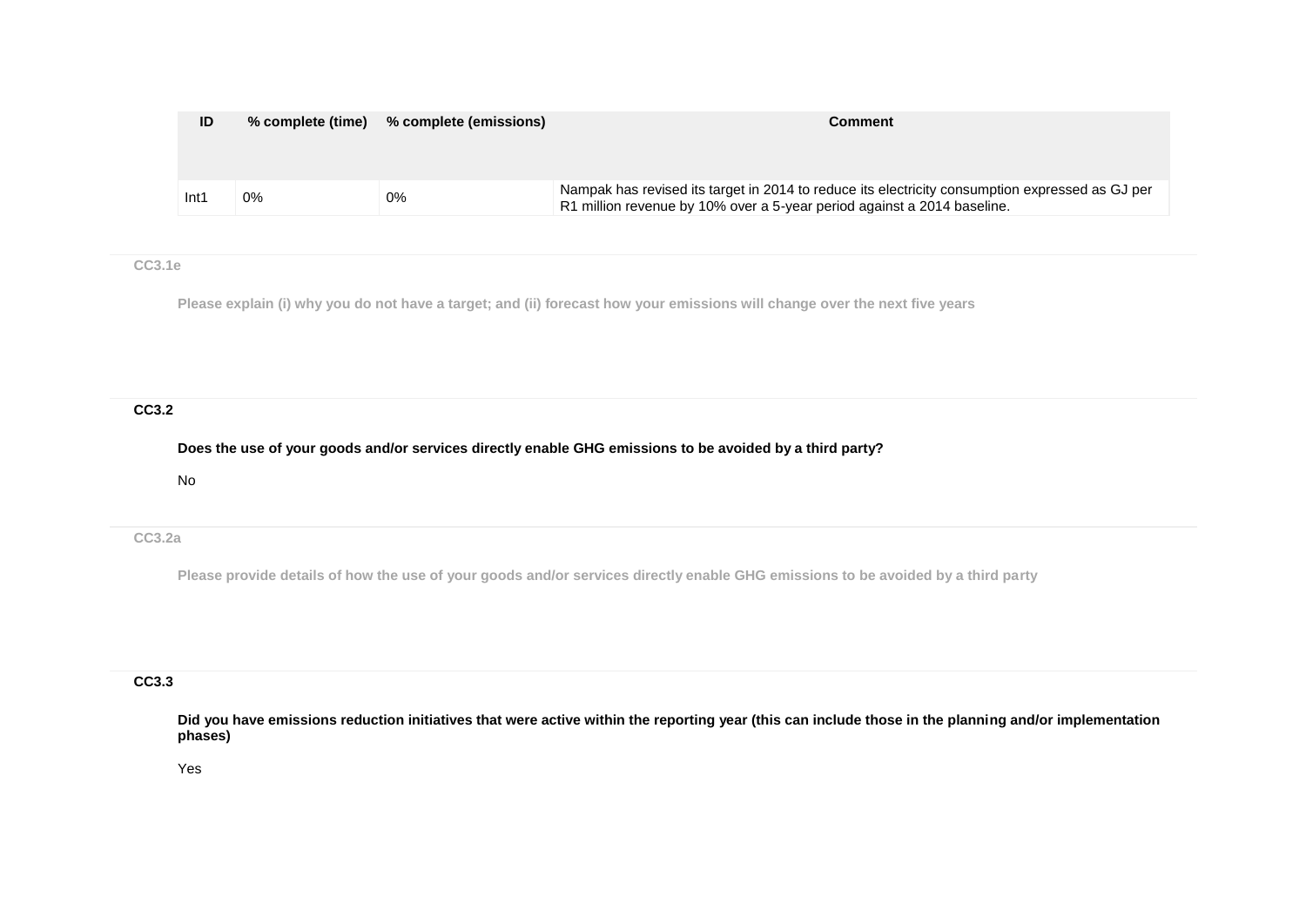| ID | % complete (time) | % complete (emissions) | Comment |
|---|---|---|---|
| Int1 | 0% | 0% | Nampak has revised its target in 2014 to reduce its electricity consumption expressed as GJ per R1 million revenue by 10% over a 5-year period against a 2014 baseline. |

### CC3.1e

**Please explain (i) why you do not have a target; and (ii) forecast how your emissions will change over the next five years**

### CC3.2

**Does the use of your goods and/or services directly enable GHG emissions to be avoided by a third party?**

No

### CC3.2a

**Please provide details of how the use of your goods and/or services directly enable GHG emissions to be avoided by a third party**

### CC3.3

**Did you have emissions reduction initiatives that were active within the reporting year (this can include those in the planning and/or implementation phases)**

Yes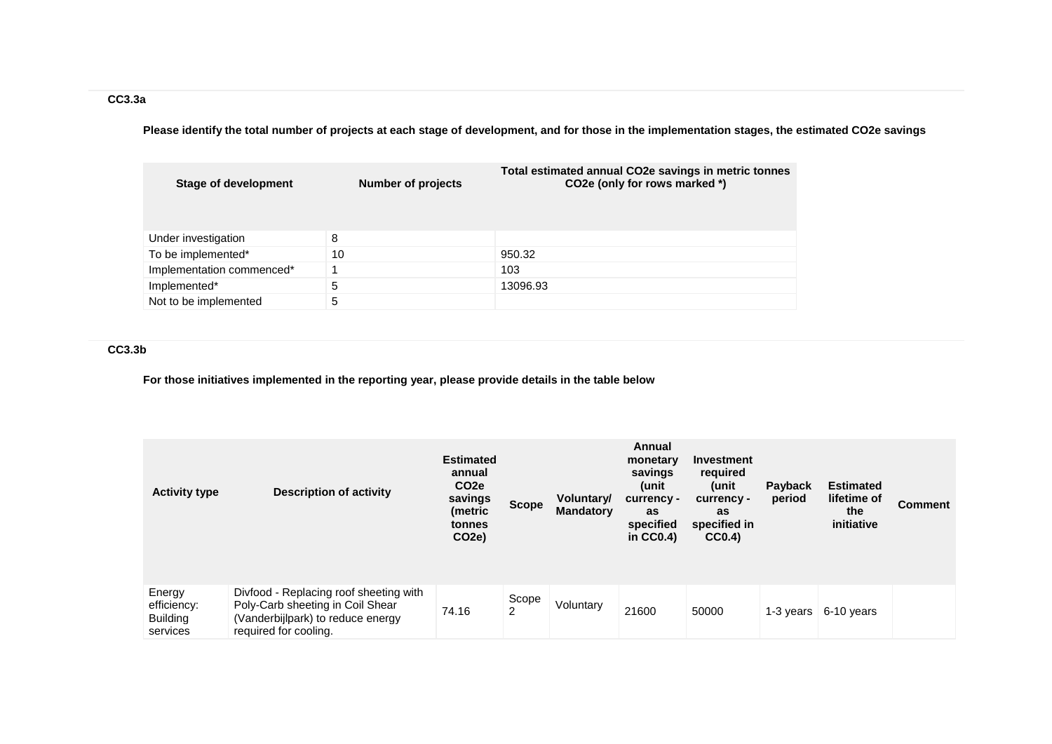### CC3.3a

**Please identify the total number of projects at each stage of development, and for those in the implementation stages, the estimated CO2e savings**

| Stage of development | Number of projects | Total estimated annual CO2e savings in metric tonnes CO2e (only for rows marked *) |
|---|---|---|
| Under investigation | 8 | |
| To be implemented* | 10 | 950.32 |
| Implementation commenced* | 1 | 103 |
| Implemented* | 5 | 13096.93 |
| Not to be implemented | 5 | |

### CC3.3b

**For those initiatives implemented in the reporting year, please provide details in the table below**

| Activity type | Description of activity | Estimated annual CO2e savings (metric tonnes CO2e) | Scope | Voluntary/ Mandatory | Annual monetary savings (unit currency - as specified in CC0.4) | Investment required (unit currency - as specified in CC0.4) | Payback period | Estimated lifetime of the initiative | Comment |
|---|---|---|---|---|---|---|---|---|---|
| Energy efficiency: Building services | Divfood - Replacing roof sheeting with Poly-Carb sheeting in Coil Shear (Vanderbijlpark) to reduce energy required for cooling. | 74.16 | Scope 2 | Voluntary | 21600 | 50000 | 1-3 years | 6-10 years | |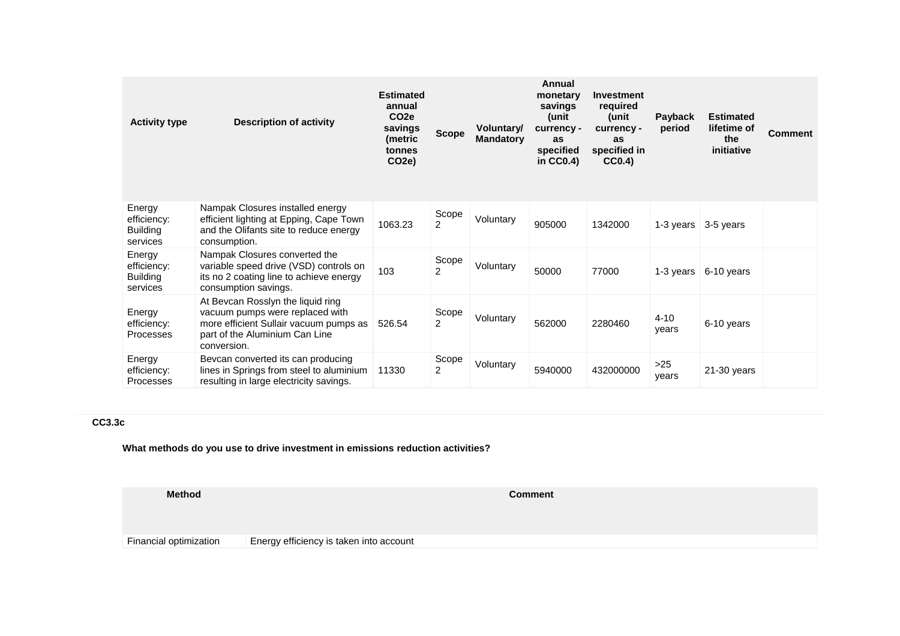| Activity type | Description of activity | Estimated annual $CO_2e$ savings (metric tonnes $CO_2e$) | Scope | Voluntary/ Mandatory | Annual monetary savings (unit currency - as specified in CC0.4) | Investment required (unit currency - as specified in CC0.4) | Payback period | Estimated lifetime of the initiative | Comment |
|---|---|---|---|---|---|---|---|---|---|
| Energy efficiency: Building services | Nampak Closures installed energy efficient lighting at Epping, Cape Town and the Olifants site to reduce energy consumption. | 1063.23 | Scope 2 | Voluntary | 905000 | 1342000 | 1-3 years | 3-5 years | |
| Energy efficiency: Building services | Nampak Closures converted the variable speed drive (VSD) controls on its no 2 coating line to achieve energy consumption savings. | 103 | Scope 2 | Voluntary | 50000 | 77000 | 1-3 years | 6-10 years | |
| Energy efficiency: Processes | At Bevcan Rosslyn the liquid ring vacuum pumps were replaced with more efficient Sullair vacuum pumps as part of the Aluminium Can Line conversion. | 526.54 | Scope 2 | Voluntary | 562000 | 2280460 | 4-10 years | 6-10 years | |
| Energy efficiency: Processes | Bevcan converted its can producing lines in Springs from steel to aluminium resulting in large electricity savings. | 11330 | Scope 2 | Voluntary | 5940000 | 432000000 | >25 years | 21-30 years | |

**CC3.3c**

**What methods do you use to drive investment in emissions reduction activities?**

| Method | Comment |
|---|---|
| Financial optimization | Energy efficiency is taken into account |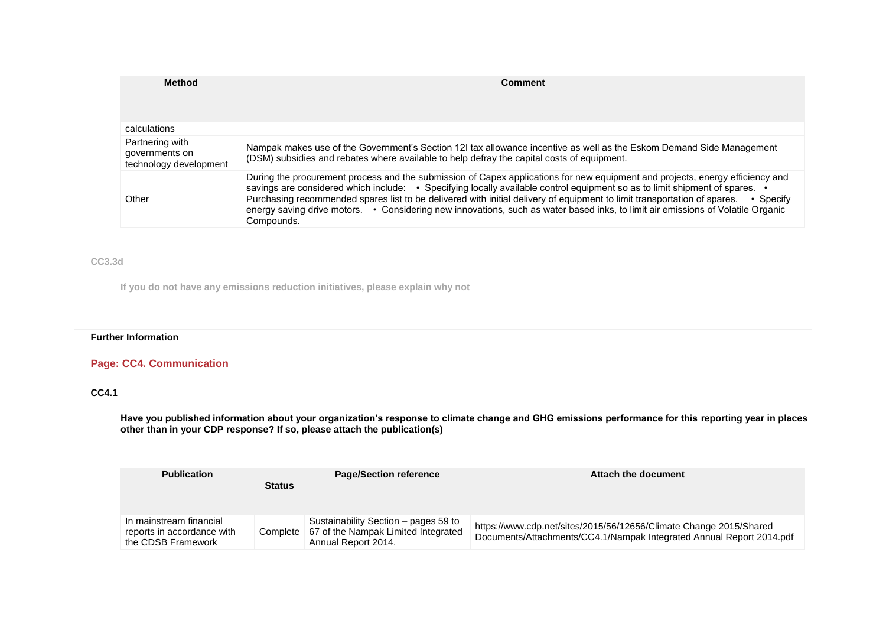| Method | Comment |
|---|---|
| calculations | |
| Partnering with governments on technology development | Nampak makes use of the Government's Section 12I tax allowance incentive as well as the Eskom Demand Side Management (DSM) subsidies and rebates where available to help defray the capital costs of equipment. |
| Other | During the procurement process and the submission of Capex applications for new equipment and projects, energy efficiency and savings are considered which include: • Specifying locally available control equipment so as to limit shipment of spares. • Purchasing recommended spares list to be delivered with initial delivery of equipment to limit transportation of spares. • Specify energy saving drive motors. • Considering new innovations, such as water based inks, to limit air emissions of Volatile Organic Compounds. |

### CC3.3d

**If you do not have any emissions reduction initiatives, please explain why not**

### Further Information

## Page: CC4. Communication

### CC4.1

**Have you published information about your organization's response to climate change and GHG emissions performance for this reporting year in places other than in your CDP response? If so, please attach the publication(s)**

| Publication | Status | Page/Section reference | Attach the document |
|---|---|---|---|
| In mainstream financial reports in accordance with the CDSB Framework | Complete | Sustainability Section – pages 59 to 67 of the Nampak Limited Integrated Annual Report 2014. | https://www.cdp.net/sites/2015/56/12656/Climate Change 2015/Shared Documents/Attachments/CC4.1/Nampak Integrated Annual Report 2014.pdf |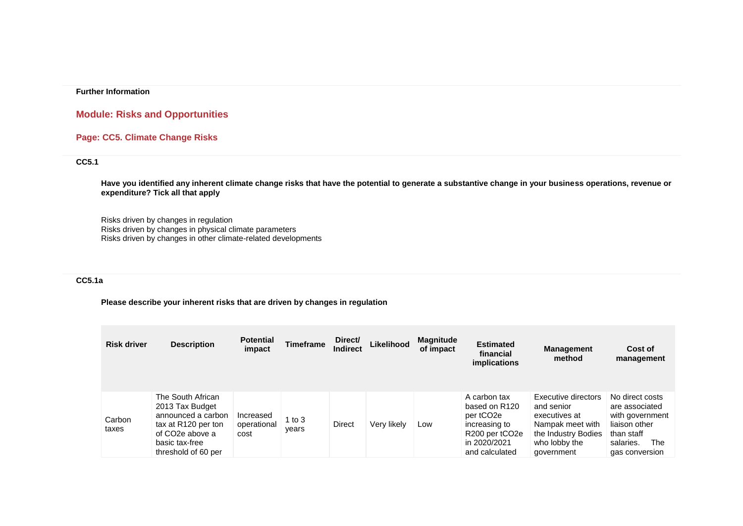**Further Information**

## Module: Risks and Opportunities

### Page: CC5. Climate Change Risks

**CC5.1**

**Have you identified any inherent climate change risks that have the potential to generate a substantive change in your business operations, revenue or expenditure? Tick all that apply**

Risks driven by changes in regulation
Risks driven by changes in physical climate parameters
Risks driven by changes in other climate-related developments

**CC5.1a**

**Please describe your inherent risks that are driven by changes in regulation**

| Risk driver | Description | Potential impact | Timeframe | Direct/ Indirect | Likelihood | Magnitude of impact | Estimated financial implications | Management method | Cost of management |
|---|---|---|---|---|---|---|---|---|---|
| Carbon taxes | The South African 2013 Tax Budget announced a carbon tax at R120 per ton of CO2e above a basic tax-free threshold of 60 per | Increased operational cost | 1 to 3 years | Direct | Very likely | Low | A carbon tax based on R120 per tCO2e increasing to R200 per tCO2e in 2020/2021 and calculated | Executive directors and senior executives at Nampak meet with the Industry Bodies who lobby the government | No direct costs are associated with government liaison other than staff salaries. The gas conversion |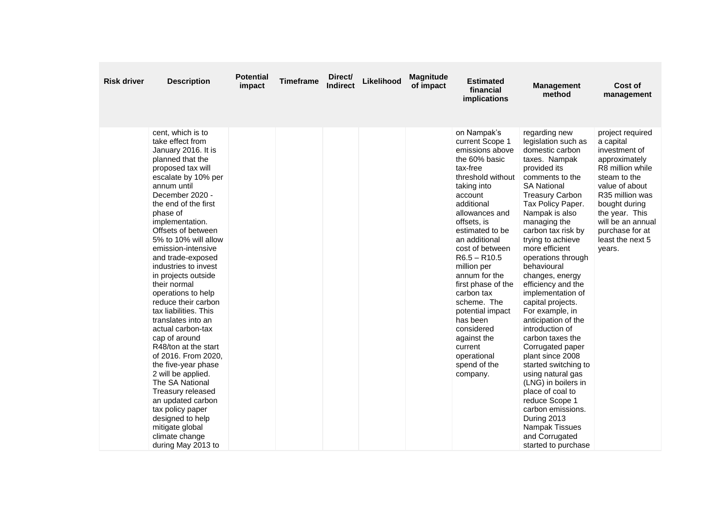| Risk driver | Description | Potential impact | Timeframe | Direct/ Indirect | Likelihood | Magnitude of impact | Estimated financial implications | Management method | Cost of management |
|---|---|---|---|---|---|---|---|---|---|
| | cent, which is to take effect from January 2016. It is planned that the proposed tax will escalate by 10% per annum until December 2020 - the end of the first phase of implementation. Offsets of between 5% to 10% will allow emission-intensive and trade-exposed industries to invest in projects outside their normal operations to help reduce their carbon tax liabilities. This translates into an actual carbon-tax cap of around R48/ton at the start of 2016. From 2020, the five-year phase 2 will be applied. The SA National Treasury released an updated carbon tax policy paper designed to help mitigate global climate change during May 2013 to | | | | | | on Nampak's current Scope 1 emissions above the 60% basic tax-free threshold without taking into account additional allowances and offsets, is estimated to be an additional cost of between R6.5 – R10.5 million per annum for the first phase of the carbon tax scheme. The potential impact has been considered against the current operational spend of the company. | regarding new legislation such as domestic carbon taxes. Nampak provided its comments to the SA National Treasury Carbon Tax Policy Paper. Nampak is also managing the carbon tax risk by trying to achieve more efficient operations through behavioural changes, energy efficiency and the implementation of capital projects. For example, in anticipation of the introduction of carbon taxes the Corrugated paper plant since 2008 started switching to using natural gas (LNG) in boilers in place of coal to reduce Scope 1 carbon emissions. During 2013 Nampak Tissues and Corrugated started to purchase | project required a capital investment of approximately R8 million while steam to the value of about R35 million was bought during the year. This will be an annual purchase for at least the next 5 years. |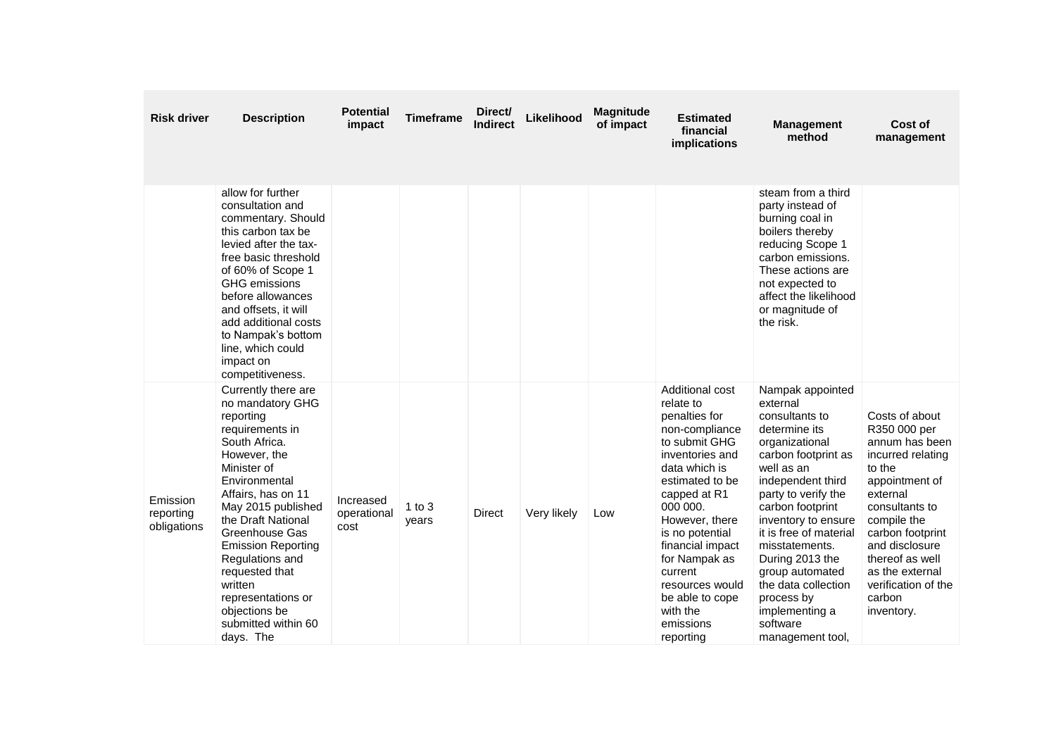| Risk driver | Description | Potential impact | Timeframe | Direct/ Indirect | Likelihood | Magnitude of impact | Estimated financial implications | Management method | Cost of management |
|---|---|---|---|---|---|---|---|---|---|
| | allow for further consultation and commentary. Should this carbon tax be levied after the tax-free basic threshold of 60% of Scope 1 GHG emissions before allowances and offsets, it will add additional costs to Nampak's bottom line, which could impact on competitiveness. | | | | | | | steam from a third party instead of burning coal in boilers thereby reducing Scope 1 carbon emissions. These actions are not expected to affect the likelihood or magnitude of the risk. | |
| Emission reporting obligations | Currently there are no mandatory GHG reporting requirements in South Africa. However, the Minister of Environmental Affairs, has on 11 May 2015 published the Draft National Greenhouse Gas Emission Reporting Regulations and requested that written representations or objections be submitted within 60 days. The | Increased operational cost | 1 to 3 years | Direct | Very likely | Low | Additional cost relate to penalties for non-compliance to submit GHG inventories and data which is estimated to be capped at R1 000 000. However, there is no potential financial impact for Nampak as current resources would be able to cope with the emissions reporting | Nampak appointed external consultants to determine its organizational carbon footprint as well as an independent third party to verify the carbon footprint inventory to ensure it is free of material misstatements. During 2013 the group automated the data collection process by implementing a software management tool, | Costs of about R350 000 per annum has been incurred relating to the appointment of external consultants to compile the carbon footprint and disclosure thereof as well as the external verification of the carbon inventory. |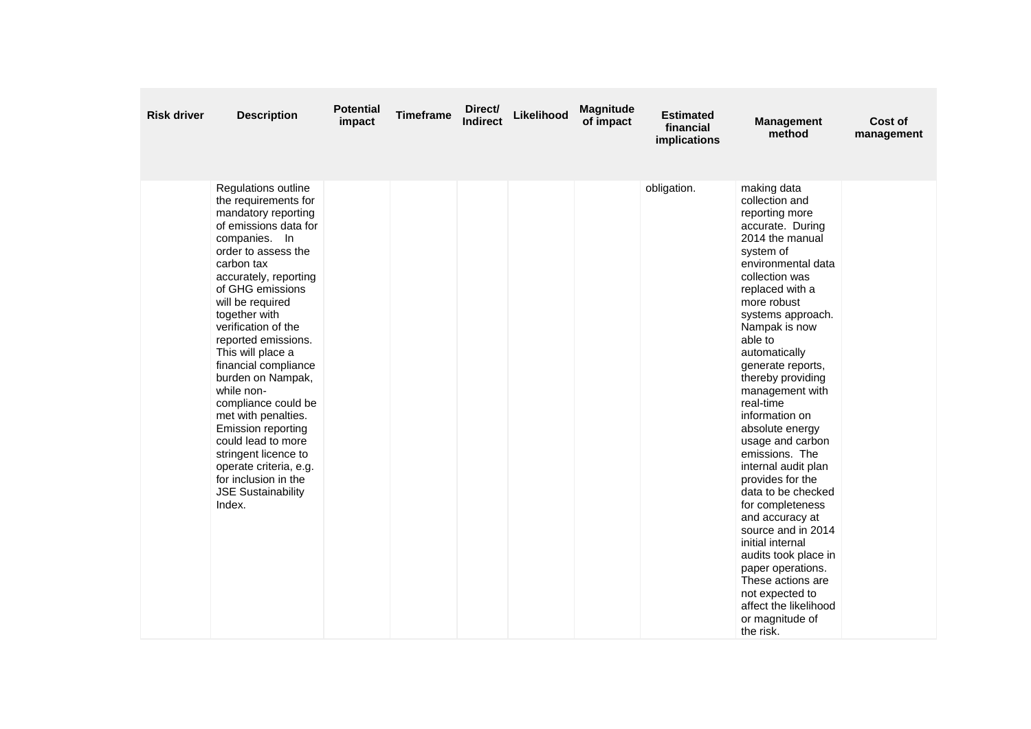| Risk driver | Description | Potential impact | Timeframe | Direct/ Indirect | Likelihood | Magnitude of impact | Estimated financial implications | Management method | Cost of management |
|---|---|---|---|---|---|---|---|---|---|
| | Regulations outline the requirements for mandatory reporting of emissions data for companies. In order to assess the carbon tax accurately, reporting of GHG emissions will be required together with verification of the reported emissions. This will place a financial compliance burden on Nampak, while non-compliance could be met with penalties. Emission reporting could lead to more stringent licence to operate criteria, e.g. for inclusion in the JSE Sustainability Index. | | | | | | obligation. | making data collection and reporting more accurate. During 2014 the manual system of environmental data collection was replaced with a more robust systems approach. Nampak is now able to automatically generate reports, thereby providing management with real-time information on absolute energy usage and carbon emissions. The internal audit plan provides for the data to be checked for completeness and accuracy at source and in 2014 initial internal audits took place in paper operations. These actions are not expected to affect the likelihood or magnitude of the risk. | |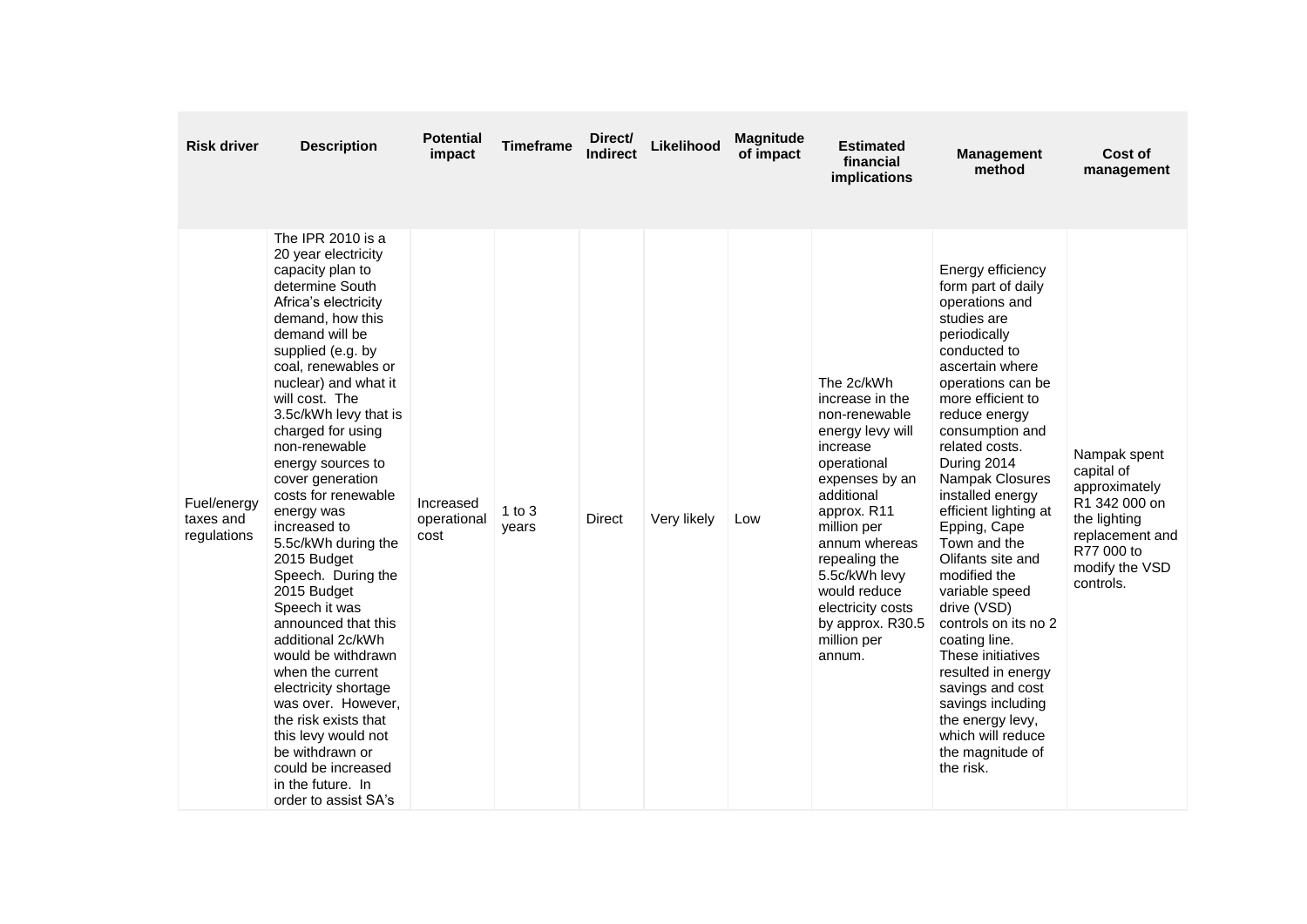| Risk driver | Description | Potential impact | Timeframe | Direct/ Indirect | Likelihood | Magnitude of impact | Estimated financial implications | Management method | Cost of management |
|---|---|---|---|---|---|---|---|---|---|
| Fuel/energy taxes and regulations | The IPR 2010 is a 20 year electricity capacity plan to determine South Africa's electricity demand, how this demand will be supplied (e.g. by coal, renewables or nuclear) and what it will cost. The 3.5c/kWh levy that is charged for using non-renewable energy sources to cover generation costs for renewable energy was increased to 5.5c/kWh during the 2015 Budget Speech. During the 2015 Budget Speech it was announced that this additional 2c/kWh would be withdrawn when the current electricity shortage was over. However, the risk exists that this levy would not be withdrawn or could be increased in the future. In order to assist SA's | Increased operational cost | 1 to 3 years | Direct | Very likely | Low | The 2c/kWh increase in the non-renewable energy levy will increase operational expenses by an additional approx. R11 million per annum whereas repealing the 5.5c/kWh levy would reduce electricity costs by approx. R30.5 million per annum. | Energy efficiency form part of daily operations and studies are periodically conducted to ascertain where operations can be more efficient to reduce energy consumption and related costs. During 2014 Nampak Closures installed energy efficient lighting at Epping, Cape Town and the Olifants site and modified the variable speed drive (VSD) controls on its no 2 coating line. These initiatives resulted in energy savings and cost savings including the energy levy, which will reduce the magnitude of the risk. | Nampak spent capital of approximately R1 342 000 on the lighting replacement and R77 000 to modify the VSD controls. |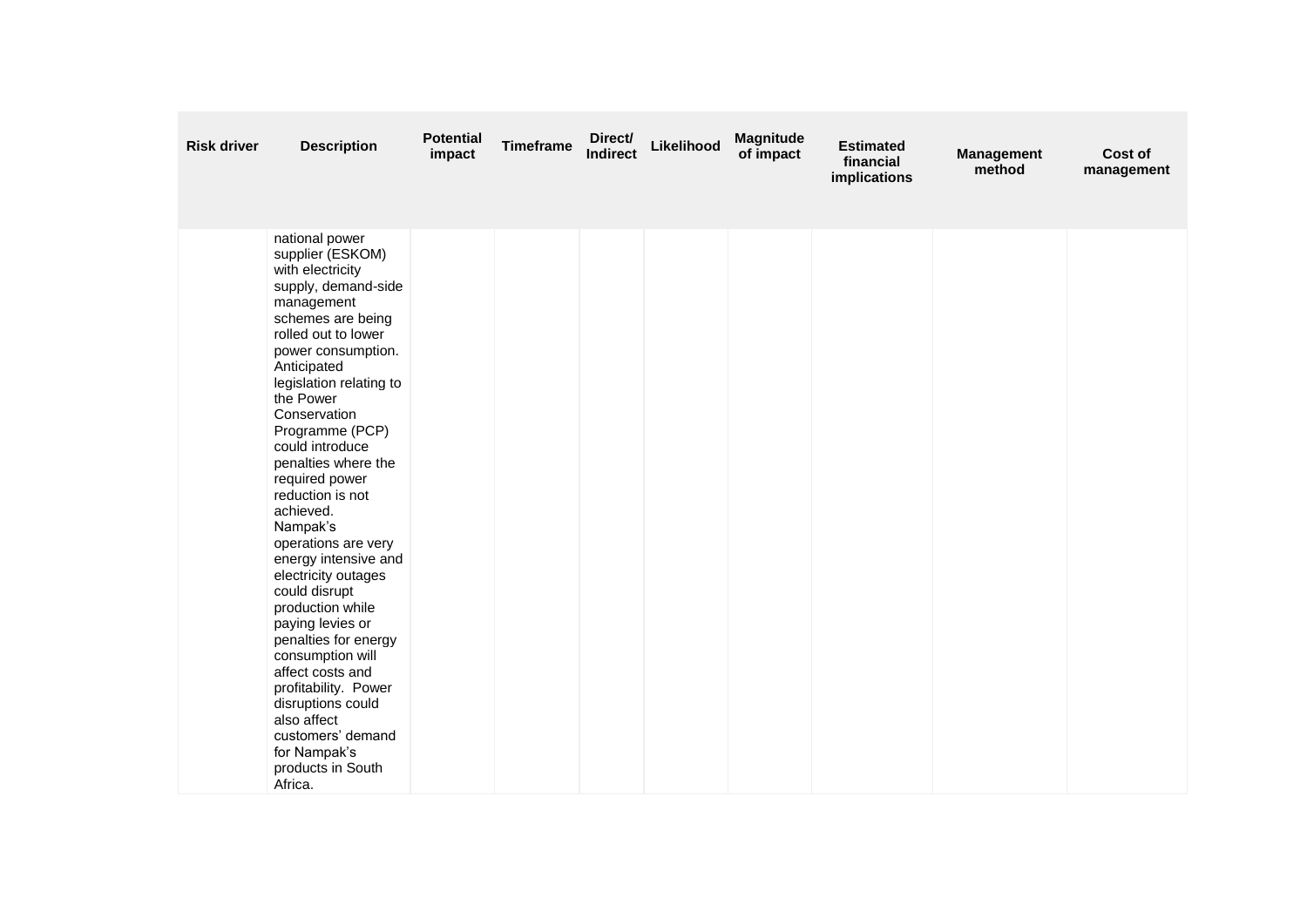| Risk driver | Description | Potential impact | Timeframe | Direct/ Indirect | Likelihood | Magnitude of impact | Estimated financial implications | Management method | Cost of management |
|---|---|---|---|---|---|---|---|---|---|
| | national power supplier (ESKOM) with electricity supply, demand-side management schemes are being rolled out to lower power consumption. Anticipated legislation relating to the Power Conservation Programme (PCP) could introduce penalties where the required power reduction is not achieved. Nampak's operations are very energy intensive and electricity outages could disrupt production while paying levies or penalties for energy consumption will affect costs and profitability. Power disruptions could also affect customers' demand for Nampak's products in South Africa. | | | | | | | | |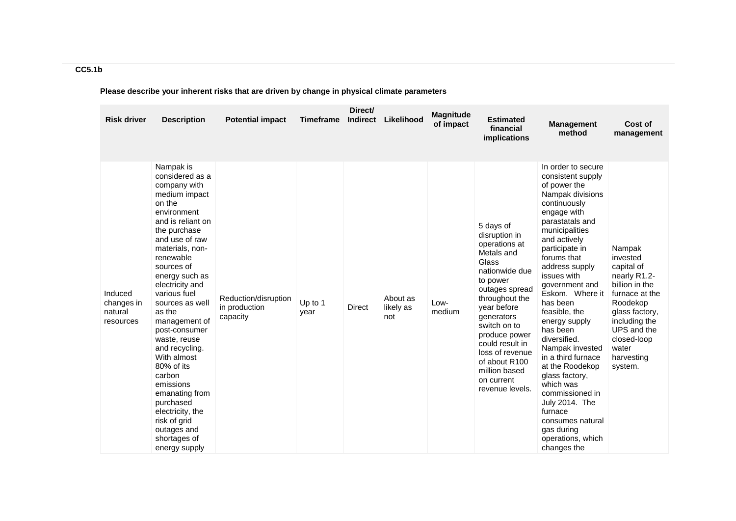**CC5.1b**

**Please describe your inherent risks that are driven by change in physical climate parameters**

| Risk driver | Description | Potential impact | Timeframe | Direct/ Indirect | Likelihood | Magnitude of impact | Estimated financial implications | Management method | Cost of management |
|---|---|---|---|---|---|---|---|---|---|
| Induced changes in natural resources | Nampak is considered as a company with medium impact on the environment and is reliant on the purchase and use of raw materials, non-renewable sources of energy such as electricity and various fuel sources as well as the management of post-consumer waste, reuse and recycling. With almost 80% of its carbon emissions emanating from purchased electricity, the risk of grid outages and shortages of energy supply | Reduction/disruption in production capacity | Up to 1 year | Direct | About as likely as not | Low-medium | 5 days of disruption in operations at Metals and Glass nationwide due to power outages spread throughout the year before generators switch on to produce power could result in loss of revenue of about R100 million based on current revenue levels. | In order to secure consistent supply of power the Nampak divisions continuously engage with parastatals and municipalities and actively participate in forums that address supply issues with government and Eskom. Where it has been feasible, the energy supply has been diversified. Nampak invested in a third furnace at the Roodekop glass factory, which was commissioned in July 2014. The furnace consumes natural gas during operations, which changes the | Nampak invested capital of nearly R1.2-billion in the furnace at the Roodekop glass factory, including the UPS and the closed-loop water harvesting system. |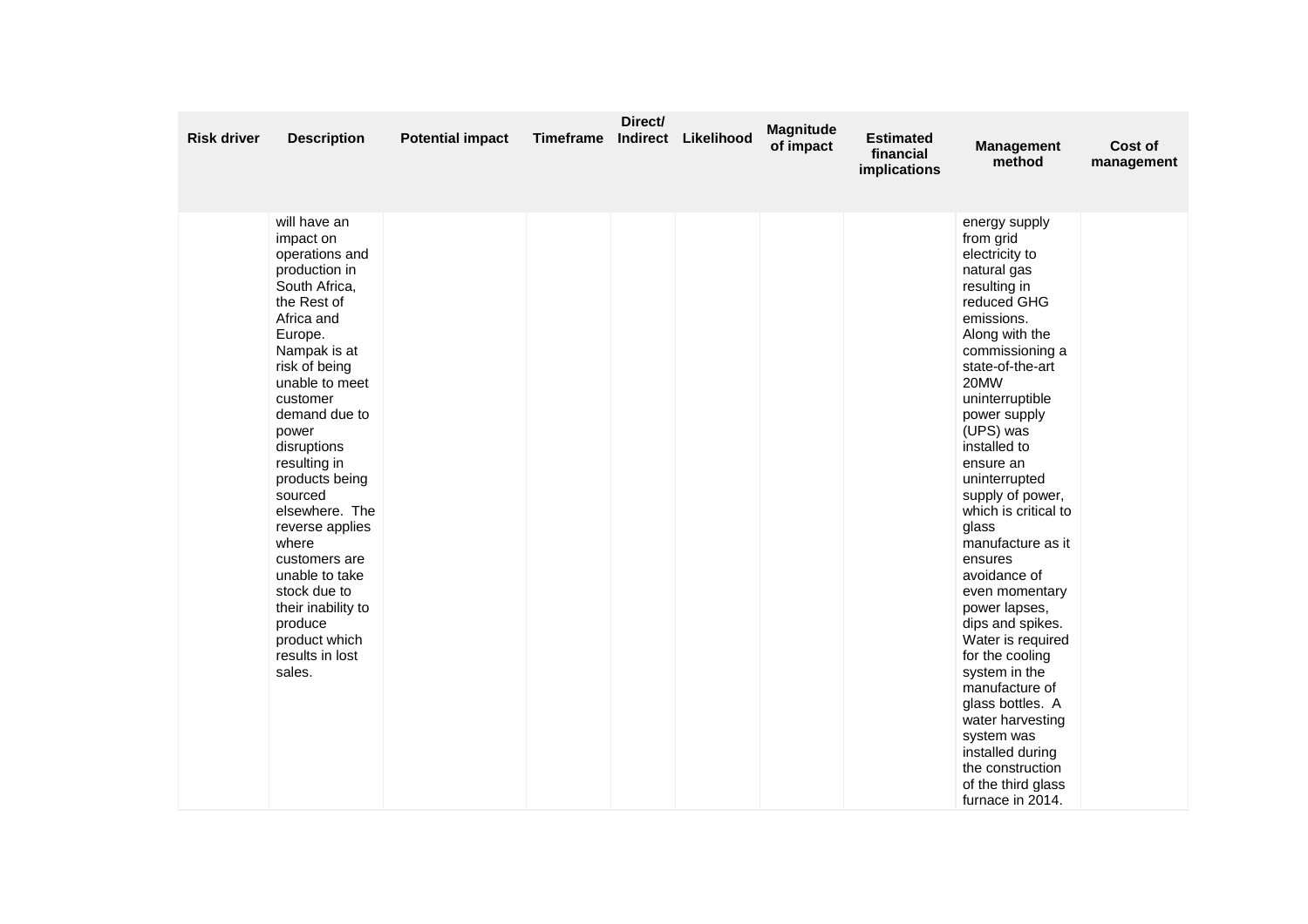| Risk driver | Description | Potential impact | Timeframe | Direct/ Indirect | Likelihood | Magnitude of impact | Estimated financial implications | Management method | Cost of management |
|---|---|---|---|---|---|---|---|---|---|
| | will have an impact on operations and production in South Africa, the Rest of Africa and Europe. Nampak is at risk of being unable to meet customer demand due to power disruptions resulting in products being sourced elsewhere. The reverse applies where customers are unable to take stock due to their inability to produce product which results in lost sales. | | | | | | | energy supply from grid electricity to natural gas resulting in reduced GHG emissions. Along with the commissioning a state-of-the-art 20MW uninterruptible power supply (UPS) was installed to ensure an uninterrupted supply of power, which is critical to glass manufacture as it ensures avoidance of even momentary power lapses, dips and spikes. Water is required for the cooling system in the manufacture of glass bottles. A water harvesting system was installed during the construction of the third glass furnace in 2014. | |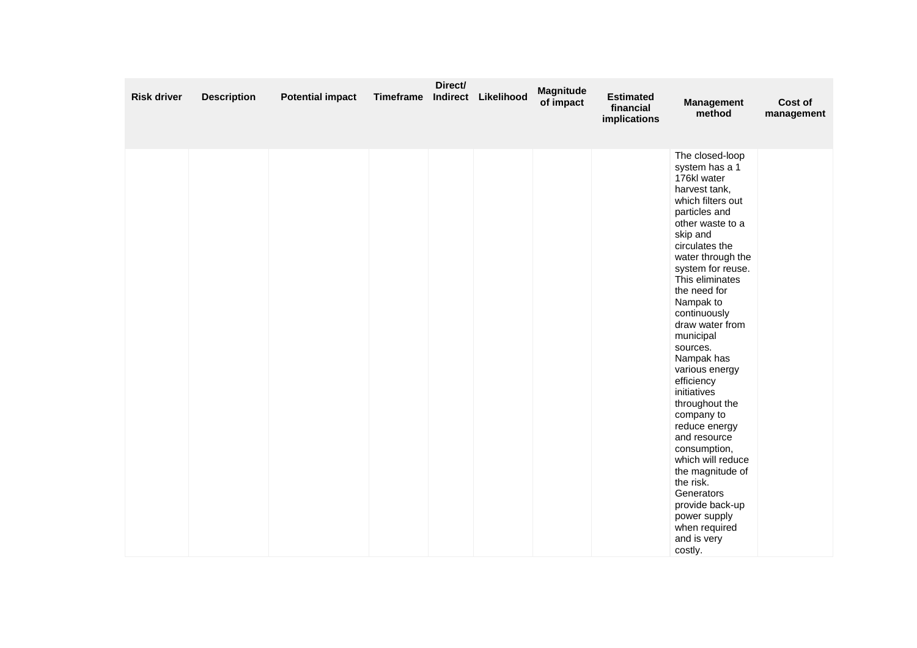| Risk driver | Description | Potential impact | Timeframe | Direct/ Indirect | Likelihood | Magnitude of impact | Estimated financial implications | Management method | Cost of management |
|---|---|---|---|---|---|---|---|---|---|
| | | | | | | | | The closed-loop system has a 1 176kl water harvest tank, which filters out particles and other waste to a skip and circulates the water through the system for reuse. This eliminates the need for Nampak to continuously draw water from municipal sources. Nampak has various energy efficiency initiatives throughout the company to reduce energy and resource consumption, which will reduce the magnitude of the risk. Generators provide back-up power supply when required and is very costly. | |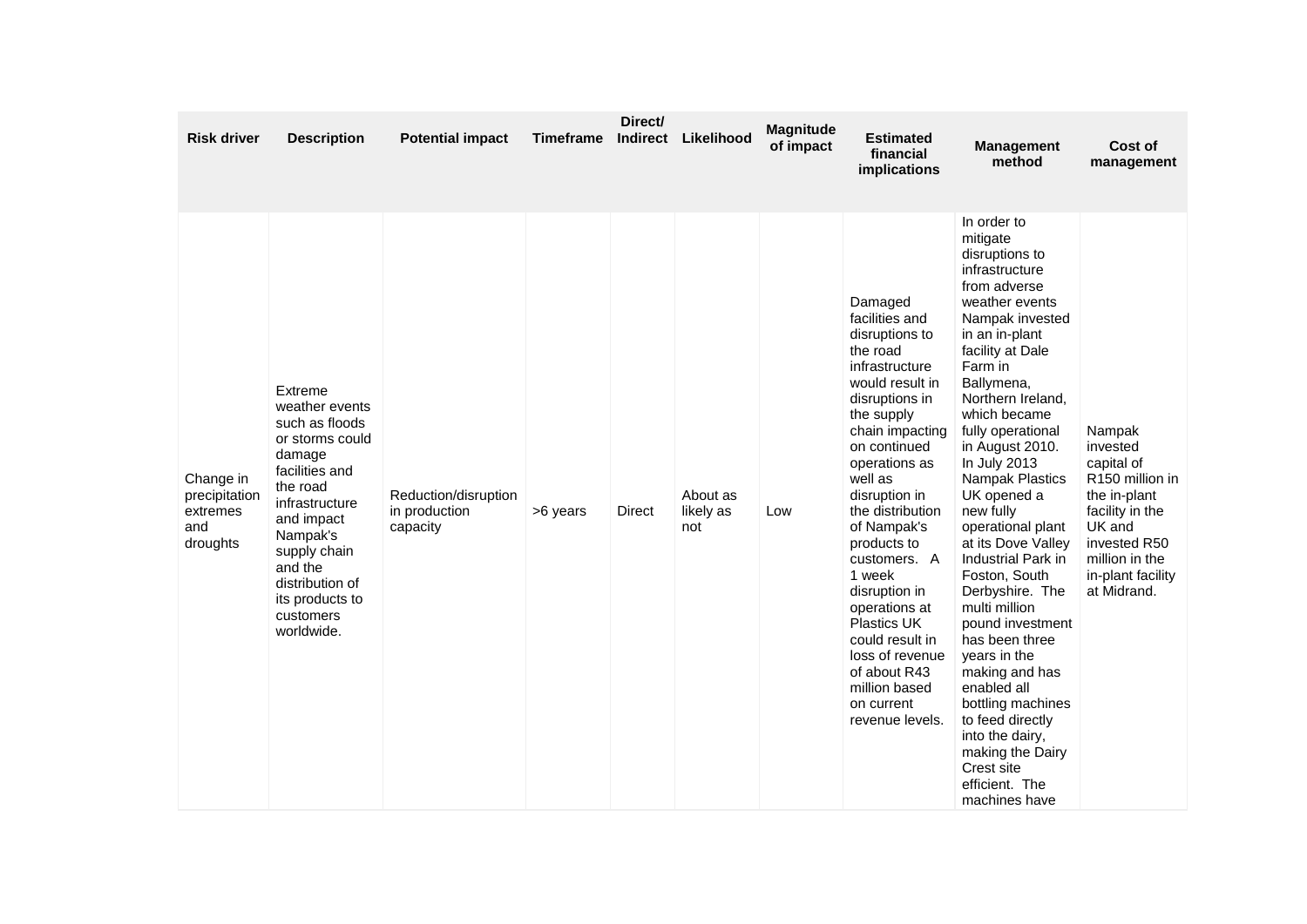| Risk driver | Description | Potential impact | Timeframe | Direct/ Indirect | Likelihood | Magnitude of impact | Estimated financial implications | Management method | Cost of management |
|---|---|---|---|---|---|---|---|---|---|
| Change in precipitation extremes and droughts | Extreme weather events such as floods or storms could damage facilities and the road infrastructure and impact Nampak's supply chain and the distribution of its products to customers worldwide. | Reduction/disruption in production capacity | >6 years | Direct | About as likely as not | Low | Damaged facilities and disruptions to the road infrastructure would result in disruptions in the supply chain impacting on continued operations as well as disruption in the distribution of Nampak's products to customers. A 1 week disruption in operations at Plastics UK could result in loss of revenue of about R43 million based on current revenue levels. | In order to mitigate disruptions to infrastructure from adverse weather events Nampak invested in an in-plant facility at Dale Farm in Ballymena, Northern Ireland, which became fully operational in August 2010. In July 2013 Nampak Plastics UK opened a new fully operational plant at its Dove Valley Industrial Park in Foston, South Derbyshire. The multi million pound investment has been three years in the making and has enabled all bottling machines to feed directly into the dairy, making the Dairy Crest site efficient. The machines have | Nampak invested capital of R150 million in the in-plant facility in the UK and invested R50 million in the in-plant facility at Midrand. |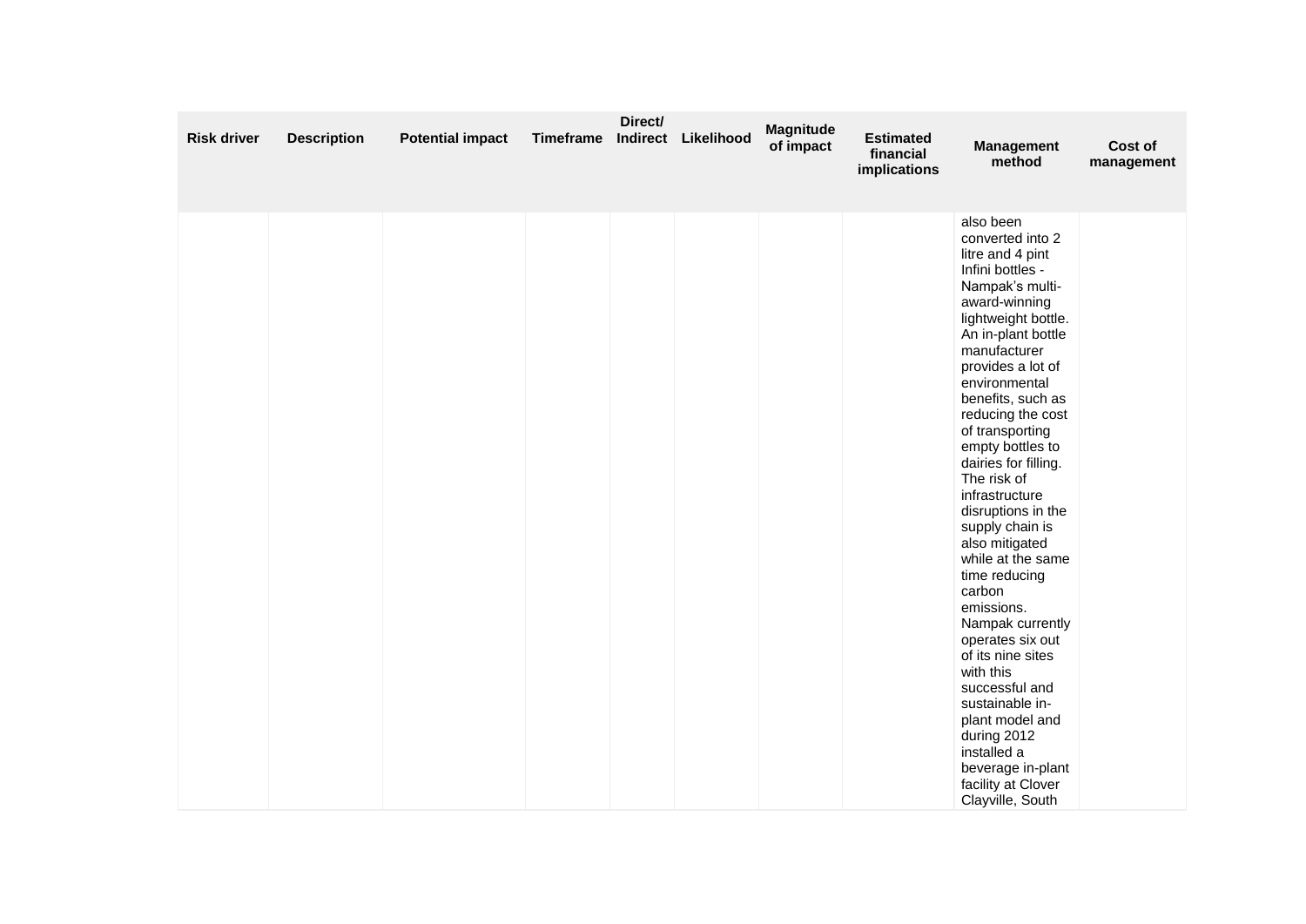| Risk driver | Description | Potential impact | Timeframe | Direct/ Indirect | Likelihood | Magnitude of impact | Estimated financial implications | Management method | Cost of management |
|---|---|---|---|---|---|---|---|---|---|
| | | | | | | | | also been converted into 2 litre and 4 pint Infini bottles - Nampak's multi-award-winning lightweight bottle. An in-plant bottle manufacturer provides a lot of environmental benefits, such as reducing the cost of transporting empty bottles to dairies for filling. The risk of infrastructure disruptions in the supply chain is also mitigated while at the same time reducing carbon emissions. Nampak currently operates six out of its nine sites with this successful and sustainable in-plant model and during 2012 installed a beverage in-plant facility at Clover Clayville, South | |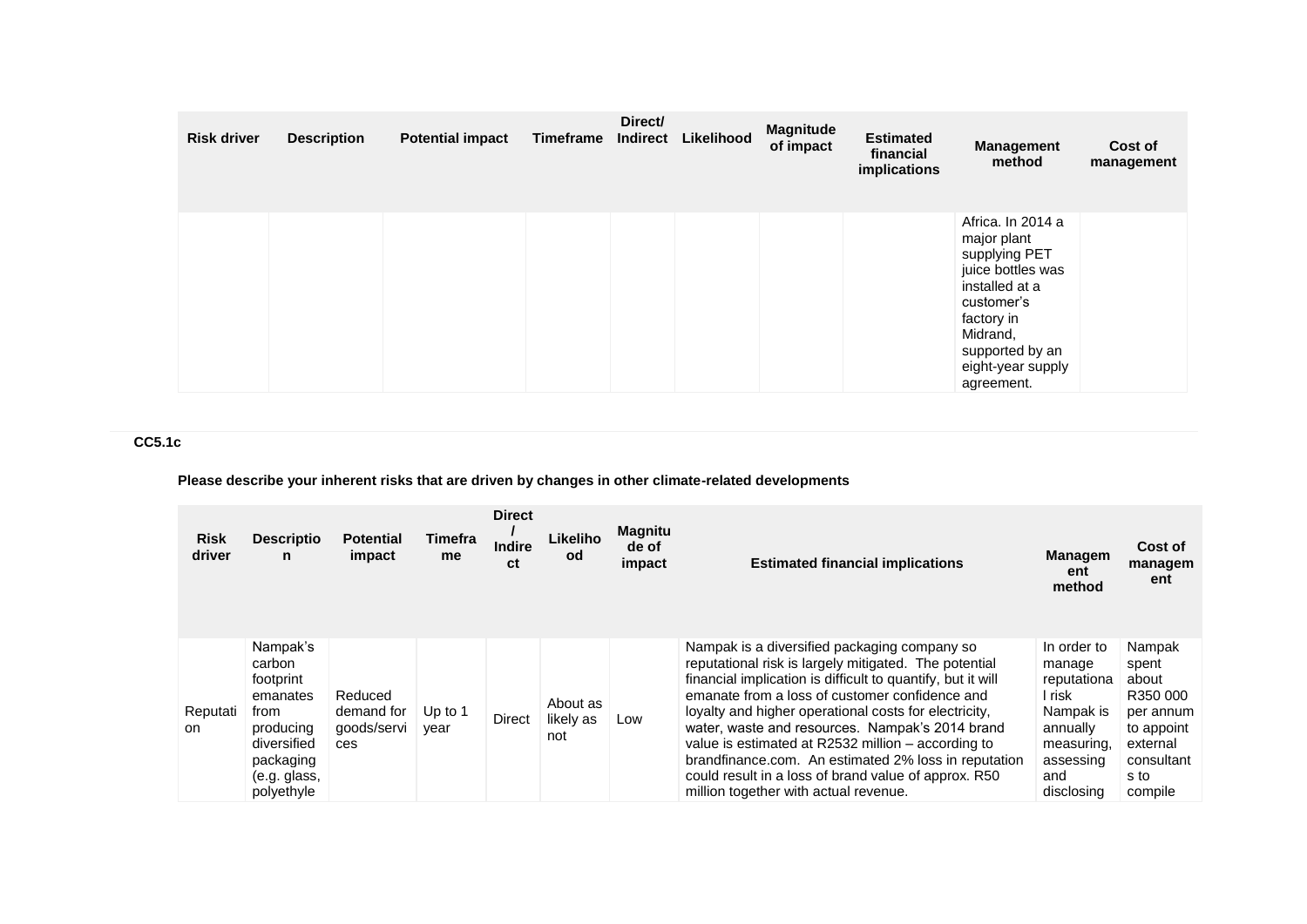| Risk driver | Description | Potential impact | Timeframe | Direct/ Indirect | Likelihood | Magnitude of impact | Estimated financial implications | Management method | Cost of management |
|---|---|---|---|---|---|---|---|---|---|
| | | | | | | | | Africa. In 2014 a major plant supplying PET juice bottles was installed at a customer's factory in Midrand, supported by an eight-year supply agreement. | |

**CC5.1c**

**Please describe your inherent risks that are driven by changes in other climate-related developments**

| Risk driver | Description | Potential impact | Timeframe | Direct / Indirect | Likelihood | Magnitude of impact | Estimated financial implications | Management method | Cost of management |
|---|---|---|---|---|---|---|---|---|---|
| Reputation | Nampak's carbon footprint emanates from producing diversified packaging (e.g. glass, polyethyle | Reduced demand for goods/services | Up to 1 year | Direct | About as likely as not | Low | Nampak is a diversified packaging company so reputational risk is largely mitigated. The potential financial implication is difficult to quantify, but it will emanate from a loss of customer confidence and loyalty and higher operational costs for electricity, water, waste and resources. Nampak's 2014 brand value is estimated at R2532 million – according to brandfinance.com. An estimated 2% loss in reputation could result in a loss of brand value of approx. R50 million together with actual revenue. | In order to manage reputational risk Nampak is annually measuring, assessing and disclosing | Nampak spent about R350 000 per annum to appoint external consultants to compile |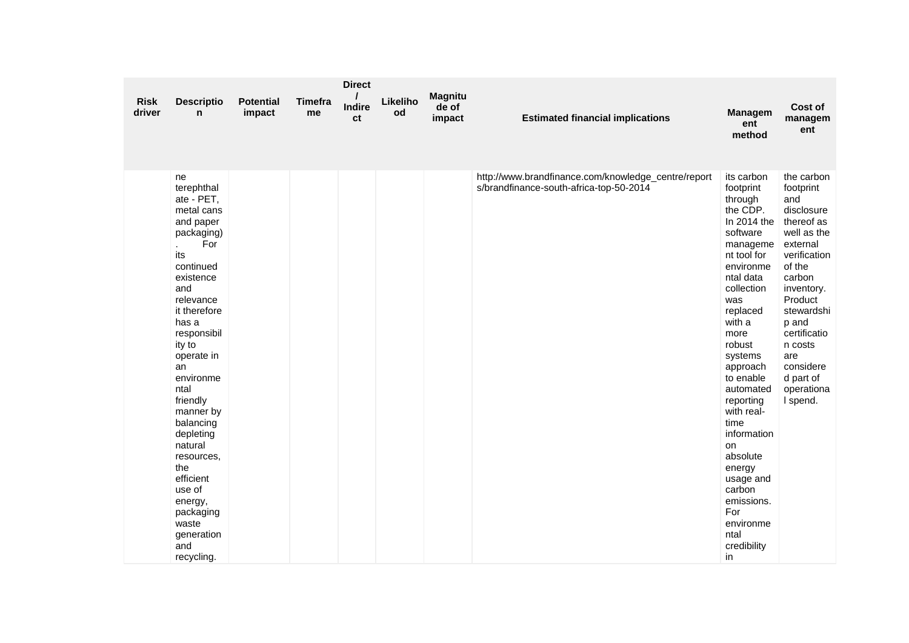| Risk driver | Description | Potential impact | Timeframe | Direct / Indirect | Likelihood | Magnitude of impact | Estimated financial implications | Management method | Cost of management |
|---|---|---|---|---|---|---|---|---|---|
| | ne terephthalate - PET, metal cans and paper packaging). For its continued existence and relevance it therefore has a responsibility to operate in an environmental friendly manner by balancing depleting natural resources, the efficient use of energy, packaging waste generation and recycling. | | | | | | http://www.brandfinance.com/knowledge_centre/reports/brandfinance-south-africa-top-50-2014 | its carbon footprint through the CDP. In 2014 the software management tool for environmental data collection was replaced with a more robust systems approach to enable automated reporting with real-time information on absolute energy usage and carbon emissions. For environmental credibility in | the carbon footprint and disclosure thereof as well as the external verification of the carbon inventory. Product stewardship and certification costs are considered part of operational spend. |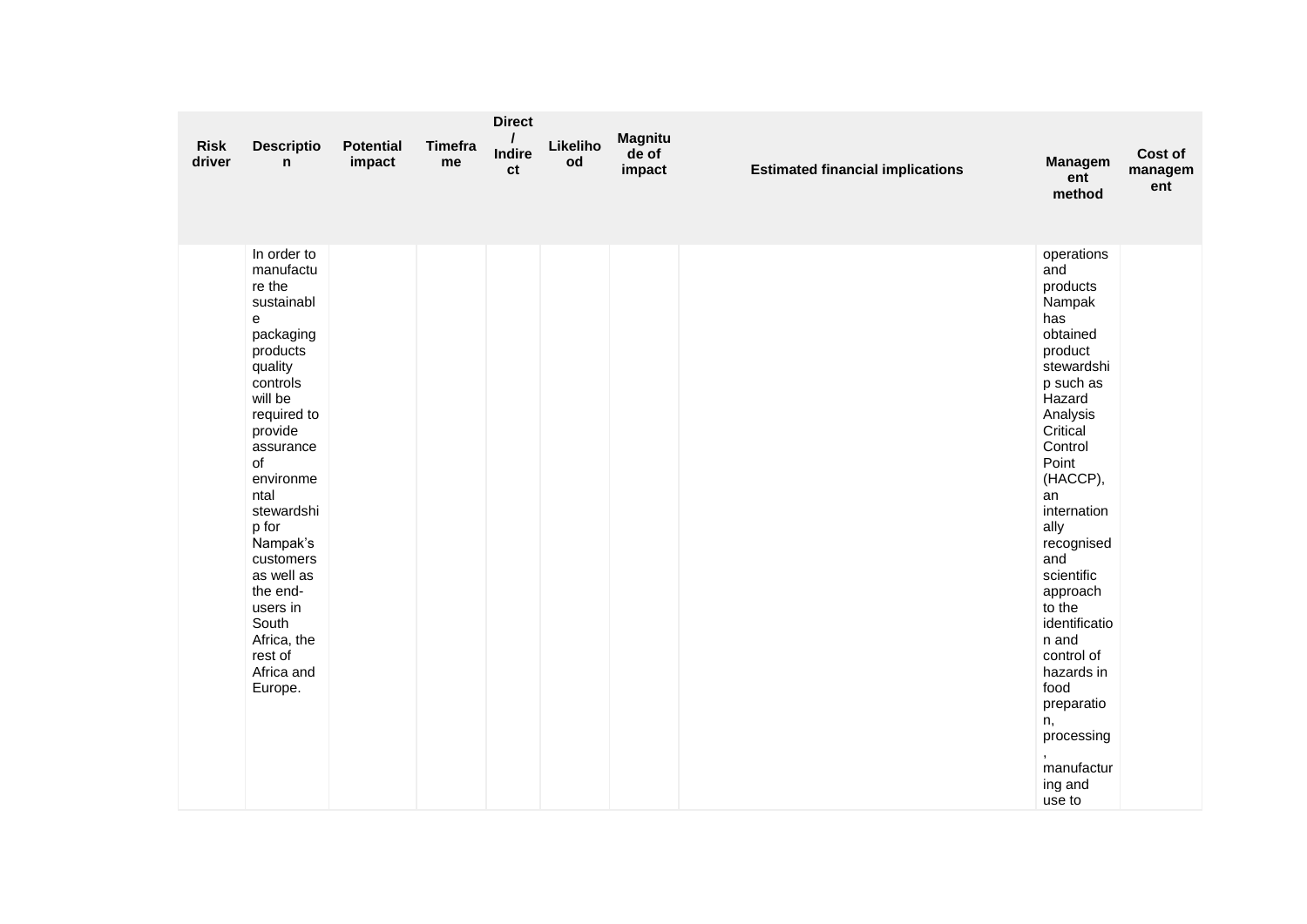| Risk driver | Description | Potential impact | Timeframe | Direct / Indirect | Likelihood | Magnitude of impact | Estimated financial implications | Management method | Cost of management |
|---|---|---|---|---|---|---|---|---|---|
| | In order to manufacture the sustainable packaging products quality controls will be required to provide assurance of environmental stewardship for Nampak's customers as well as the end-users in South Africa, the rest of Africa and Europe. | | | | | | | operations and products Nampak has obtained product stewardship such as Hazard Analysis Critical Control Point (HACCP), an internationally recognised and scientific approach to the identification and control of hazards in food preparation, processing, manufacturing and use to | |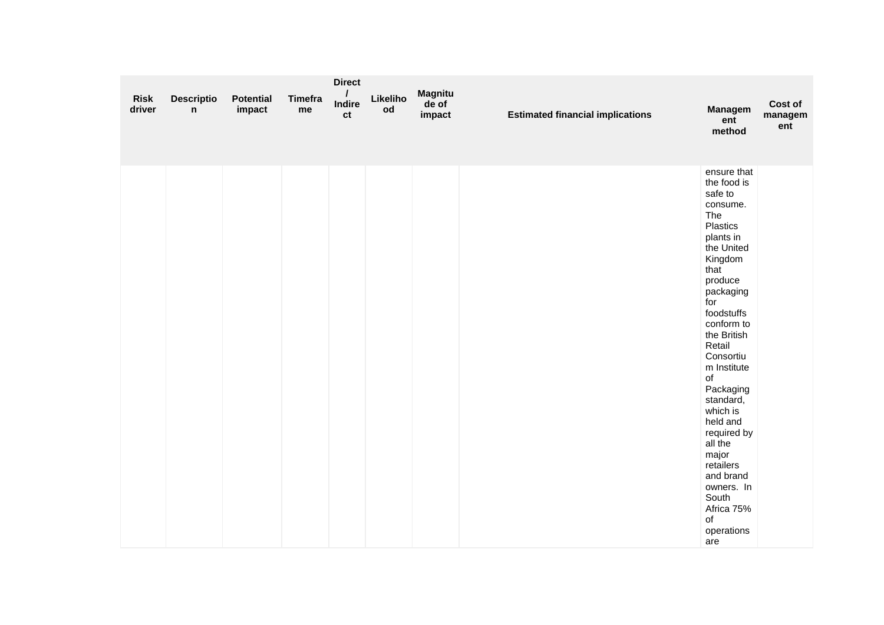| Risk driver | Description | Potential impact | Timeframe | Direct / Indirect | Likelihood | Magnitude of impact | Estimated financial implications | Management method | Cost of management |
|---|---|---|---|---|---|---|---|---|---|
| | | | | | | | | ensure that the food is safe to consume. The Plastics plants in the United Kingdom that produce packaging for foodstuffs conform to the British Retail Consortium Institute of Packaging standard, which is held and required by all the major retailers and brand owners. In South Africa 75% of operations are | |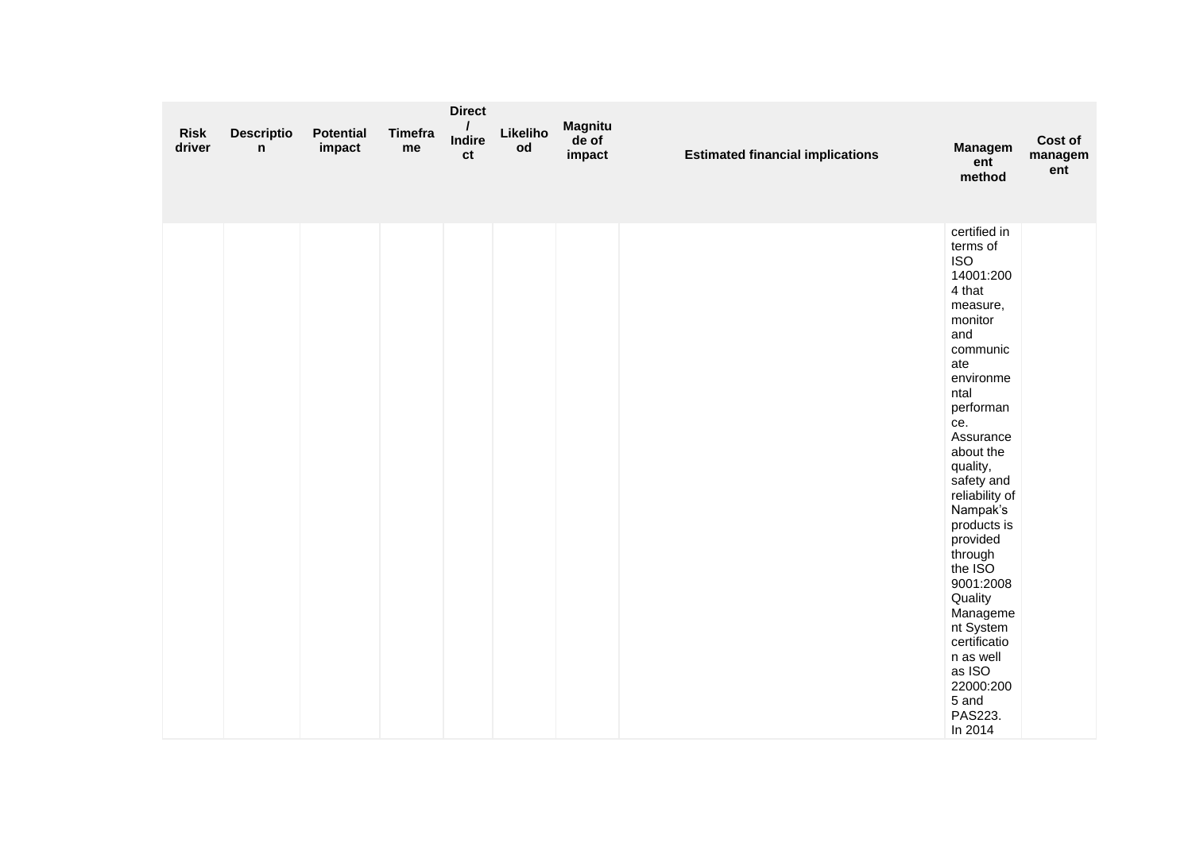| Risk driver | Description | Potential impact | Timeframe | Direct / Indirect | Likelihood | Magnitude of impact | Estimated financial implications | Management method | Cost of management |
|---|---|---|---|---|---|---|---|---|---|
| | | | | | | | | certified in terms of ISO 14001:2004 that measure, monitor and communicate environmental performance. Assurance about the quality, safety and reliability of Nampak's products is provided through the ISO 9001:2008 Quality Management System certification as well as ISO 22000:2005 and PAS223. In 2014 | |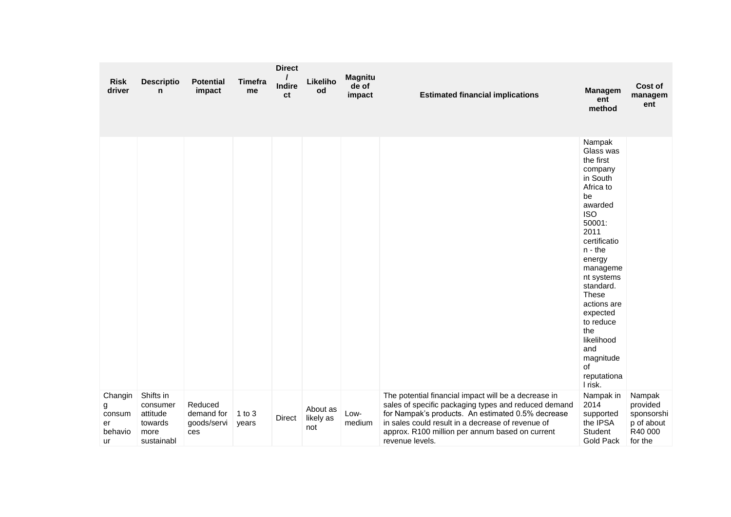| Risk driver | Description | Potential impact | Timeframe | Direct / Indirect | Likelihood | Magnitude of impact | Estimated financial implications | Management method | Cost of management |
|---|---|---|---|---|---|---|---|---|---|
| | | | | | | | | Nampak Glass was the first company in South Africa to be awarded ISO 50001: 2011 certification - the energy management systems standard. These actions are expected to reduce the likelihood and magnitude of reputational risk. | |
| Changing consumer behaviour | Shifts in consumer attitude towards more sustainabl | Reduced demand for goods/services | 1 to 3 years | Direct | About as likely as not | Low-medium | The potential financial impact will be a decrease in sales of specific packaging types and reduced demand for Nampak's products. An estimated 0.5% decrease in sales could result in a decrease of revenue of approx. R100 million per annum based on current revenue levels. | Nampak in 2014 supported the IPSA Student Gold Pack | Nampak provided sponsorship of about R40 000 for the |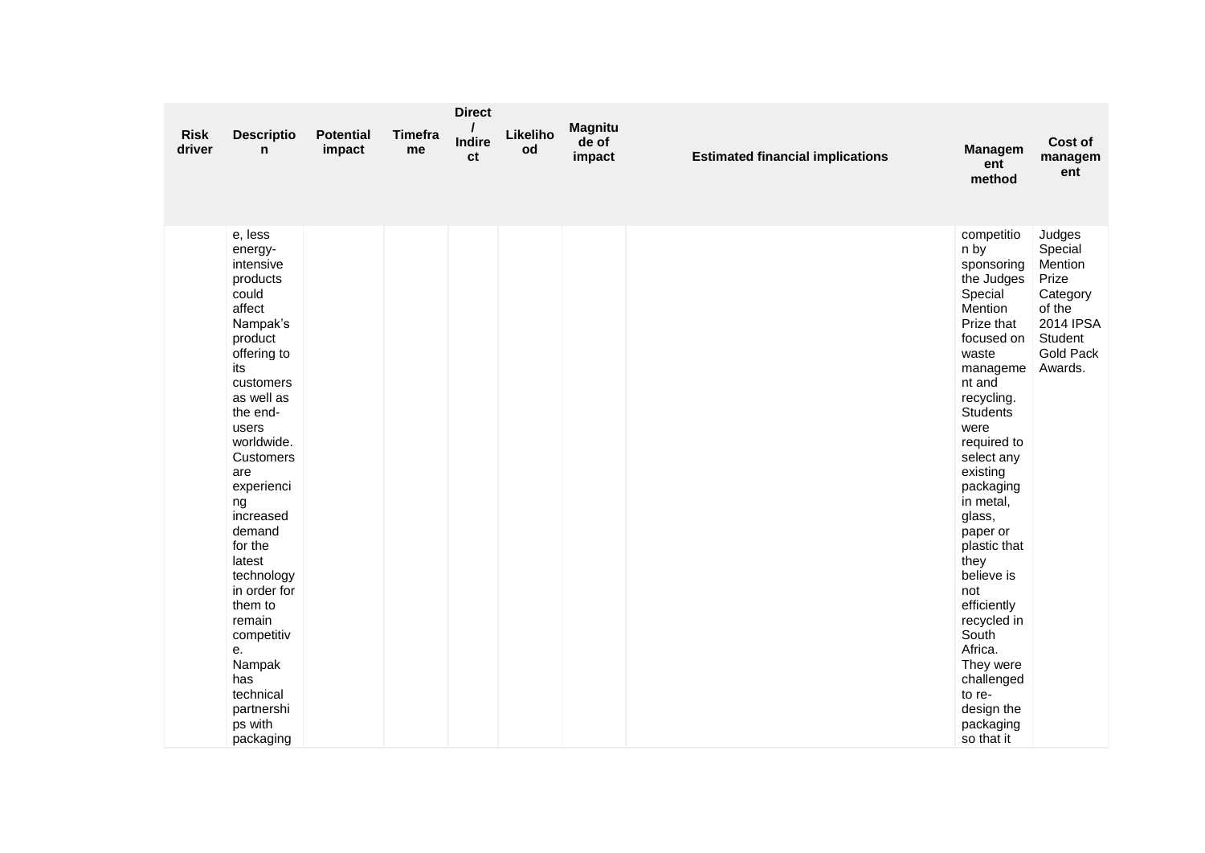| Risk driver | Description | Potential impact | Timeframe | Direct / Indirect | Likelihood | Magnitude of impact | Estimated financial implications | Management method | Cost of management |
|---|---|---|---|---|---|---|---|---|---|
| | e, less energy-intensive products could affect Nampak's product offering to its customers as well as the end-users worldwide. Customers are experiencing increased demand for the latest technology in order for them to remain competitive. Nampak has technical partnerships with packaging | | | | | | | competition by sponsoring the Judges Special Mention Prize that focused on waste management and recycling. Students were required to select any existing packaging in metal, glass, paper or plastic that they believe is not efficiently recycled in South Africa. They were challenged to re-design the packaging so that it | Judges Special Mention Prize Category of the 2014 IPSA Student Gold Pack Awards. |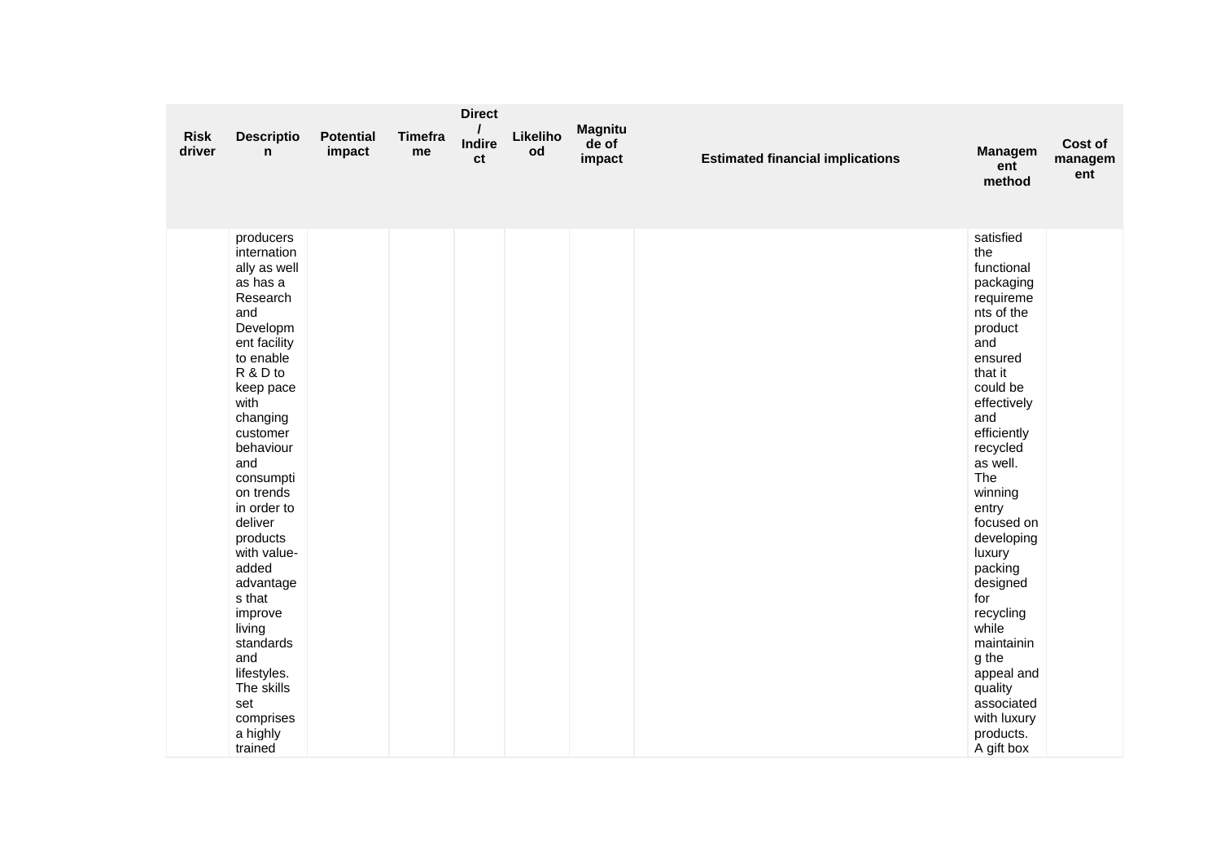| Risk driver | Description | Potential impact | Timeframe | Direct / Indirect | Likelihood | Magnitude of impact | Estimated financial implications | Management method | Cost of management |
|---|---|---|---|---|---|---|---|---|---|
| | producers internationally as well as has a Research and Development facility to enable R & D to keep pace with changing customer behaviour and consumption trends in order to deliver products with value-added advantages that improve living standards and lifestyles. The skills set comprises a highly trained | | | | | | | satisfied the functional packaging requirements of the product and ensured that it could be effectively and efficiently recycled as well. The winning entry focused on developing luxury packing designed for recycling while maintaining the appeal and quality associated with luxury products. A gift box | |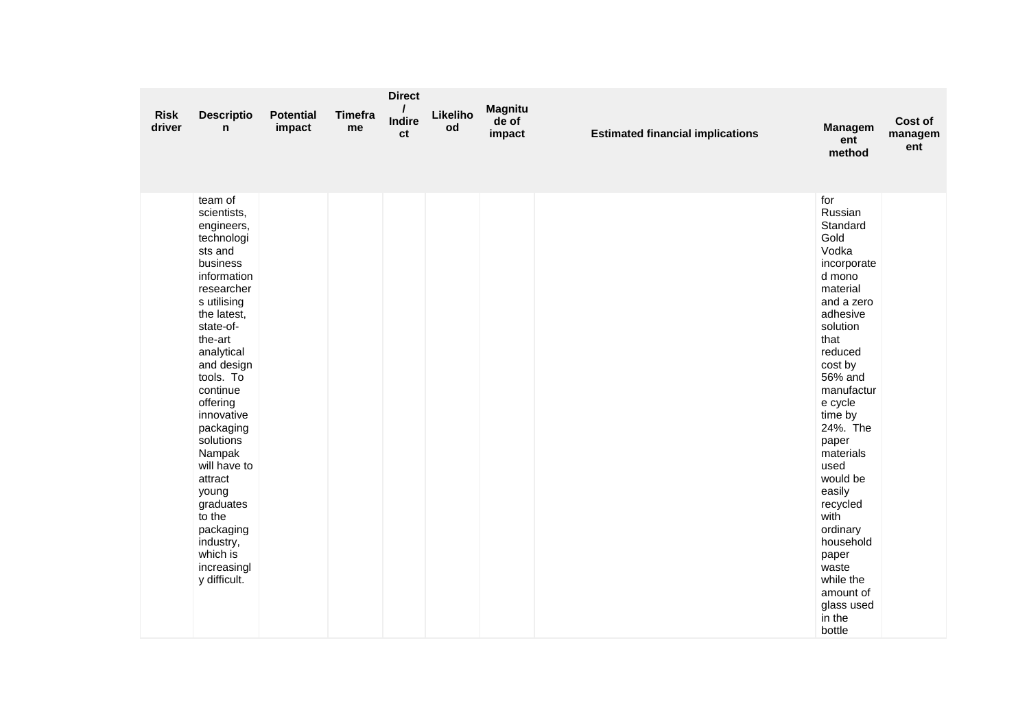| Risk driver | Description | Potential impact | Timeframe | Direct / Indirect | Likelihood | Magnitude of impact | Estimated financial implications | Management method | Cost of management |
|---|---|---|---|---|---|---|---|---|---|
| | team of scientists, engineers, technologists and business information researchers utilising the latest, state-of-the-art analytical and design tools. To continue offering innovative packaging solutions Nampak will have to attract young graduates to the packaging industry, which is increasingly difficult. | | | | | | | for Russian Standard Gold Vodka incorporated mono material and a zero adhesive solution that reduced cost by 56% and manufacture cycle time by 24%. The paper materials used would be easily recycled with ordinary household paper waste while the amount of glass used in the bottle | |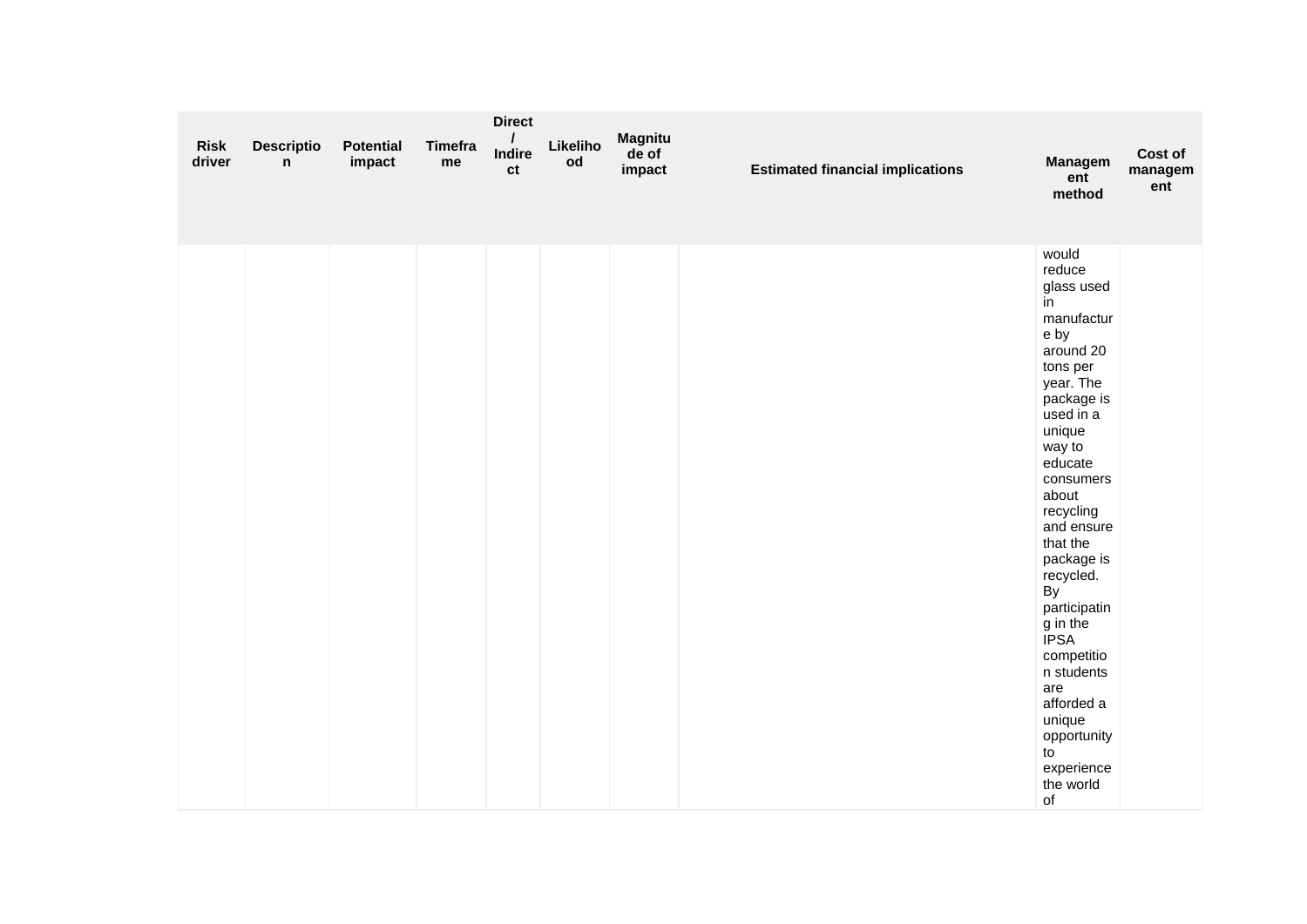| Risk driver | Description | Potential impact | Timeframe | Direct / Indirect | Likelihood | Magnitude of impact | Estimated financial implications | Management method | Cost of management |
|---|---|---|---|---|---|---|---|---|---|
| | | | | | | | | would reduce glass used in manufacture by around 20 tons per year. The package is used in a unique way to educate consumers about recycling and ensure that the package is recycled. By participating in the IPSA competition students are afforded a unique opportunity to experience the world of | |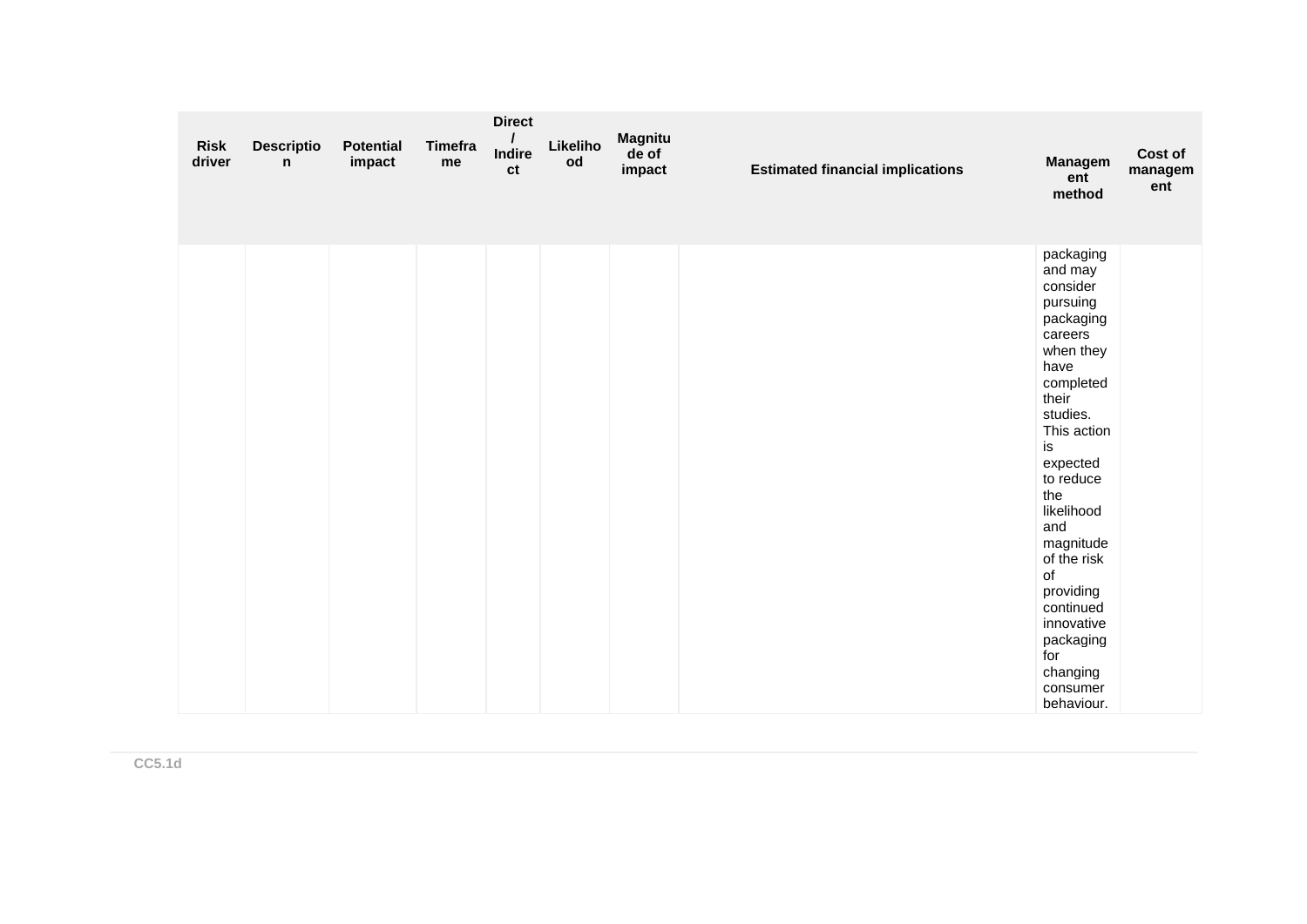| Risk driver | Description | Potential impact | Timeframe | Direct / Indirect | Likelihood | Magnitude of impact | Estimated financial implications | Management method | Cost of management |
|---|---|---|---|---|---|---|---|---|---|
| | | | | | | | | packaging and may consider pursuing packaging careers when they have completed their studies. This action is expected to reduce the likelihood and magnitude of the risk of providing continued innovative packaging for changing consumer behaviour. | |

CC5.1d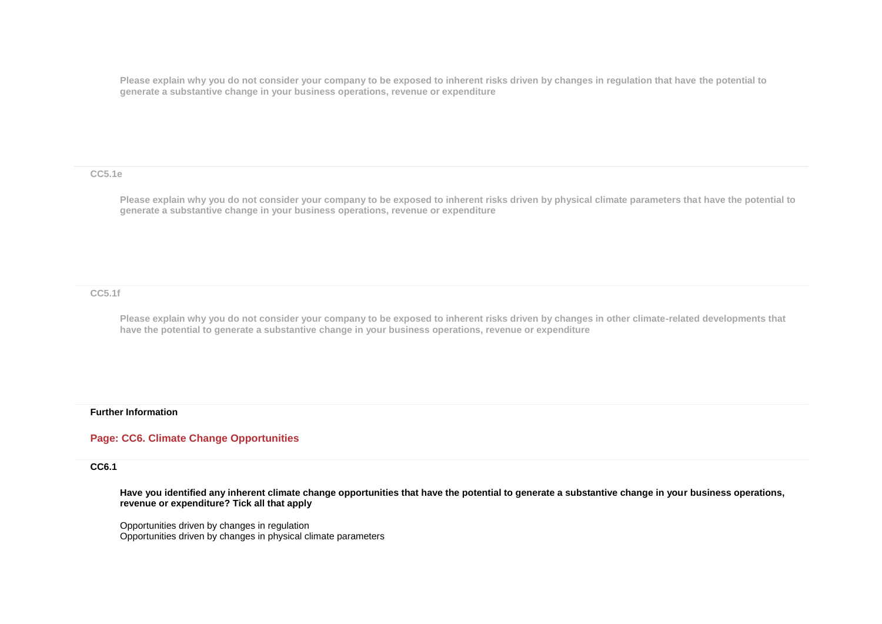Please explain why you do not consider your company to be exposed to inherent risks driven by changes in regulation that have the potential to generate a substantive change in your business operations, revenue or expenditure

**CC5.1e**

Please explain why you do not consider your company to be exposed to inherent risks driven by physical climate parameters that have the potential to generate a substantive change in your business operations, revenue or expenditure

**CC5.1f**

Please explain why you do not consider your company to be exposed to inherent risks driven by changes in other climate-related developments that have the potential to generate a substantive change in your business operations, revenue or expenditure

**Further Information**

## Page: CC6. Climate Change Opportunities

**CC6.1**

**Have you identified any inherent climate change opportunities that have the potential to generate a substantive change in your business operations, revenue or expenditure? Tick all that apply**

Opportunities driven by changes in regulation
Opportunities driven by changes in physical climate parameters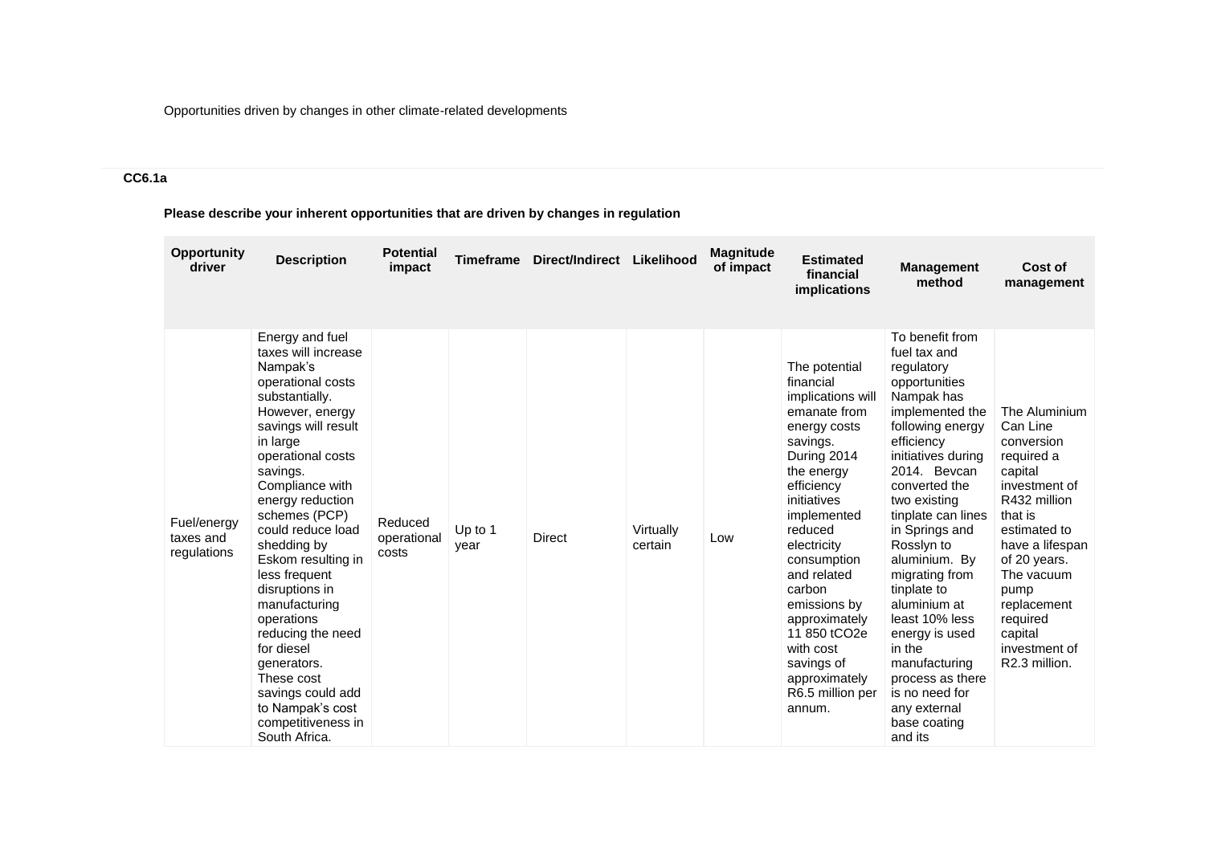Opportunities driven by changes in other climate-related developments

**CC6.1a**

**Please describe your inherent opportunities that are driven by changes in regulation**

| Opportunity driver | Description | Potential impact | Timeframe | Direct/Indirect | Likelihood | Magnitude of impact | Estimated financial implications | Management method | Cost of management |
|---|---|---|---|---|---|---|---|---|---|
| Fuel/energy taxes and regulations | Energy and fuel taxes will increase Nampak's operational costs substantially. However, energy savings will result in large operational costs savings. Compliance with energy reduction schemes (PCP) could reduce load shedding by Eskom resulting in less frequent disruptions in manufacturing operations reducing the need for diesel generators. These cost savings could add to Nampak's cost competitiveness in South Africa. | Reduced operational costs | Up to 1 year | Direct | Virtually certain | Low | The potential financial implications will emanate from energy costs savings. During 2014 the energy efficiency initiatives implemented reduced electricity consumption and related carbon emissions by approximately 11 850 $tCO_2e$ with cost savings of approximately R6.5 million per annum. | To benefit from fuel tax and regulatory opportunities Nampak has implemented the following energy efficiency initiatives during 2014. Bevcan converted the two existing tinplate can lines in Springs and Rosslyn to aluminium. By migrating from tinplate to aluminium at least 10% less energy is used in the manufacturing process as there is no need for any external base coating and its | The Aluminium Can Line conversion required a capital investment of R432 million that is estimated to have a lifespan of 20 years. The vacuum pump replacement required capital investment of R2.3 million. |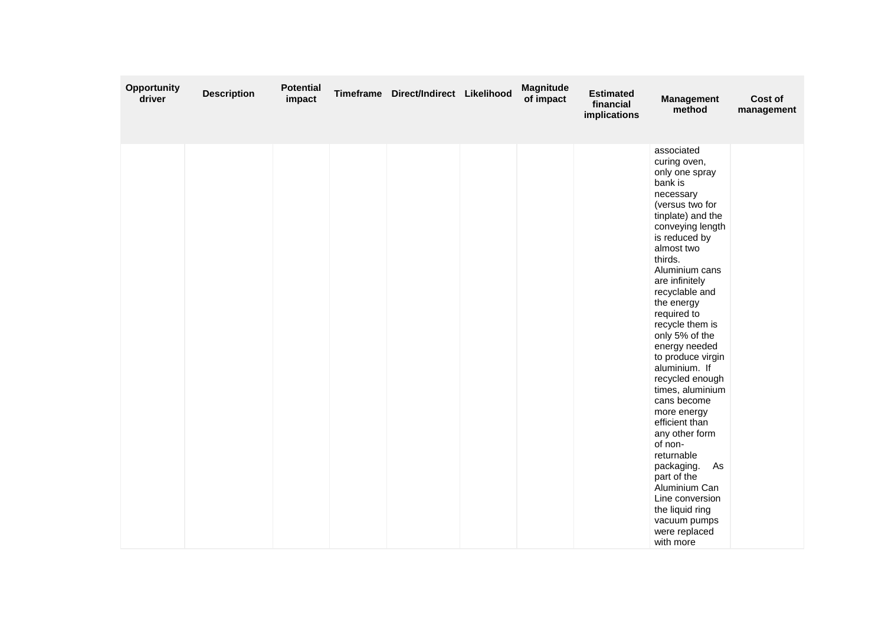| Opportunity driver | Description | Potential impact | Timeframe | Direct/Indirect | Likelihood | Magnitude of impact | Estimated financial implications | Management method | Cost of management |
|---|---|---|---|---|---|---|---|---|---|
| | | | | | | | | associated curing oven, only one spray bank is necessary (versus two for tinplate) and the conveying length is reduced by almost two thirds. Aluminium cans are infinitely recyclable and the energy required to recycle them is only 5% of the energy needed to produce virgin aluminium. If recycled enough times, aluminium cans become more energy efficient than any other form of non-returnable packaging. As part of the Aluminium Can Line conversion the liquid ring vacuum pumps were replaced with more | |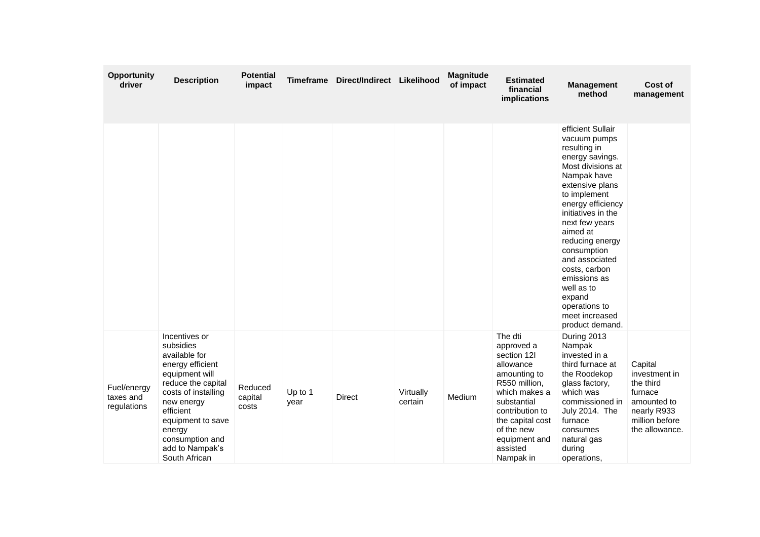| Opportunity driver | Description | Potential impact | Timeframe | Direct/Indirect | Likelihood | Magnitude of impact | Estimated financial implications | Management method | Cost of management |
|---|---|---|---|---|---|---|---|---|---|
| | | | | | | | | efficient Sullair vacuum pumps resulting in energy savings. Most divisions at Nampak have extensive plans to implement energy efficiency initiatives in the next few years aimed at reducing energy consumption and associated costs, carbon emissions as well as to expand operations to meet increased product demand. | |
| Fuel/energy taxes and regulations | Incentives or subsidies available for energy efficient equipment will reduce the capital costs of installing new energy efficient equipment to save energy consumption and add to Nampak's South African | Reduced capital costs | Up to 1 year | Direct | Virtually certain | Medium | The dti approved a section 12I allowance amounting to R550 million, which makes a substantial contribution to the capital cost of the new equipment and assisted Nampak in | During 2013 Nampak invested in a third furnace at the Roodekop glass factory, which was commissioned in July 2014. The furnace consumes natural gas during operations, | Capital investment in the third furnace amounted to nearly R933 million before the allowance. |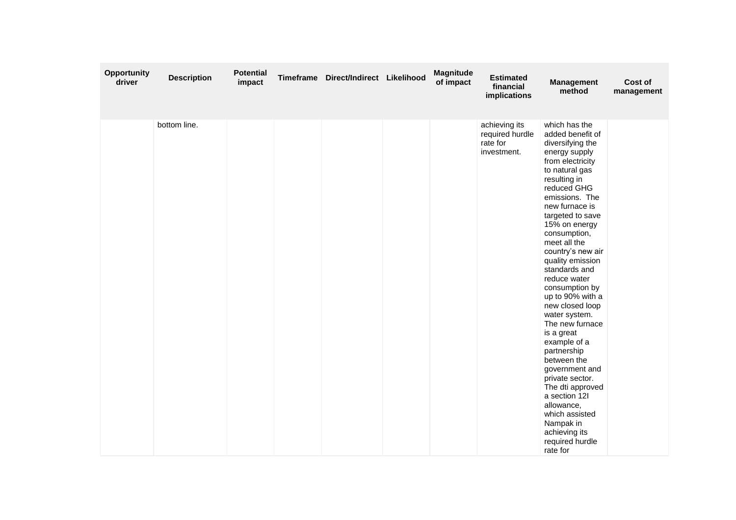| Opportunity driver | Description | Potential impact | Timeframe | Direct/Indirect | Likelihood | Magnitude of impact | Estimated financial implications | Management method | Cost of management |
|---|---|---|---|---|---|---|---|---|---|
| | bottom line. | | | | | | achieving its required hurdle rate for investment. | which has the added benefit of diversifying the energy supply from electricity to natural gas resulting in reduced GHG emissions. The new furnace is targeted to save 15% on energy consumption, meet all the country's new air quality emission standards and reduce water consumption by up to 90% with a new closed loop water system. The new furnace is a great example of a partnership between the government and private sector. The dti approved a section 12I allowance, which assisted Nampak in achieving its required hurdle rate for | |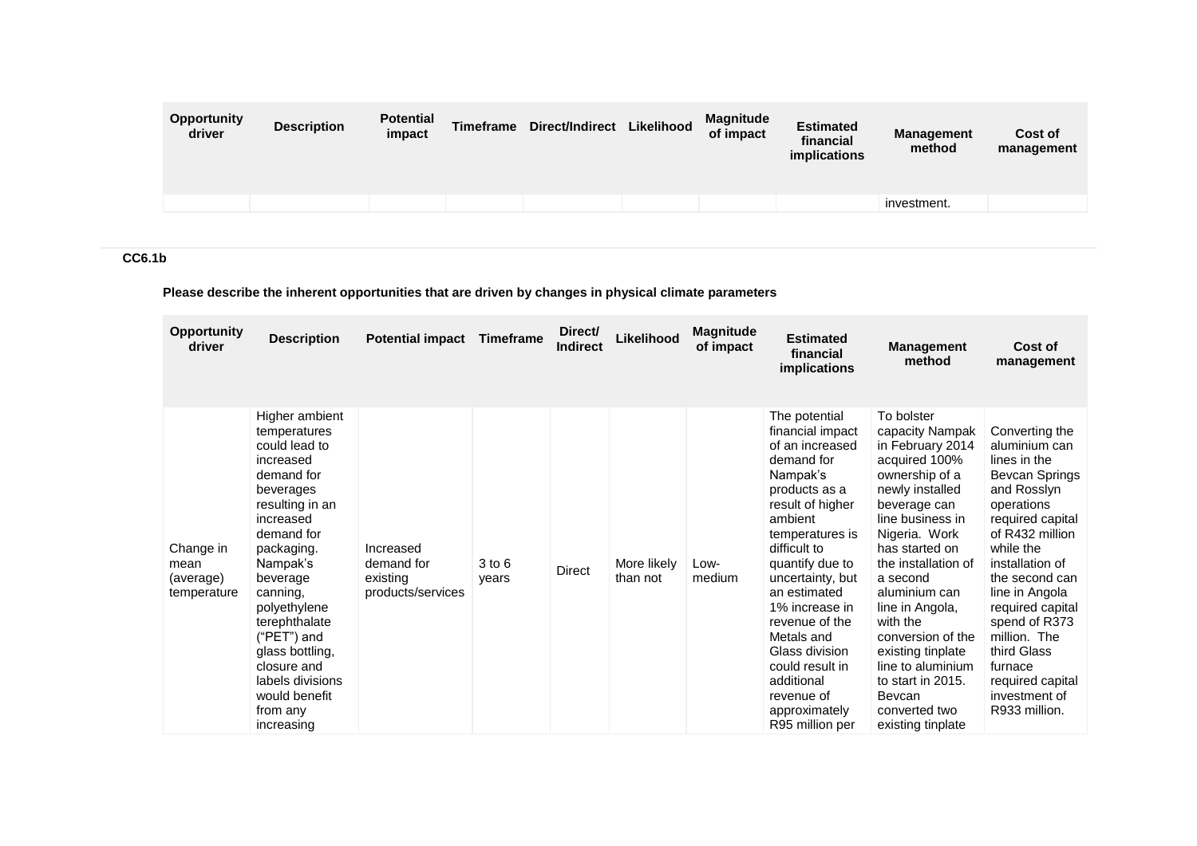| Opportunity driver | Description | Potential impact | Timeframe | Direct/Indirect | Likelihood | Magnitude of impact | Estimated financial implications | Management method | Cost of management |
|---|---|---|---|---|---|---|---|---|---|
| | | | | | | | | investment. | |

### CC6.1b

**Please describe the inherent opportunities that are driven by changes in physical climate parameters**

| Opportunity driver | Description | Potential impact | Timeframe | Direct/ Indirect | Likelihood | Magnitude of impact | Estimated financial implications | Management method | Cost of management |
|---|---|---|---|---|---|---|---|---|---|
| Change in mean (average) temperature | Higher ambient temperatures could lead to increased demand for beverages resulting in an increased demand for packaging. Nampak's beverage canning, polyethylene terephthalate ("PET") and glass bottling, closure and labels divisions would benefit from any increasing | Increased demand for existing products/services | 3 to 6 years | Direct | More likely than not | Low-medium | The potential financial impact of an increased demand for Nampak's products as a result of higher ambient temperatures is difficult to quantify due to uncertainty, but an estimated 1% increase in revenue of the Metals and Glass division could result in additional revenue of approximately R95 million per | To bolster capacity Nampak in February 2014 acquired 100% ownership of a newly installed beverage can line business in Nigeria. Work has started on the installation of a second aluminium can line in Angola, with the conversion of the existing tinplate line to aluminium to start in 2015. Bevcan converted two existing tinplate | Converting the aluminium can lines in the Bevcan Springs and Rosslyn operations required capital of R432 million while the installation of the second can line in Angola required capital spend of R373 million. The third Glass furnace required capital investment of R933 million. |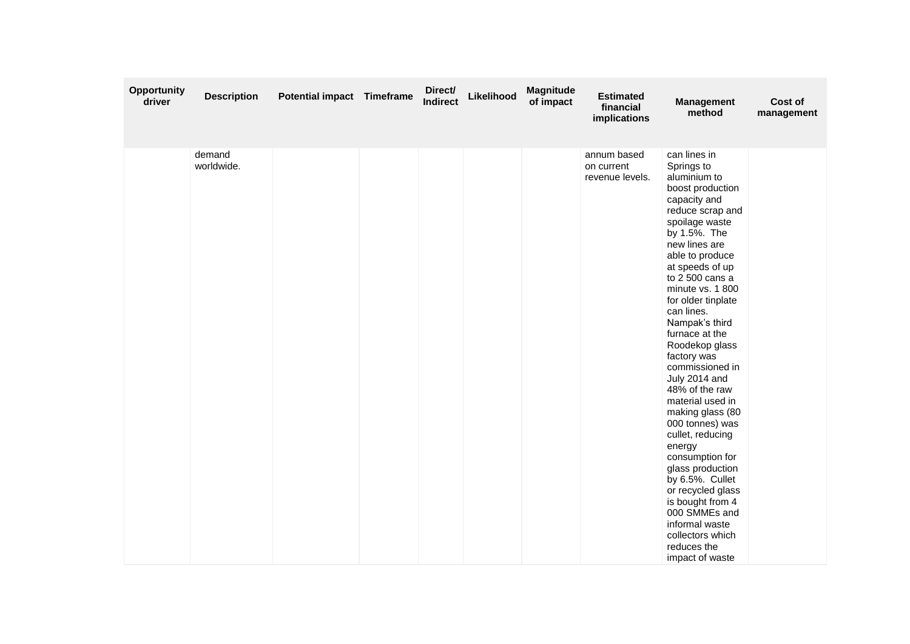| Opportunity driver | Description | Potential impact | Timeframe | Direct/ Indirect | Likelihood | Magnitude of impact | Estimated financial implications | Management method | Cost of management |
|---|---|---|---|---|---|---|---|---|---|
| | demand worldwide. | | | | | | annum based on current revenue levels. | can lines in Springs to aluminium to boost production capacity and reduce scrap and spoilage waste by 1.5%. The new lines are able to produce at speeds of up to 2 500 cans a minute vs. 1 800 for older tinplate can lines. Nampak's third furnace at the Roodekop glass factory was commissioned in July 2014 and 48% of the raw material used in making glass (80 000 tonnes) was cullet, reducing energy consumption for glass production by 6.5%. Cullet or recycled glass is bought from 4 000 SMMEs and informal waste collectors which reduces the impact of waste | |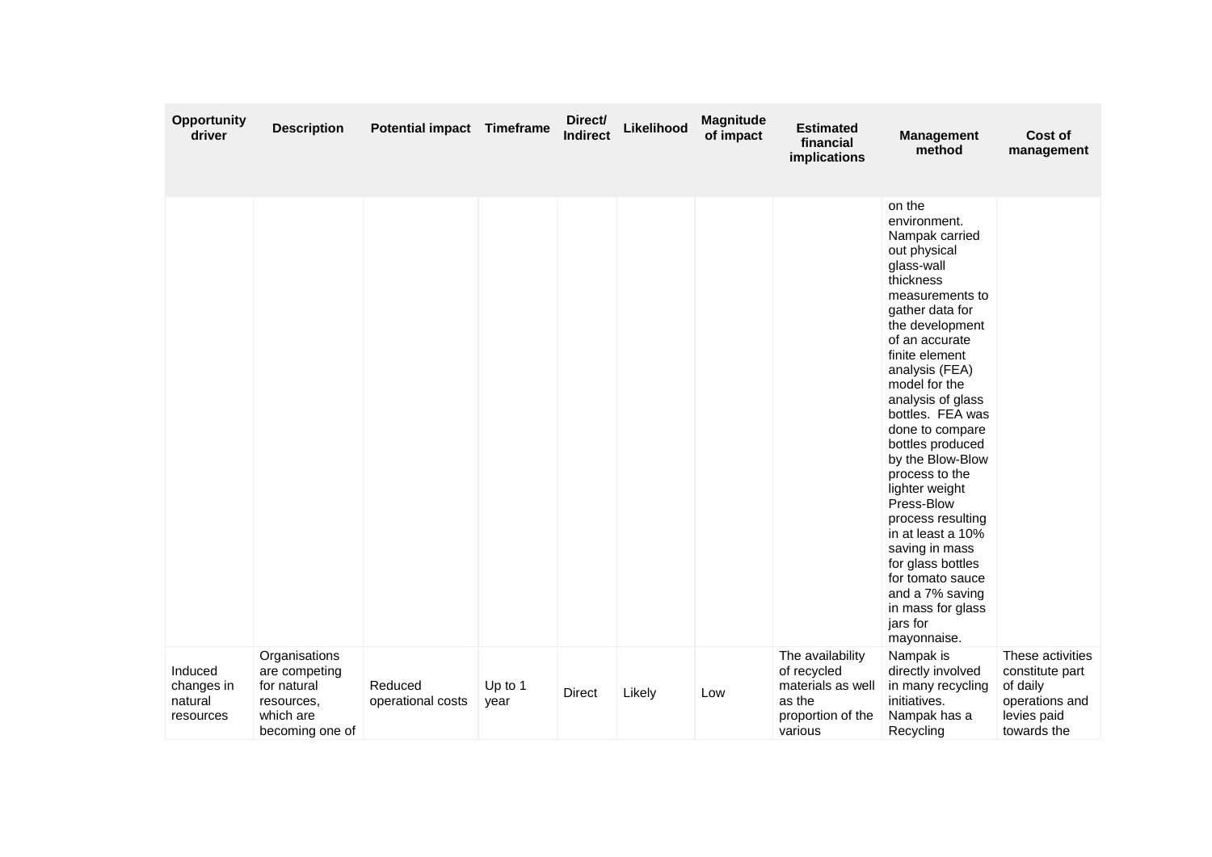| Opportunity driver | Description | Potential impact | Timeframe | Direct/ Indirect | Likelihood | Magnitude of impact | Estimated financial implications | Management method | Cost of management |
|---|---|---|---|---|---|---|---|---|---|
| | | | | | | | | on the environment. Nampak carried out physical glass-wall thickness measurements to gather data for the development of an accurate finite element analysis (FEA) model for the analysis of glass bottles. FEA was done to compare bottles produced by the Blow-Blow process to the lighter weight Press-Blow process resulting in at least a 10% saving in mass for glass bottles for tomato sauce and a 7% saving in mass for glass jars for mayonnaise. | |
| Induced changes in natural resources | Organisations are competing for natural resources, which are becoming one of | Reduced operational costs | Up to 1 year | Direct | Likely | Low | The availability of recycled materials as well as the proportion of the various | Nampak is directly involved in many recycling initiatives. Nampak has a Recycling | These activities constitute part of daily operations and levies paid towards the |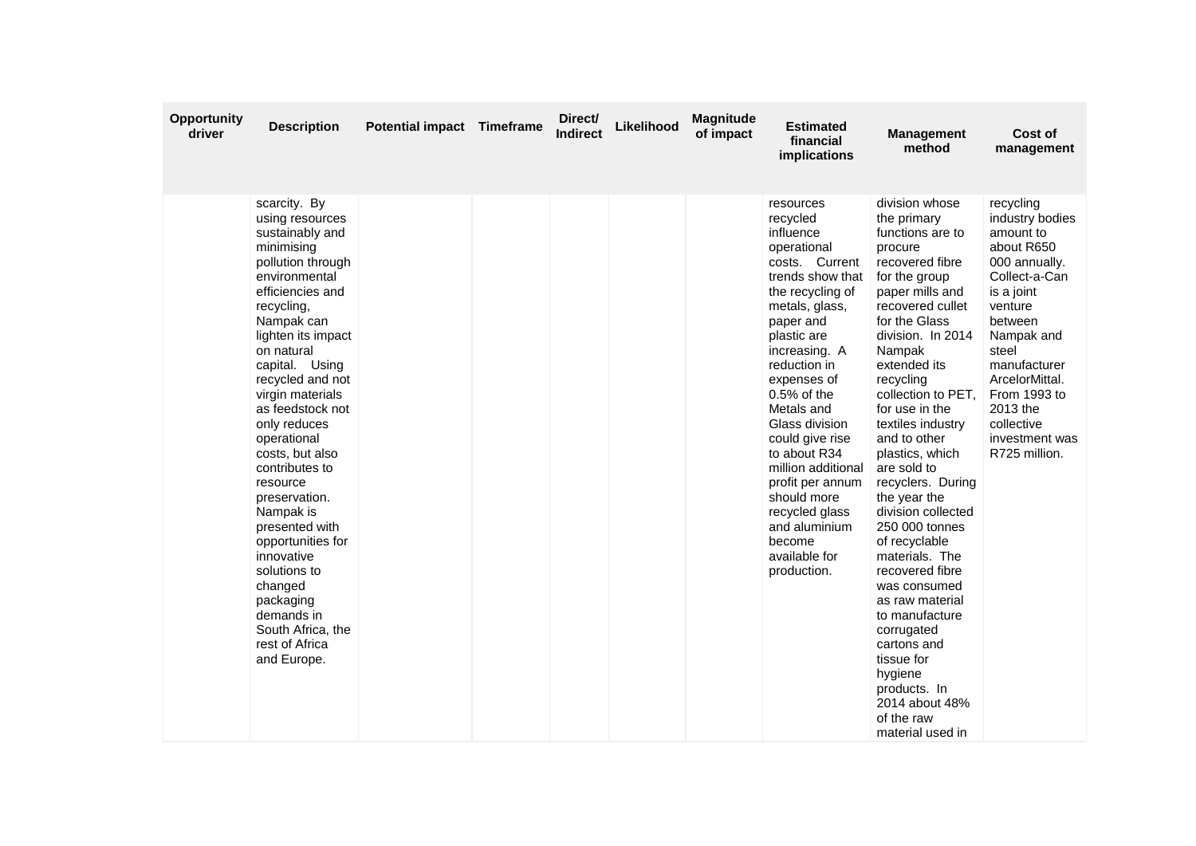| Opportunity driver | Description | Potential impact | Timeframe | Direct/ Indirect | Likelihood | Magnitude of impact | Estimated financial implications | Management method | Cost of management |
|---|---|---|---|---|---|---|---|---|---|
| | scarcity. By using resources sustainably and minimising pollution through environmental efficiencies and recycling, Nampak can lighten its impact on natural capital. Using recycled and not virgin materials as feedstock not only reduces operational costs, but also contributes to resource preservation. Nampak is presented with opportunities for innovative solutions to changed packaging demands in South Africa, the rest of Africa and Europe. | | | | | | resources recycled influence operational costs. Current trends show that the recycling of metals, glass, paper and plastic are increasing. A reduction in expenses of 0.5% of the Metals and Glass division could give rise to about R34 million additional profit per annum should more recycled glass and aluminium become available for production. | division whose the primary functions are to procure recovered fibre for the group paper mills and recovered cullet for the Glass division. In 2014 Nampak extended its recycling collection to PET, for use in the textiles industry and to other plastics, which are sold to recyclers. During the year the division collected 250 000 tonnes of recyclable materials. The recovered fibre was consumed as raw material to manufacture corrugated cartons and tissue for hygiene products. In 2014 about 48% of the raw material used in | recycling industry bodies amount to about R650 000 annually. Collect-a-Can is a joint venture between Nampak and steel manufacturer ArcelorMittal. From 1993 to 2013 the collective investment was R725 million. |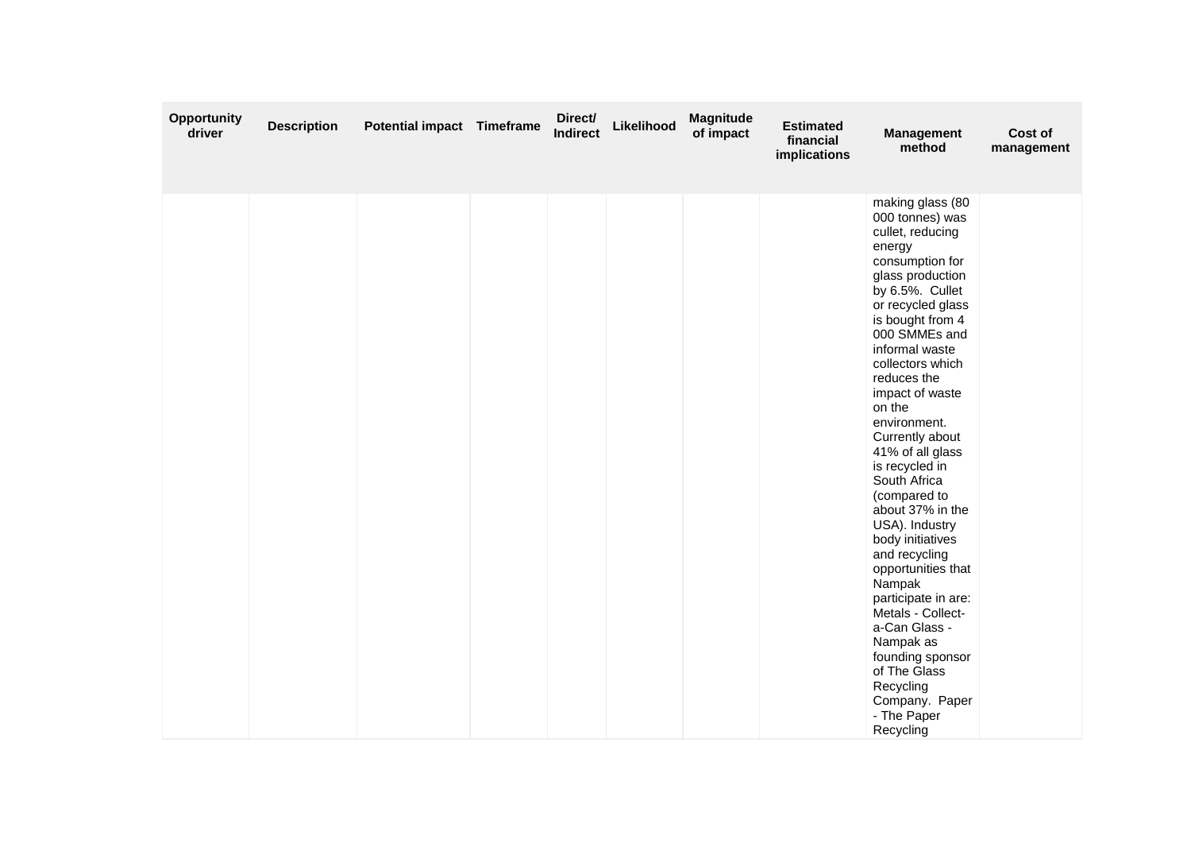| Opportunity driver | Description | Potential impact | Timeframe | Direct/ Indirect | Likelihood | Magnitude of impact | Estimated financial implications | Management method | Cost of management |
|---|---|---|---|---|---|---|---|---|---|
| | | | | | | | | making glass (80 000 tonnes) was cullet, reducing energy consumption for glass production by 6.5%. Cullet or recycled glass is bought from 4 000 SMMEs and informal waste collectors which reduces the impact of waste on the environment. Currently about 41% of all glass is recycled in South Africa (compared to about 37% in the USA). Industry body initiatives and recycling opportunities that Nampak participate in are: Metals - Collect-a-Can Glass - Nampak as founding sponsor of The Glass Recycling Company. Paper - The Paper Recycling | |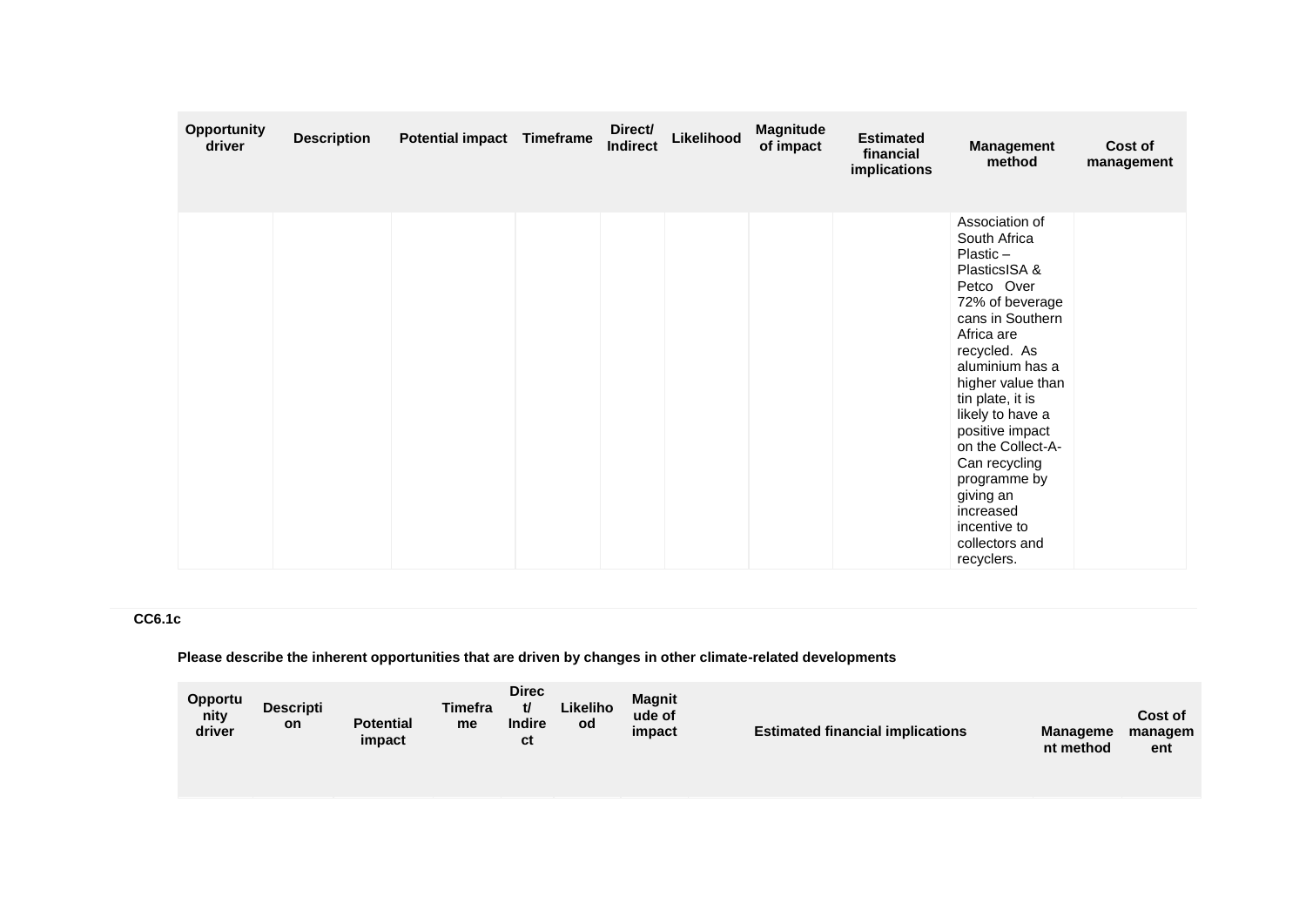| Opportunity driver | Description | Potential impact | Timeframe | Direct/ Indirect | Likelihood | Magnitude of impact | Estimated financial implications | Management method | Cost of management |
|---|---|---|---|---|---|---|---|---|---|
| | | | | | | | | Association of South Africa Plastic – PlasticsISA & Petco Over 72% of beverage cans in Southern Africa are recycled. As aluminium has a higher value than tin plate, it is likely to have a positive impact on the Collect-A-Can recycling programme by giving an increased incentive to collectors and recyclers. | |

### CC6.1c

**Please describe the inherent opportunities that are driven by changes in other climate-related developments**

| Opportunity driver | Description | Potential impact | Timeframe | Direct/ Indirect | Likelihood | Magnitude of impact | Estimated financial implications | Management method | Cost of management |
|---|---|---|---|---|---|---|---|---|---|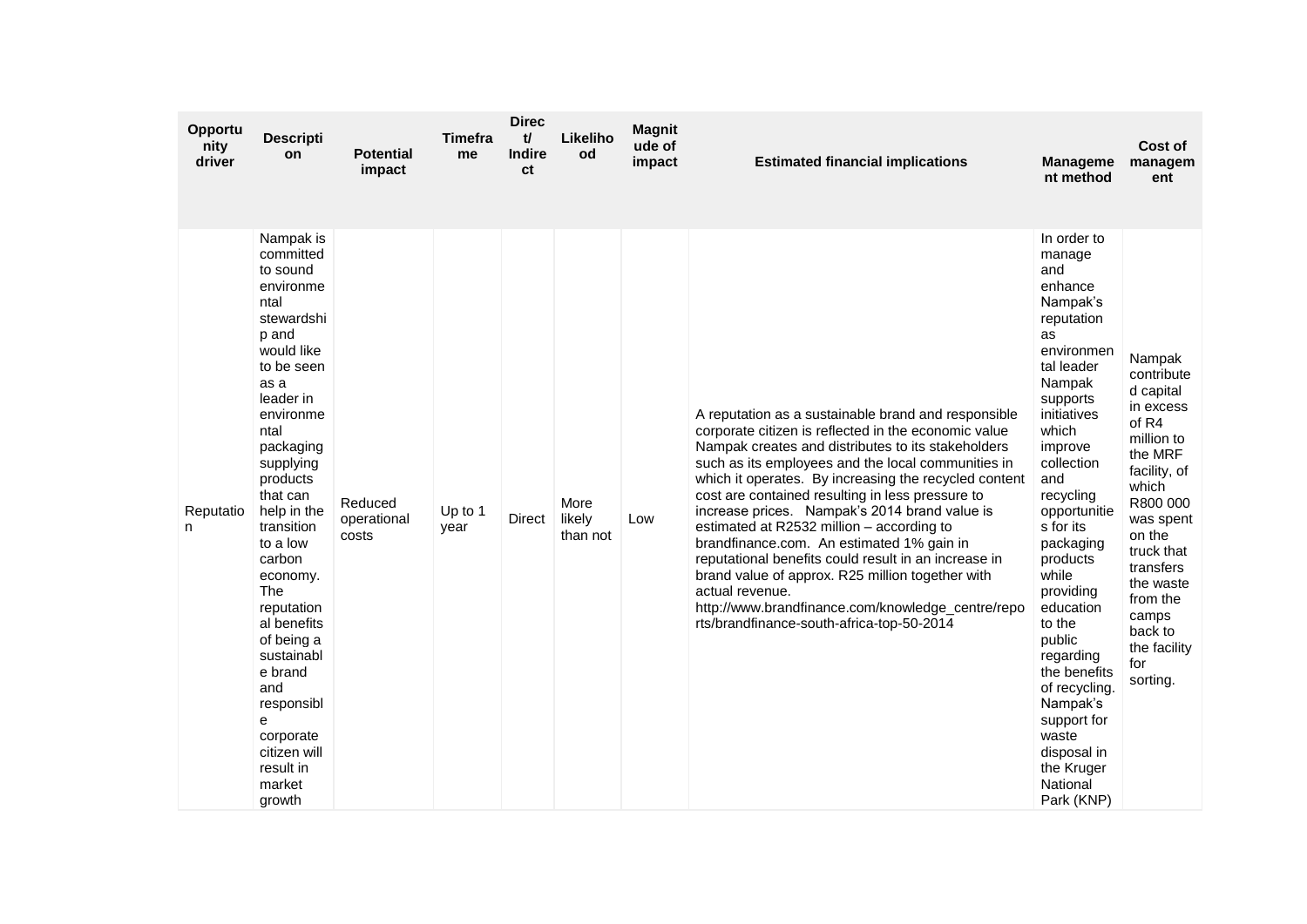| Opportunity driver | Description | Potential impact | Timeframe | Direct/ Indirect | Likelihood | Magnitude of impact | Estimated financial implications | Management method | Cost of management |
|---|---|---|---|---|---|---|---|---|---|
| Reputation | Nampak is committed to sound environmental stewardship and would like to be seen as a leader in environmental packaging supplying products that can help in the transition to a low carbon economy. The reputational benefits of being a sustainable brand and responsible corporate citizen will result in market growth | Reduced operational costs | Up to 1 year | Direct | More likely than not | Low | A reputation as a sustainable brand and responsible corporate citizen is reflected in the economic value Nampak creates and distributes to its stakeholders such as its employees and the local communities in which it operates. By increasing the recycled content cost are contained resulting in less pressure to increase prices. Nampak's 2014 brand value is estimated at R2532 million – according to brandfinance.com. An estimated 1% gain in reputational benefits could result in an increase in brand value of approx. R25 million together with actual revenue. http://www.brandfinance.com/knowledge_centre/reports/brandfinance-south-africa-top-50-2014 | In order to manage and enhance Nampak's reputation as environmental leader Nampak supports initiatives which improve collection and recycling opportunities for its packaging products while providing education to the public regarding the benefits of recycling. Nampak's support for waste disposal in the Kruger National Park (KNP) | Nampak contributed capital in excess of R4 million to the MRF facility, of which R800 000 was spent on the truck that transfers the waste from the camps back to the facility for sorting. |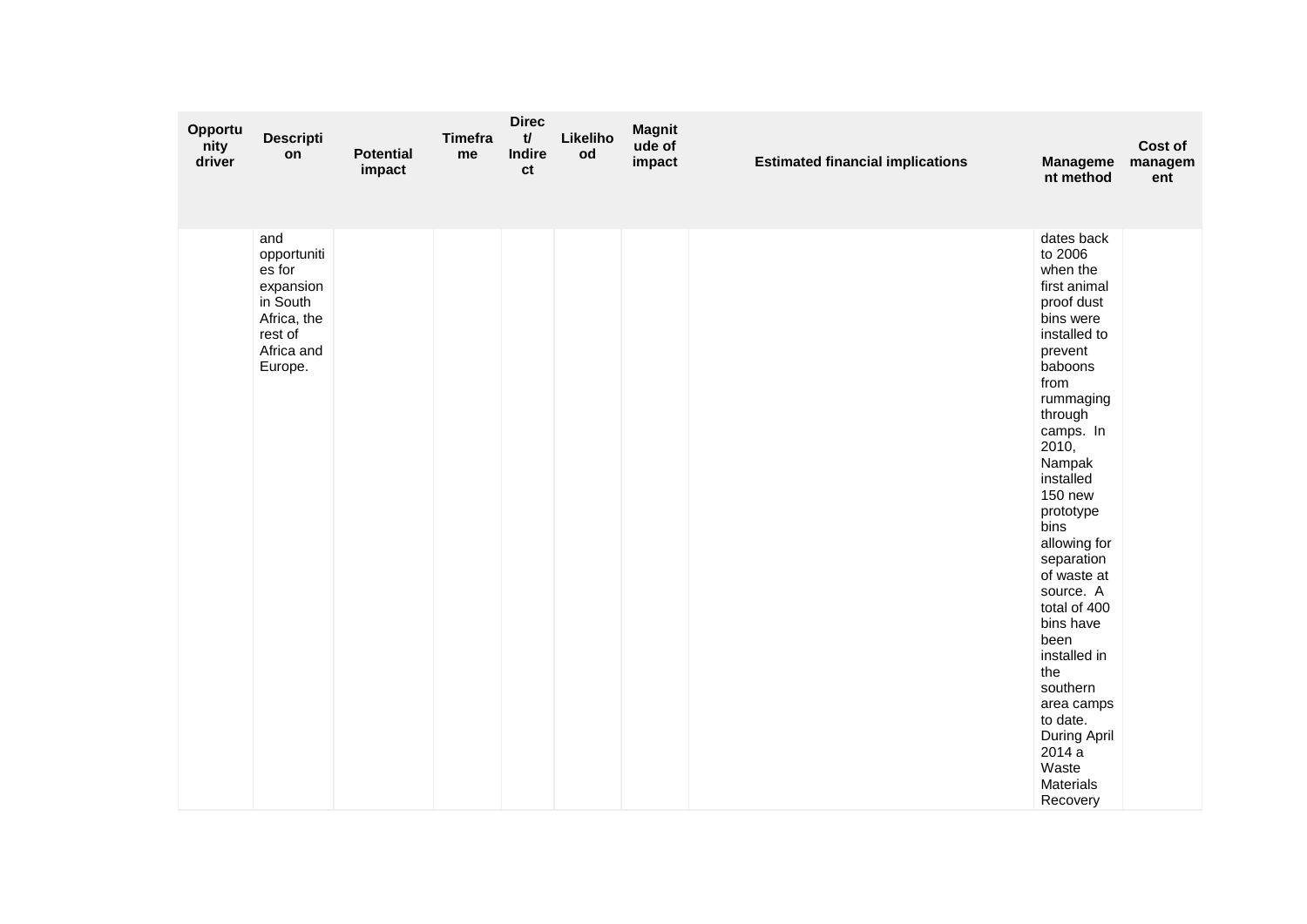| Opportunity driver | Description | Potential impact | Timeframe | Direct/ Indirect | Likelihood | Magnitude of impact | Estimated financial implications | Management method | Cost of management |
|---|---|---|---|---|---|---|---|---|---|
| | and opportunities for expansion in South Africa, the rest of Africa and Europe. | | | | | | | dates back to 2006 when the first animal proof dust bins were installed to prevent baboons from rummaging through camps. In 2010, Nampak installed 150 new prototype bins allowing for separation of waste at source. A total of 400 bins have been installed in the southern area camps to date. During April 2014 a Waste Materials Recovery | |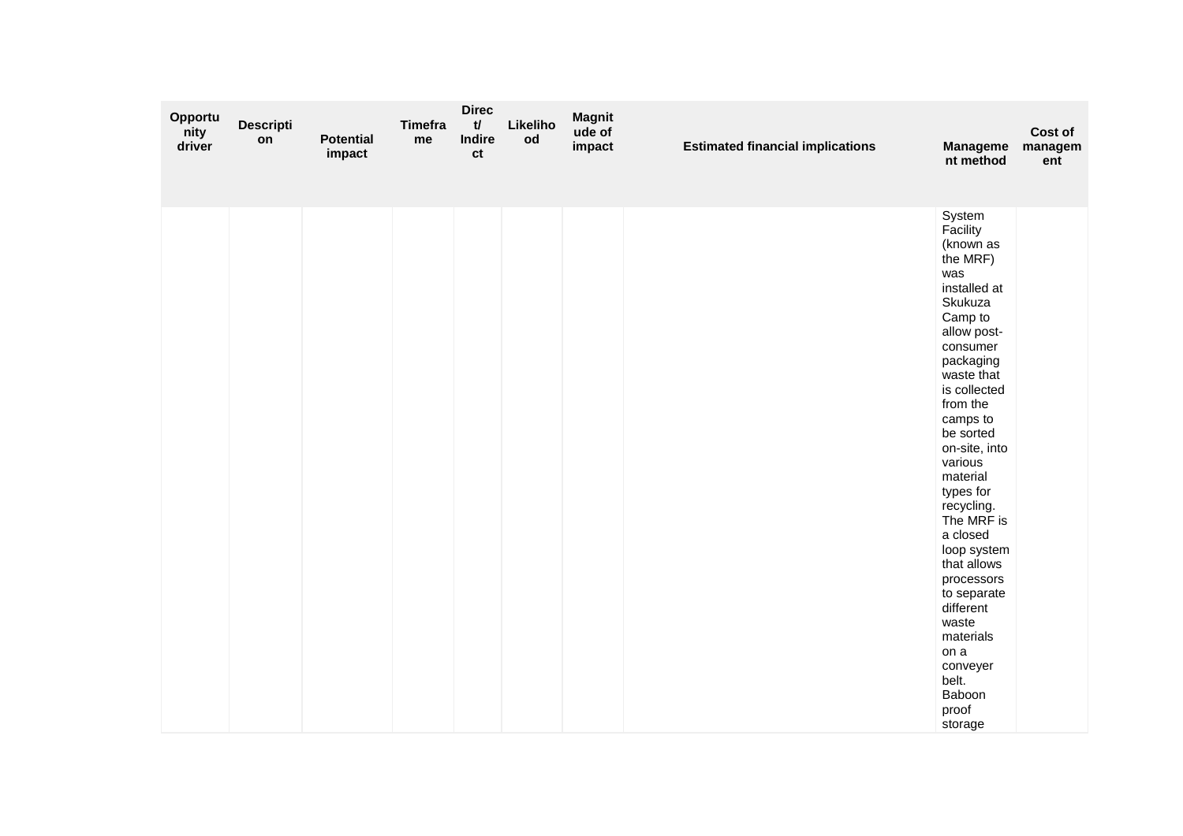| Opportunity driver | Description | Potential impact | Timeframe | Direct/ Indirect | Likelihood | Magnitude of impact | Estimated financial implications | Management method | Cost of management |
|---|---|---|---|---|---|---|---|---|---|
| | | | | | | | | System Facility (known as the MRF) was installed at Skukuza Camp to allow post-consumer packaging waste that is collected from the camps to be sorted on-site, into various material types for recycling. The MRF is a closed loop system that allows processors to separate different waste materials on a conveyer belt. Baboon proof storage | |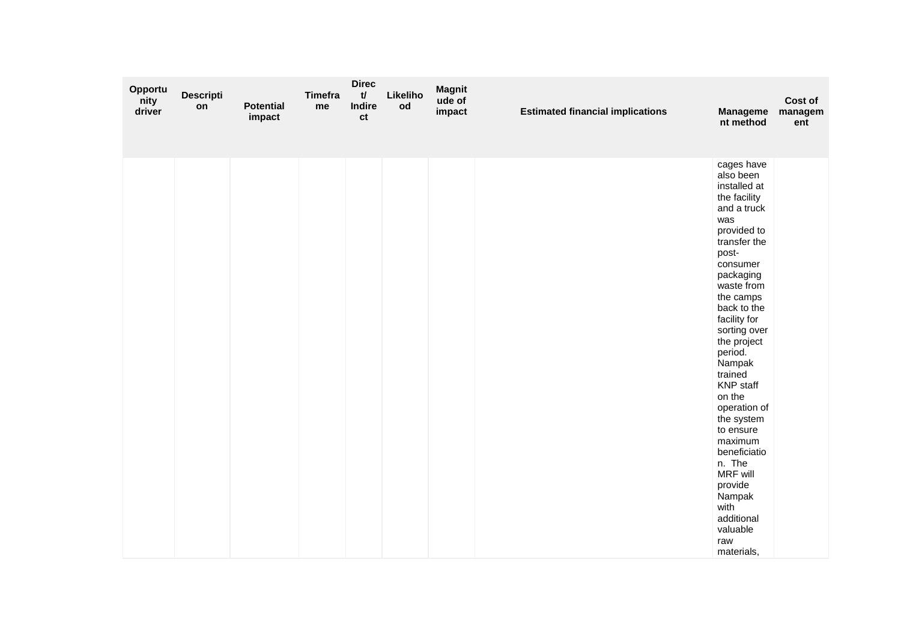| Opportunity driver | Description | Potential impact | Timeframe | Direct/ Indirect | Likelihood | Magnitude of impact | Estimated financial implications | Management method | Cost of management |
|---|---|---|---|---|---|---|---|---|---|
| | | | | | | | | cages have also been installed at the facility and a truck was provided to transfer the post-consumer packaging waste from the camps back to the facility for sorting over the project period. Nampak trained KNP staff on the operation of the system to ensure maximum beneficiation. The MRF will provide Nampak with additional valuable raw materials, | |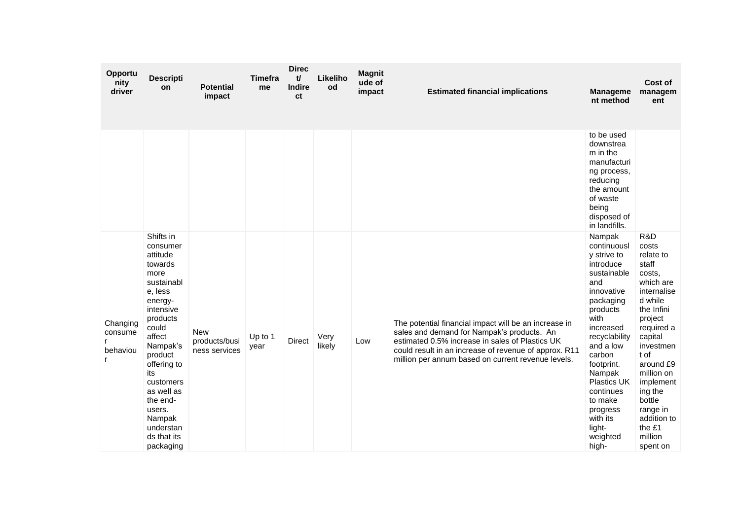| Opportunity driver | Description | Potential impact | Timeframe | Direct/ Indirect | Likelihood | Magnitude of impact | Estimated financial implications | Management method | Cost of management |
|---|---|---|---|---|---|---|---|---|---|
| | | | | | | | | to be used downstream in the manufacturing process, reducing the amount of waste being disposed of in landfills. | |
| Changing consumer behaviour | Shifts in consumer attitude towards more sustainable, less energy-intensive products could affect Nampak's product offering to its customers as well as the end-users. Nampak understands that its packaging | New products/business services | Up to 1 year | Direct | Very likely | Low | The potential financial impact will be an increase in sales and demand for Nampak's products. An estimated 0.5% increase in sales of Plastics UK could result in an increase of revenue of approx. R11 million per annum based on current revenue levels. | Nampak continuously strive to introduce sustainable and innovative packaging products with increased recyclability and a low carbon footprint. Nampak Plastics UK continues to make progress with its light-weighted high- | R&D costs relate to staff costs, which are internalised while the Infini project required a capital investment of around £9 million on implementing the bottle range in addition to the £1 million spent on |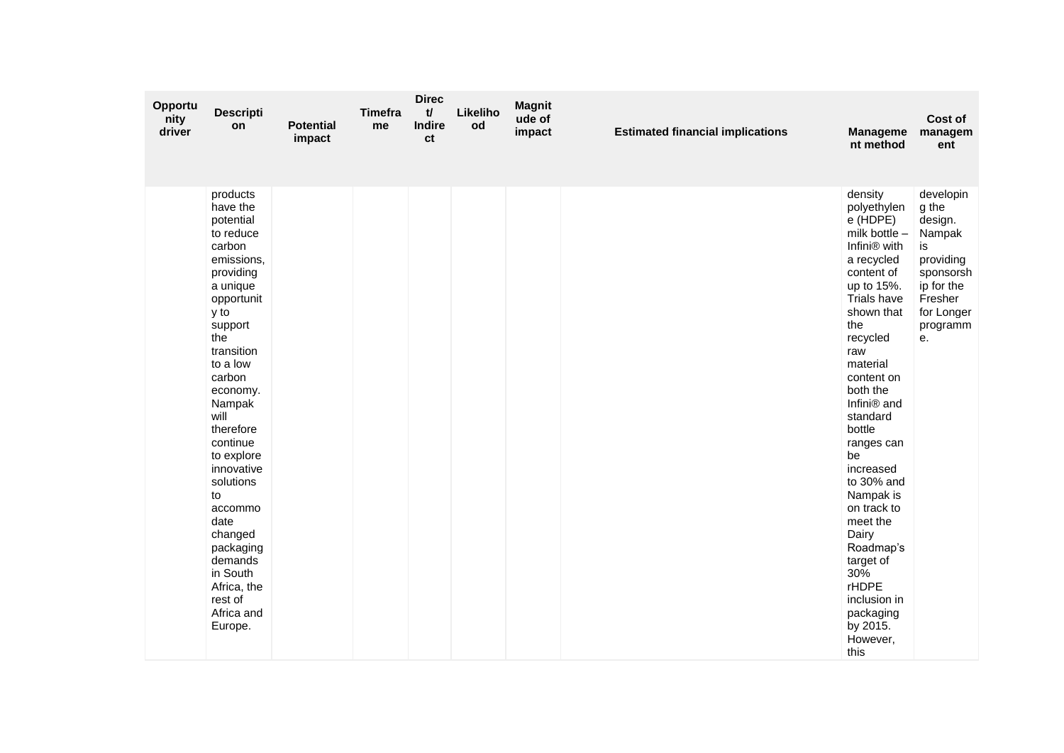| Opportunity driver | Description | Potential impact | Timeframe | Direct/ Indirect | Likelihood | Magnitude of impact | Estimated financial implications | Management method | Cost of management |
|---|---|---|---|---|---|---|---|---|---|
| | products have the potential to reduce carbon emissions, providing a unique opportunity to support the transition to a low carbon economy. Nampak will therefore continue to explore innovative solutions to accommodate changed packaging demands in South Africa, the rest of Africa and Europe. | | | | | | | density polyethylene (HDPE) milk bottle – Infini® with a recycled content of up to 15%. Trials have shown that the recycled raw material content on both the Infini® and standard bottle ranges can be increased to 30% and Nampak is on track to meet the Dairy Roadmap's target of 30% rHDPE inclusion in packaging by 2015. However, this | developing the design. Nampak is providing sponsorship for the Fresher for Longer programme. |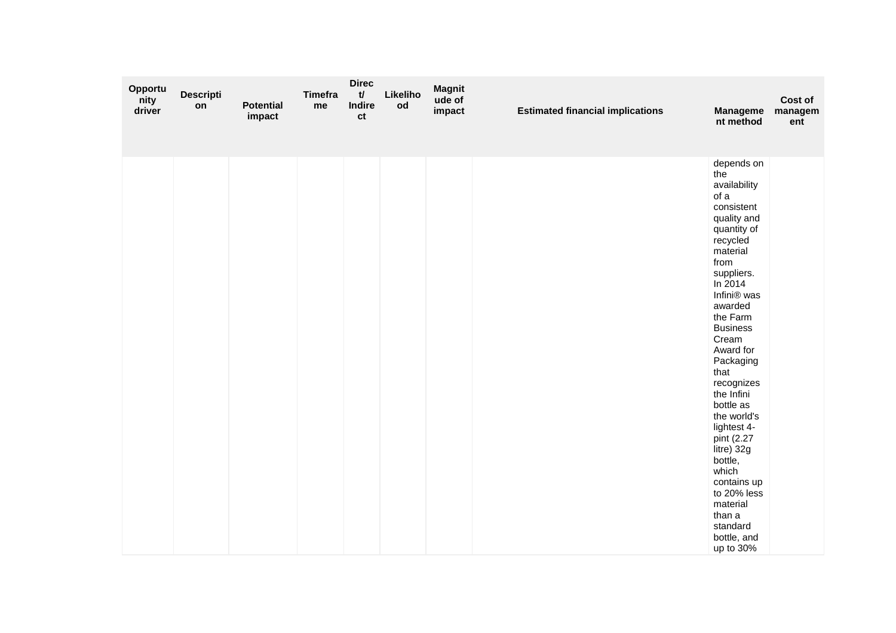| Opportunity driver | Description | Potential impact | Timeframe | Direct/ Indirect | Likelihood | Magnitude of impact | Estimated financial implications | Management method | Cost of management |
|---|---|---|---|---|---|---|---|---|---|
| | | | | | | | | depends on the availability of a consistent quality and quantity of recycled material from suppliers. In 2014 Infini® was awarded the Farm Business Cream Award for Packaging that recognizes the Infini bottle as the world's lightest 4-pint (2.27 litre) 32g bottle, which contains up to 20% less material than a standard bottle, and up to 30% | |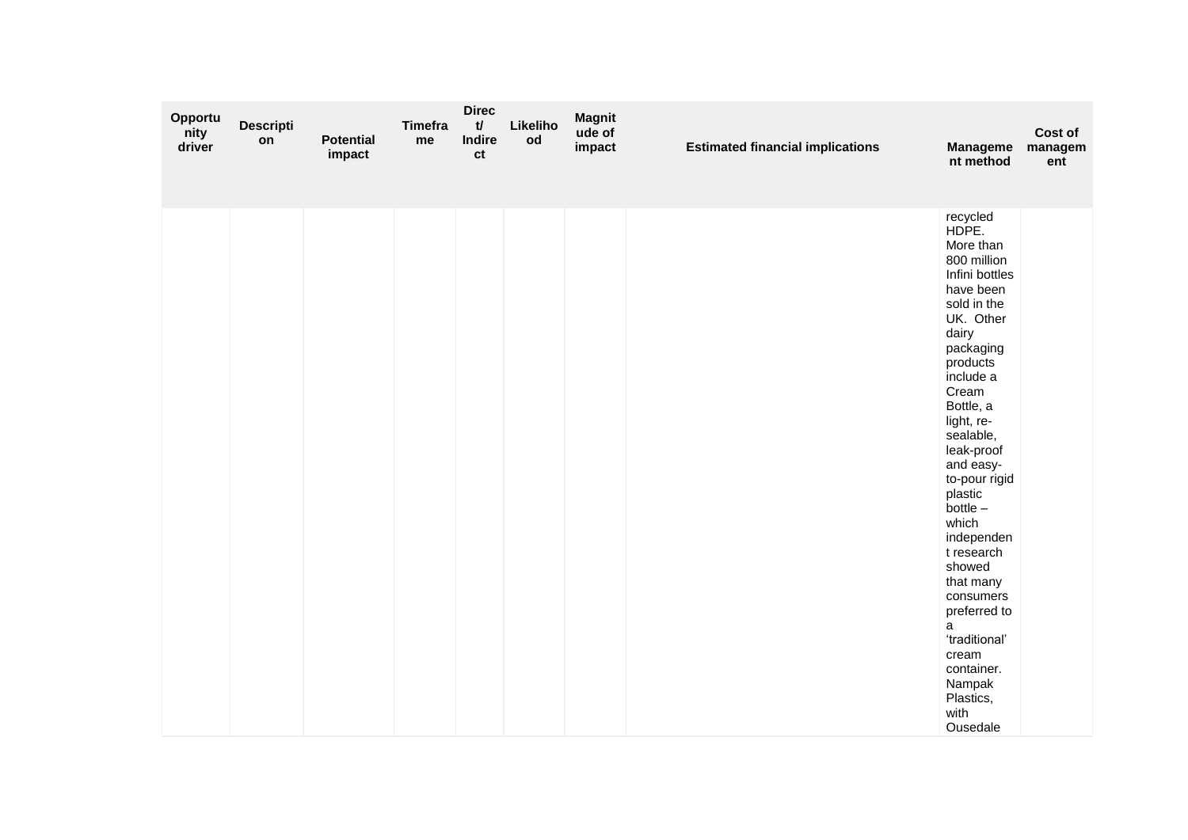| Opportunity driver | Description | Potential impact | Timeframe | Direct/ Indirect | Likelihood | Magnitude of impact | Estimated financial implications | Management method | Cost of management |
|---|---|---|---|---|---|---|---|---|---|
| | | | | | | | | recycled HDPE. More than 800 million Infini bottles have been sold in the UK. Other dairy packaging products include a Cream Bottle, a light, re-sealable, leak-proof and easy-to-pour rigid plastic bottle – which independent research showed that many consumers preferred to a 'traditional' cream container. Nampak Plastics, with Ousedale | |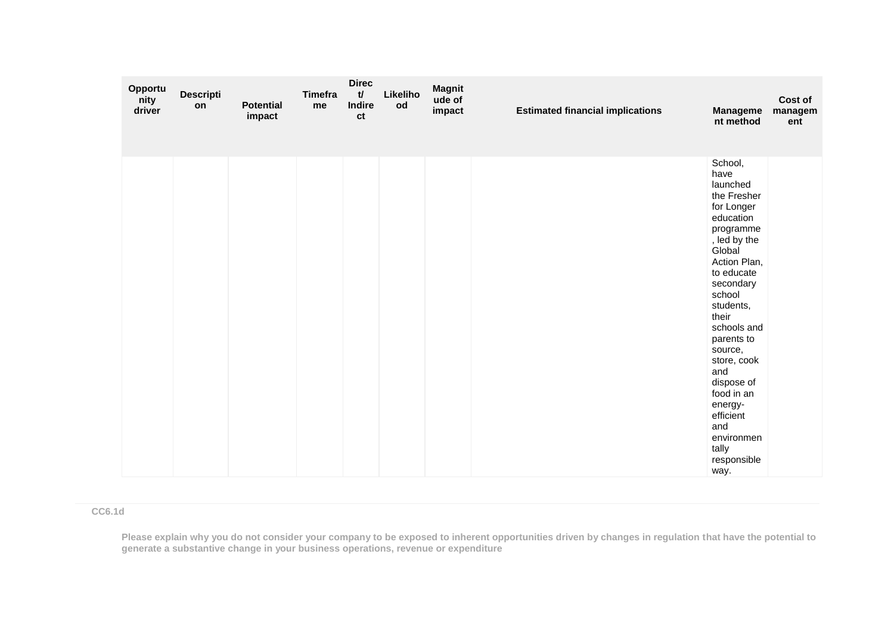| Opportunity driver | Description | Potential impact | Timeframe | Direct/ Indirect | Likelihood | Magnitude of impact | Estimated financial implications | Management method | Cost of management |
|---|---|---|---|---|---|---|---|---|---|
| | | | | | | | | School, have launched the Fresher for Longer education programme, led by the Global Action Plan, to educate secondary school students, their schools and parents to source, store, cook and dispose of food in an energy-efficient and environmentally responsible way. | |

**CC6.1d**

**Please explain why you do not consider your company to be exposed to inherent opportunities driven by changes in regulation that have the potential to generate a substantive change in your business operations, revenue or expenditure**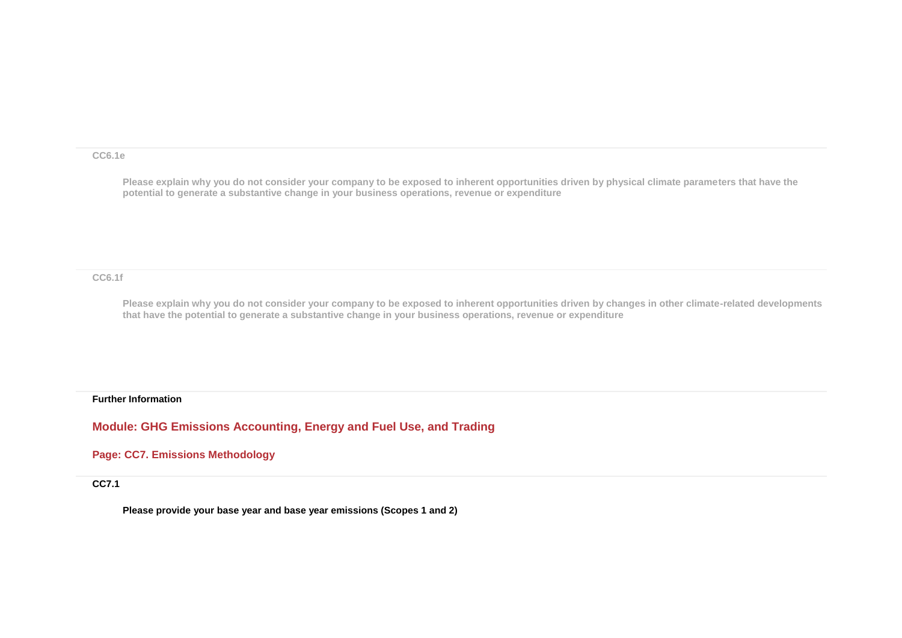CC6.1e

Please explain why you do not consider your company to be exposed to inherent opportunities driven by physical climate parameters that have the potential to generate a substantive change in your business operations, revenue or expenditure

CC6.1f

Please explain why you do not consider your company to be exposed to inherent opportunities driven by changes in other climate-related developments that have the potential to generate a substantive change in your business operations, revenue or expenditure

**Further Information**

## Module: GHG Emissions Accounting, Energy and Fuel Use, and Trading

### Page: CC7. Emissions Methodology

**CC7.1**

**Please provide your base year and base year emissions (Scopes 1 and 2)**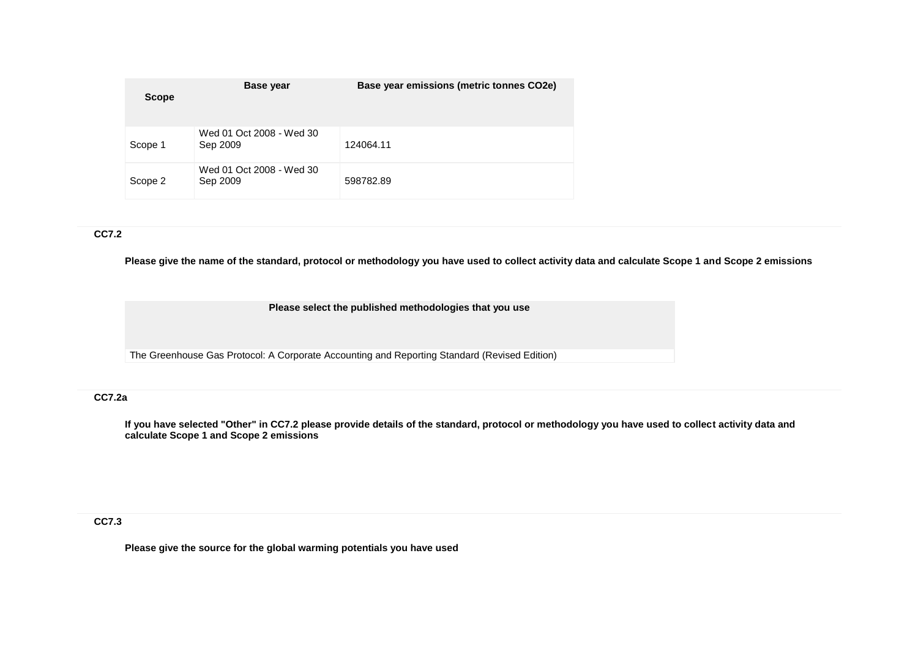| Scope | Base year | Base year emissions (metric tonnes CO2e) |
|---|---|---|
| Scope 1 | Wed 01 Oct 2008 - Wed 30 Sep 2009 | 124064.11 |
| Scope 2 | Wed 01 Oct 2008 - Wed 30 Sep 2009 | 598782.89 |

**CC7.2**

**Please give the name of the standard, protocol or methodology you have used to collect activity data and calculate Scope 1 and Scope 2 emissions**

| Please select the published methodologies that you use |
|---|
| The Greenhouse Gas Protocol: A Corporate Accounting and Reporting Standard (Revised Edition) |

**CC7.2a**

**If you have selected "Other" in CC7.2 please provide details of the standard, protocol or methodology you have used to collect activity data and calculate Scope 1 and Scope 2 emissions**

**CC7.3**

**Please give the source for the global warming potentials you have used**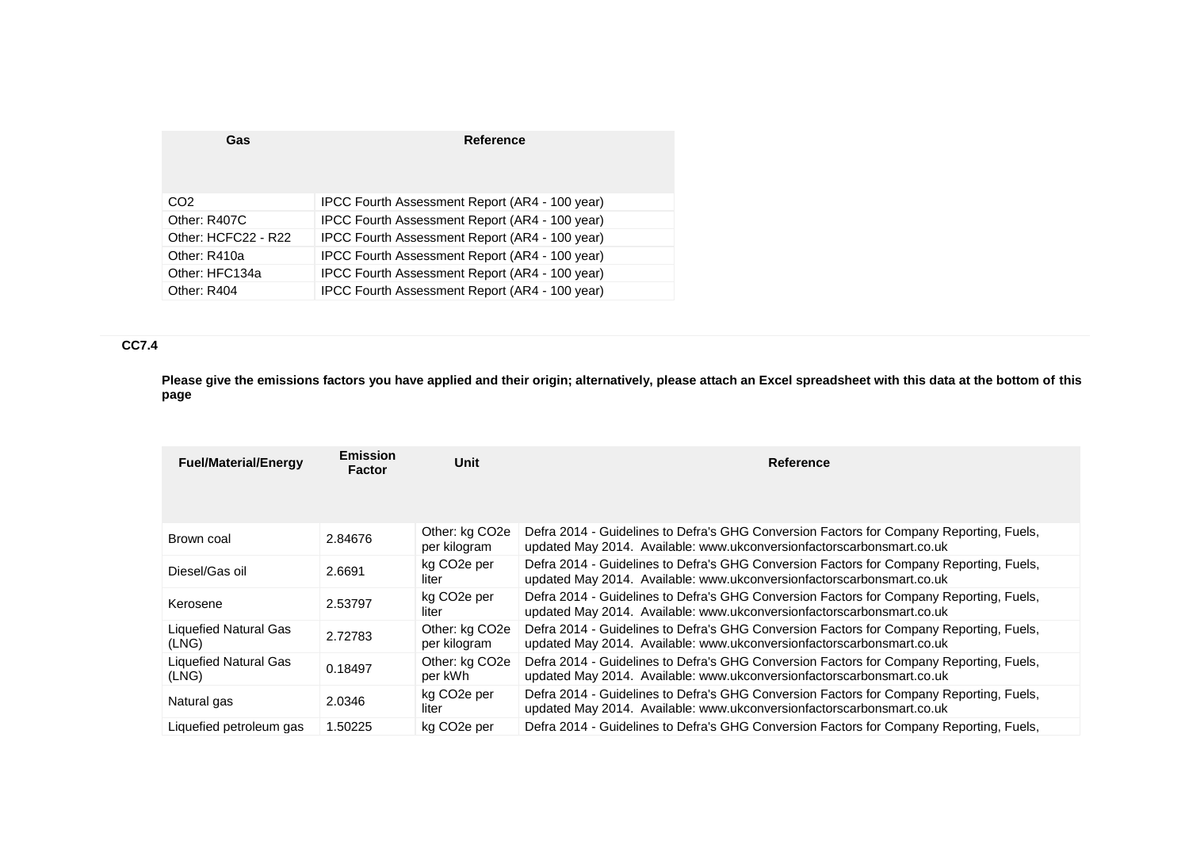| Gas | Reference |
|---|---|
| CO2 | IPCC Fourth Assessment Report (AR4 - 100 year) |
| Other: R407C | IPCC Fourth Assessment Report (AR4 - 100 year) |
| Other: HCFC22 - R22 | IPCC Fourth Assessment Report (AR4 - 100 year) |
| Other: R410a | IPCC Fourth Assessment Report (AR4 - 100 year) |
| Other: HFC134a | IPCC Fourth Assessment Report (AR4 - 100 year) |
| Other: R404 | IPCC Fourth Assessment Report (AR4 - 100 year) |

### CC7.4

**Please give the emissions factors you have applied and their origin; alternatively, please attach an Excel spreadsheet with this data at the bottom of this page**

| Fuel/Material/Energy | Emission Factor | Unit | Reference |
|---|---|---|---|
| Brown coal | 2.84676 | Other: kg CO2e per kilogram | Defra 2014 - Guidelines to Defra's GHG Conversion Factors for Company Reporting, Fuels, updated May 2014. Available: www.ukconversionfactorscarbonsmart.co.uk |
| Diesel/Gas oil | 2.6691 | kg CO2e per liter | Defra 2014 - Guidelines to Defra's GHG Conversion Factors for Company Reporting, Fuels, updated May 2014. Available: www.ukconversionfactorscarbonsmart.co.uk |
| Kerosene | 2.53797 | kg CO2e per liter | Defra 2014 - Guidelines to Defra's GHG Conversion Factors for Company Reporting, Fuels, updated May 2014. Available: www.ukconversionfactorscarbonsmart.co.uk |
| Liquefied Natural Gas (LNG) | 2.72783 | Other: kg CO2e per kilogram | Defra 2014 - Guidelines to Defra's GHG Conversion Factors for Company Reporting, Fuels, updated May 2014. Available: www.ukconversionfactorscarbonsmart.co.uk |
| Liquefied Natural Gas (LNG) | 0.18497 | Other: kg CO2e per kWh | Defra 2014 - Guidelines to Defra's GHG Conversion Factors for Company Reporting, Fuels, updated May 2014. Available: www.ukconversionfactorscarbonsmart.co.uk |
| Natural gas | 2.0346 | kg CO2e per liter | Defra 2014 - Guidelines to Defra's GHG Conversion Factors for Company Reporting, Fuels, updated May 2014. Available: www.ukconversionfactorscarbonsmart.co.uk |
| Liquefied petroleum gas | 1.50225 | kg CO2e per | Defra 2014 - Guidelines to Defra's GHG Conversion Factors for Company Reporting, Fuels, |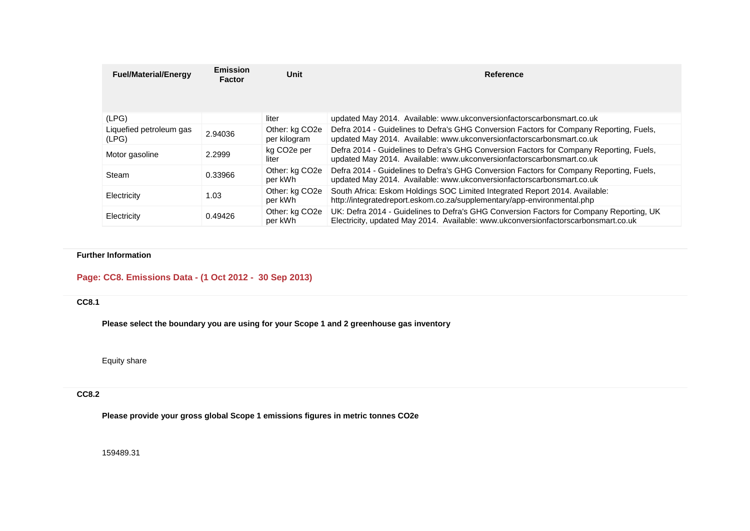| Fuel/Material/Energy | Emission Factor | Unit | Reference |
|---|---|---|---|
| (LPG) | | liter | updated May 2014. Available: www.ukconversionfactorscarbonsmart.co.uk |
| Liquefied petroleum gas (LPG) | 2.94036 | Other: kg CO2e per kilogram | Defra 2014 - Guidelines to Defra's GHG Conversion Factors for Company Reporting, Fuels, updated May 2014. Available: www.ukconversionfactorscarbonsmart.co.uk |
| Motor gasoline | 2.2999 | kg CO2e per liter | Defra 2014 - Guidelines to Defra's GHG Conversion Factors for Company Reporting, Fuels, updated May 2014. Available: www.ukconversionfactorscarbonsmart.co.uk |
| Steam | 0.33966 | Other: kg CO2e per kWh | Defra 2014 - Guidelines to Defra's GHG Conversion Factors for Company Reporting, Fuels, updated May 2014. Available: www.ukconversionfactorscarbonsmart.co.uk |
| Electricity | 1.03 | Other: kg CO2e per kWh | South Africa: Eskom Holdings SOC Limited Integrated Report 2014. Available: http://integratedreport.eskom.co.za/supplementary/app-environmental.php |
| Electricity | 0.49426 | Other: kg CO2e per kWh | UK: Defra 2014 - Guidelines to Defra's GHG Conversion Factors for Company Reporting, UK Electricity, updated May 2014. Available: www.ukconversionfactorscarbonsmart.co.uk |

**Further Information**

## Page: CC8. Emissions Data - (1 Oct 2012 - 30 Sep 2013)

### CC8.1

**Please select the boundary you are using for your Scope 1 and 2 greenhouse gas inventory**

Equity share

### CC8.2

**Please provide your gross global Scope 1 emissions figures in metric tonnes CO2e**

159489.31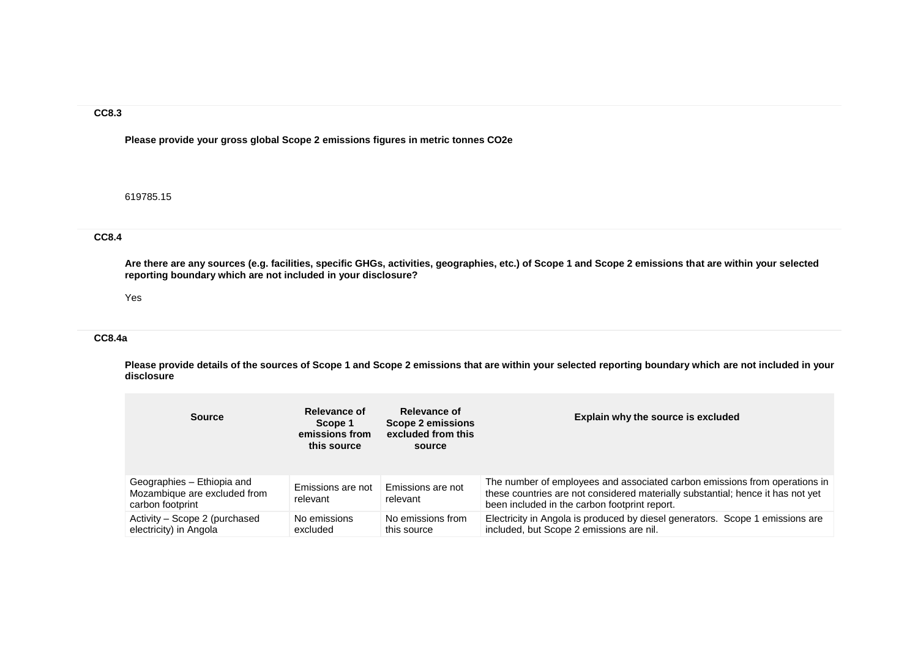**CC8.3**

**Please provide your gross global Scope 2 emissions figures in metric tonnes CO2e**

619785.15

**CC8.4**

**Are there are any sources (e.g. facilities, specific GHGs, activities, geographies, etc.) of Scope 1 and Scope 2 emissions that are within your selected reporting boundary which are not included in your disclosure?**

Yes

**CC8.4a**

**Please provide details of the sources of Scope 1 and Scope 2 emissions that are within your selected reporting boundary which are not included in your disclosure**

| Source | Relevance of Scope 1 emissions from this source | Relevance of Scope 2 emissions excluded from this source | Explain why the source is excluded |
|---|---|---|---|
| Geographies – Ethiopia and Mozambique are excluded from carbon footprint | Emissions are not relevant | Emissions are not relevant | The number of employees and associated carbon emissions from operations in these countries are not considered materially substantial; hence it has not yet been included in the carbon footprint report. |
| Activity – Scope 2 (purchased electricity) in Angola | No emissions excluded | No emissions from this source | Electricity in Angola is produced by diesel generators. Scope 1 emissions are included, but Scope 2 emissions are nil. |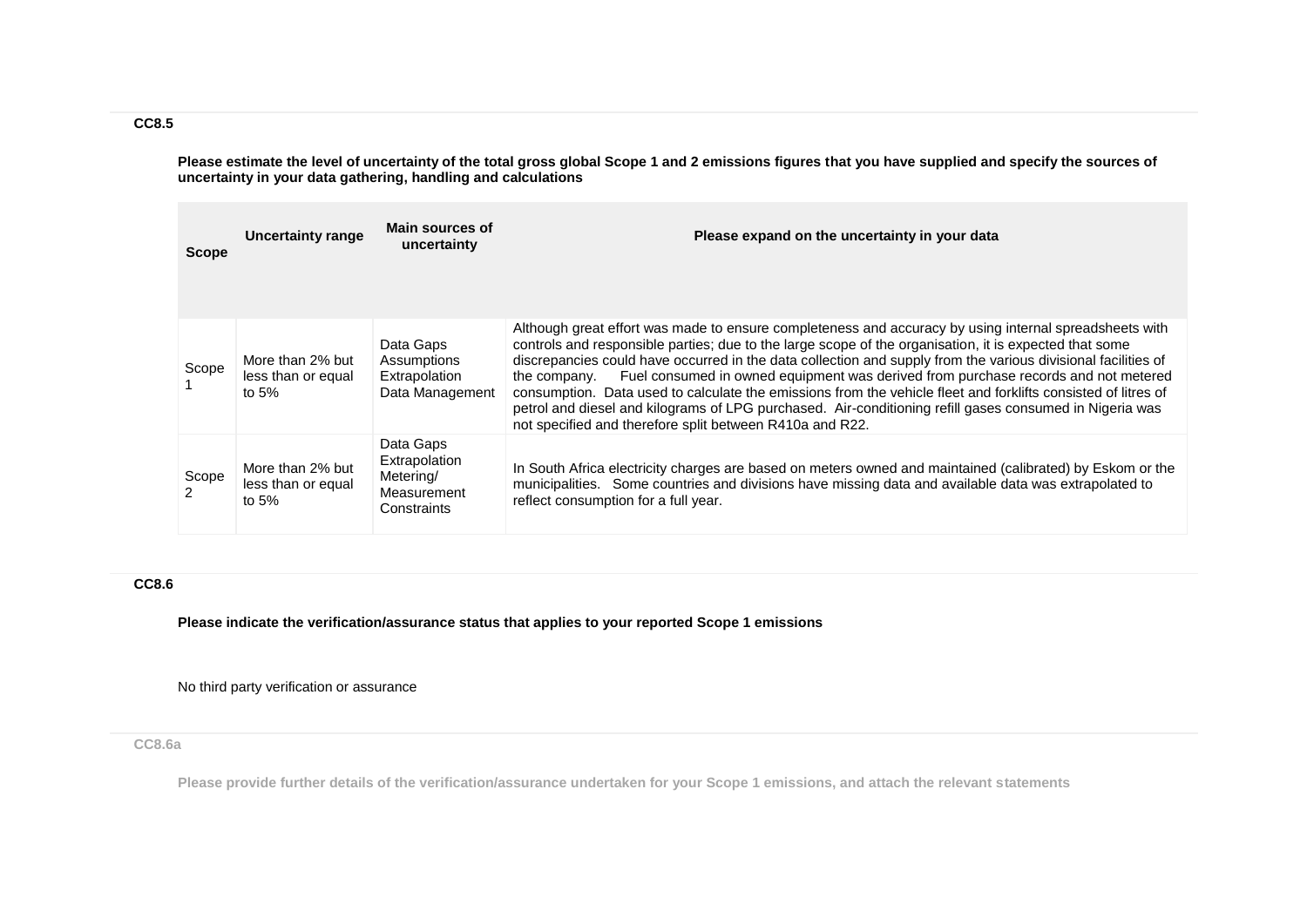### CC8.5

**Please estimate the level of uncertainty of the total gross global Scope 1 and 2 emissions figures that you have supplied and specify the sources of uncertainty in your data gathering, handling and calculations**

| Scope | Uncertainty range | Main sources of uncertainty | Please expand on the uncertainty in your data |
|---|---|---|---|
| Scope 1 | More than 2% but less than or equal to 5% | Data Gaps Assumptions Extrapolation Data Management | Although great effort was made to ensure completeness and accuracy by using internal spreadsheets with controls and responsible parties; due to the large scope of the organisation, it is expected that some discrepancies could have occurred in the data collection and supply from the various divisional facilities of the company. Fuel consumed in owned equipment was derived from purchase records and not metered consumption. Data used to calculate the emissions from the vehicle fleet and forklifts consisted of litres of petrol and diesel and kilograms of LPG purchased. Air-conditioning refill gases consumed in Nigeria was not specified and therefore split between R410a and R22. |
| Scope 2 | More than 2% but less than or equal to 5% | Data Gaps Extrapolation Metering/ Measurement Constraints | In South Africa electricity charges are based on meters owned and maintained (calibrated) by Eskom or the municipalities. Some countries and divisions have missing data and available data was extrapolated to reflect consumption for a full year. |

### CC8.6

**Please indicate the verification/assurance status that applies to your reported Scope 1 emissions**

No third party verification or assurance

### CC8.6a

**Please provide further details of the verification/assurance undertaken for your Scope 1 emissions, and attach the relevant statements**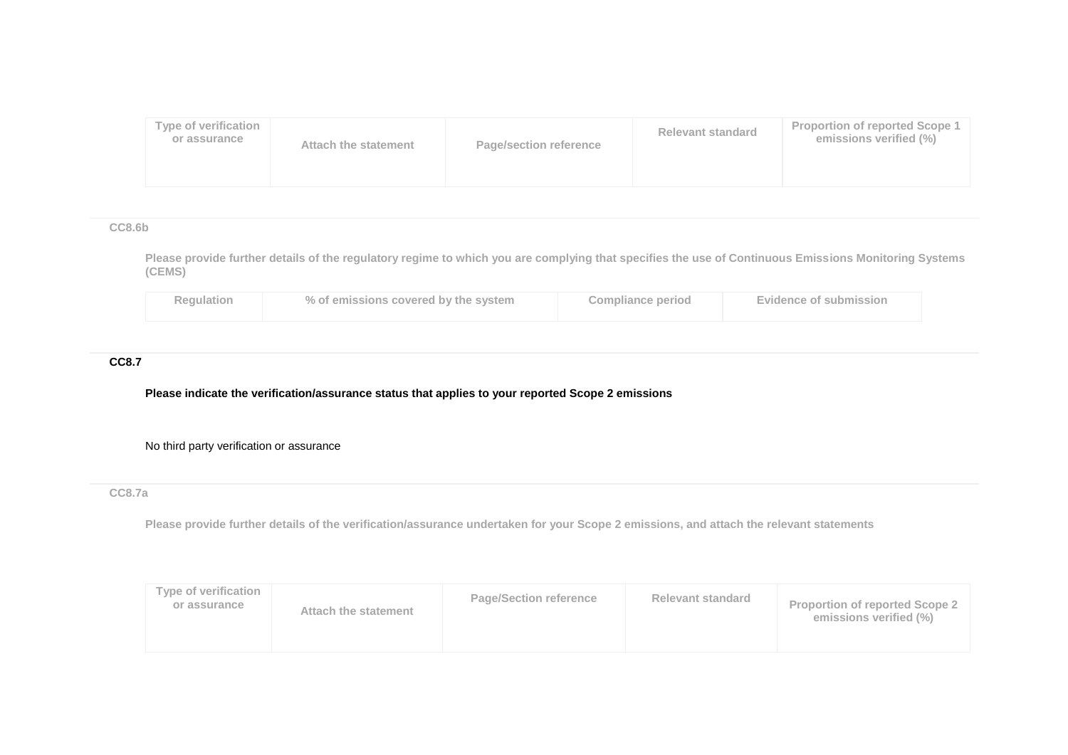| Type of verification or assurance | Attach the statement | Page/section reference | Relevant standard | Proportion of reported Scope 1 emissions verified (%) |
|---|---|---|---|---|
| | | | | |

CC8.6b

**Please provide further details of the regulatory regime to which you are complying that specifies the use of Continuous Emissions Monitoring Systems (CEMS)**

| Regulation | % of emissions covered by the system | Compliance period | Evidence of submission |
|---|---|---|---|

**CC8.7**

**Please indicate the verification/assurance status that applies to your reported Scope 2 emissions**

No third party verification or assurance

CC8.7a

**Please provide further details of the verification/assurance undertaken for your Scope 2 emissions, and attach the relevant statements**

| Type of verification or assurance | Attach the statement | Page/Section reference | Relevant standard | Proportion of reported Scope 2 emissions verified (%) |
|---|---|---|---|---|
| | | | | |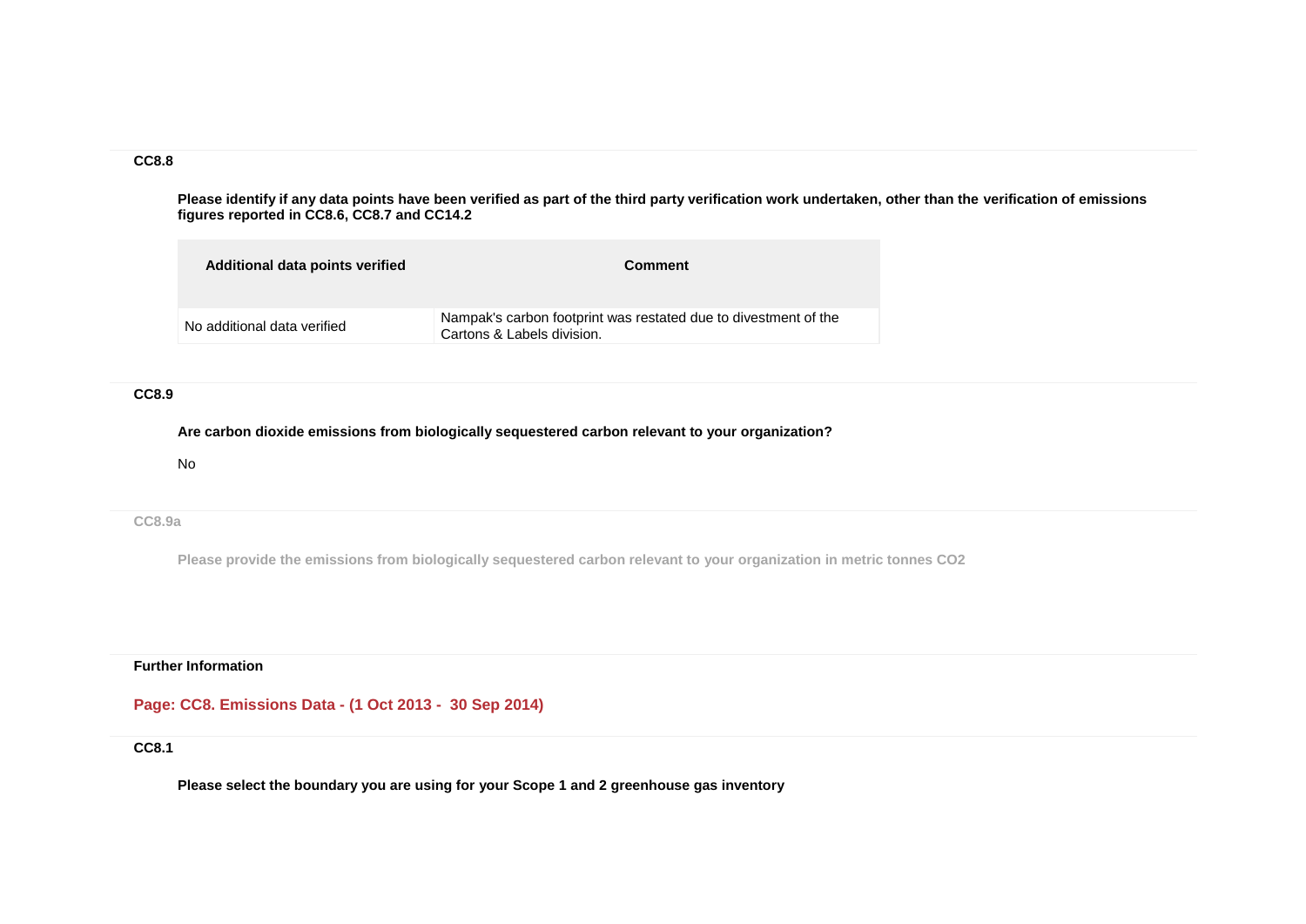**CC8.8**

**Please identify if any data points have been verified as part of the third party verification work undertaken, other than the verification of emissions figures reported in CC8.6, CC8.7 and CC14.2**

| Additional data points verified | Comment |
|---|---|
| No additional data verified | Nampak's carbon footprint was restated due to divestment of the Cartons & Labels division. |

**CC8.9**

**Are carbon dioxide emissions from biologically sequestered carbon relevant to your organization?**

No

**CC8.9a**

**Please provide the emissions from biologically sequestered carbon relevant to your organization in metric tonnes $CO_2$**

**Further Information**

## Page: CC8. Emissions Data - (1 Oct 2013 - 30 Sep 2014)

**CC8.1**

**Please select the boundary you are using for your Scope 1 and 2 greenhouse gas inventory**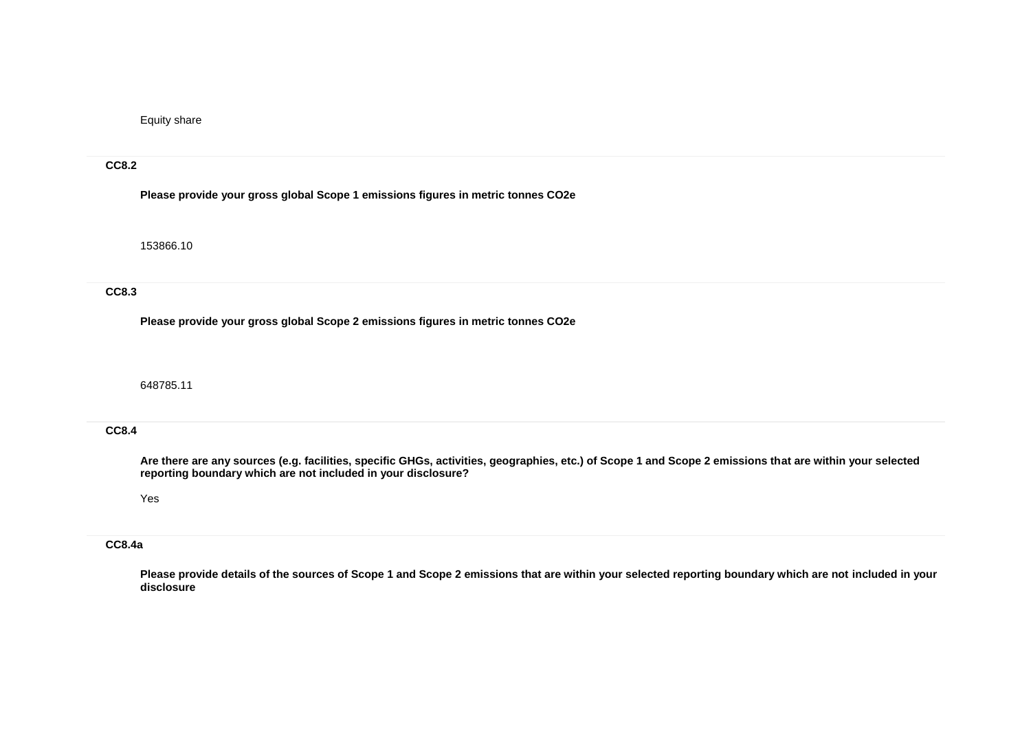Equity share

### CC8.2

**Please provide your gross global Scope 1 emissions figures in metric tonnes CO2e**

153866.10

### CC8.3

**Please provide your gross global Scope 2 emissions figures in metric tonnes CO2e**

648785.11

### CC8.4

**Are there are any sources (e.g. facilities, specific GHGs, activities, geographies, etc.) of Scope 1 and Scope 2 emissions that are within your selected reporting boundary which are not included in your disclosure?**

Yes

### CC8.4a

**Please provide details of the sources of Scope 1 and Scope 2 emissions that are within your selected reporting boundary which are not included in your disclosure**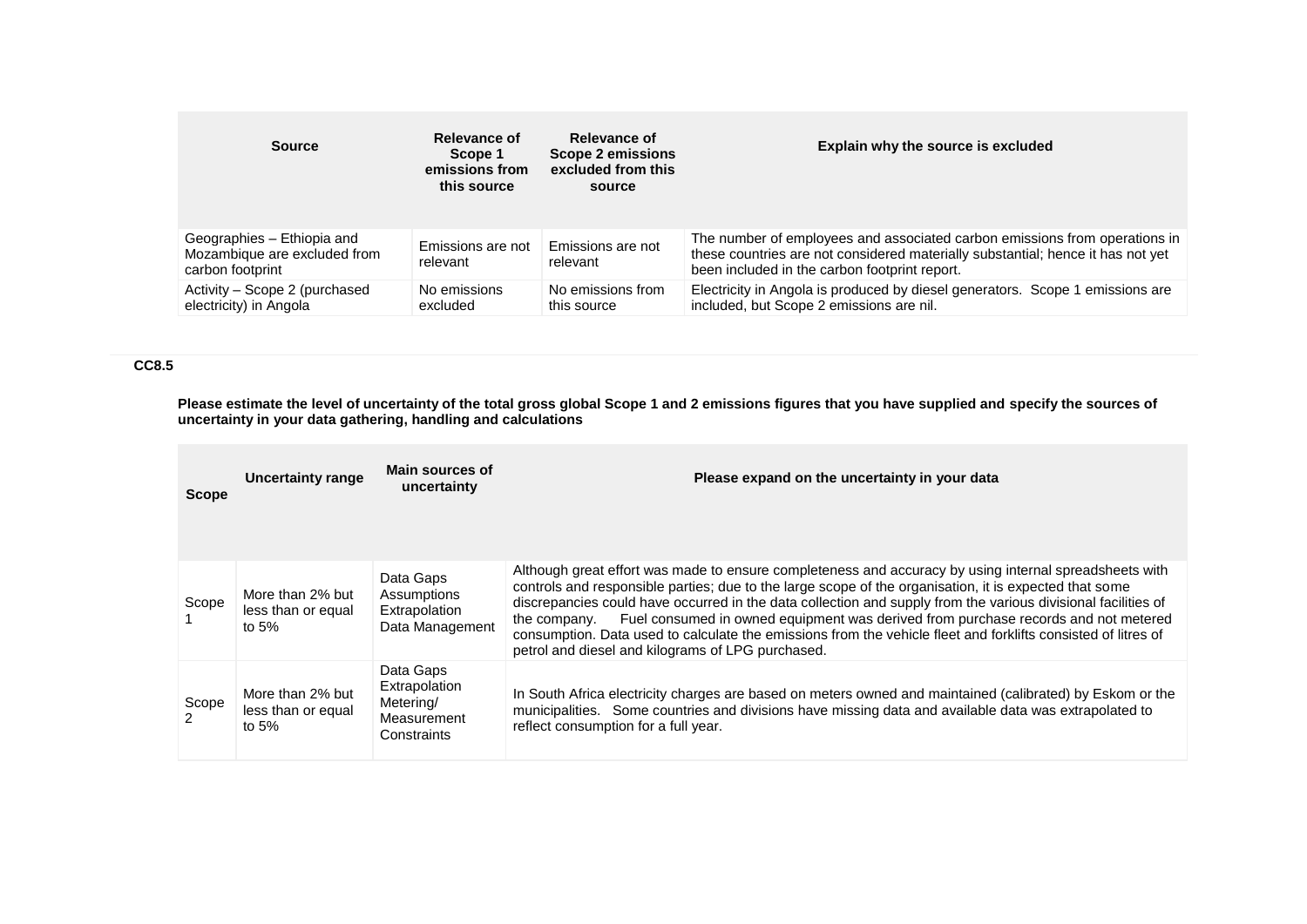| Source | Relevance of Scope 1 emissions from this source | Relevance of Scope 2 emissions excluded from this source | Explain why the source is excluded |
|---|---|---|---|
| Geographies – Ethiopia and Mozambique are excluded from carbon footprint | Emissions are not relevant | Emissions are not relevant | The number of employees and associated carbon emissions from operations in these countries are not considered materially substantial; hence it has not yet been included in the carbon footprint report. |
| Activity – Scope 2 (purchased electricity) in Angola | No emissions excluded | No emissions from this source | Electricity in Angola is produced by diesel generators. Scope 1 emissions are included, but Scope 2 emissions are nil. |

**CC8.5**

**Please estimate the level of uncertainty of the total gross global Scope 1 and 2 emissions figures that you have supplied and specify the sources of uncertainty in your data gathering, handling and calculations**

| Scope | Uncertainty range | Main sources of uncertainty | Please expand on the uncertainty in your data |
|---|---|---|---|
| Scope 1 | More than 2% but less than or equal to 5% | Data Gaps<br>Assumptions<br>Extrapolation<br>Data Management | Although great effort was made to ensure completeness and accuracy by using internal spreadsheets with controls and responsible parties; due to the large scope of the organisation, it is expected that some discrepancies could have occurred in the data collection and supply from the various divisional facilities of the company. Fuel consumed in owned equipment was derived from purchase records and not metered consumption. Data used to calculate the emissions from the vehicle fleet and forklifts consisted of litres of petrol and diesel and kilograms of LPG purchased. |
| Scope 2 | More than 2% but less than or equal to 5% | Data Gaps<br>Extrapolation<br>Metering/ Measurement Constraints | In South Africa electricity charges are based on meters owned and maintained (calibrated) by Eskom or the municipalities. Some countries and divisions have missing data and available data was extrapolated to reflect consumption for a full year. |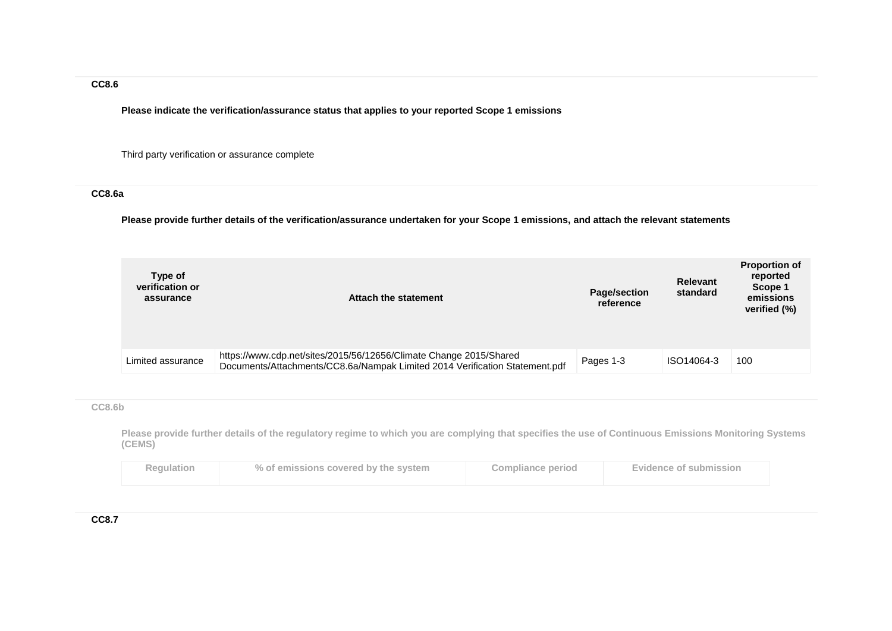### CC8.6

**Please indicate the verification/assurance status that applies to your reported Scope 1 emissions**

Third party verification or assurance complete

### CC8.6a

**Please provide further details of the verification/assurance undertaken for your Scope 1 emissions, and attach the relevant statements**

| Type of verification or assurance | Attach the statement | Page/section reference | Relevant standard | Proportion of reported Scope 1 emissions verified (%) |
|---|---|---|---|---|
| Limited assurance | https://www.cdp.net/sites/2015/56/12656/Climate Change 2015/Shared Documents/Attachments/CC8.6a/Nampak Limited 2014 Verification Statement.pdf | Pages 1-3 | ISO14064-3 | 100 |

### CC8.6b

**Please provide further details of the regulatory regime to which you are complying that specifies the use of Continuous Emissions Monitoring Systems (CEMS)**

| Regulation | % of emissions covered by the system | Compliance period | Evidence of submission |
|---|---|---|---|

### CC8.7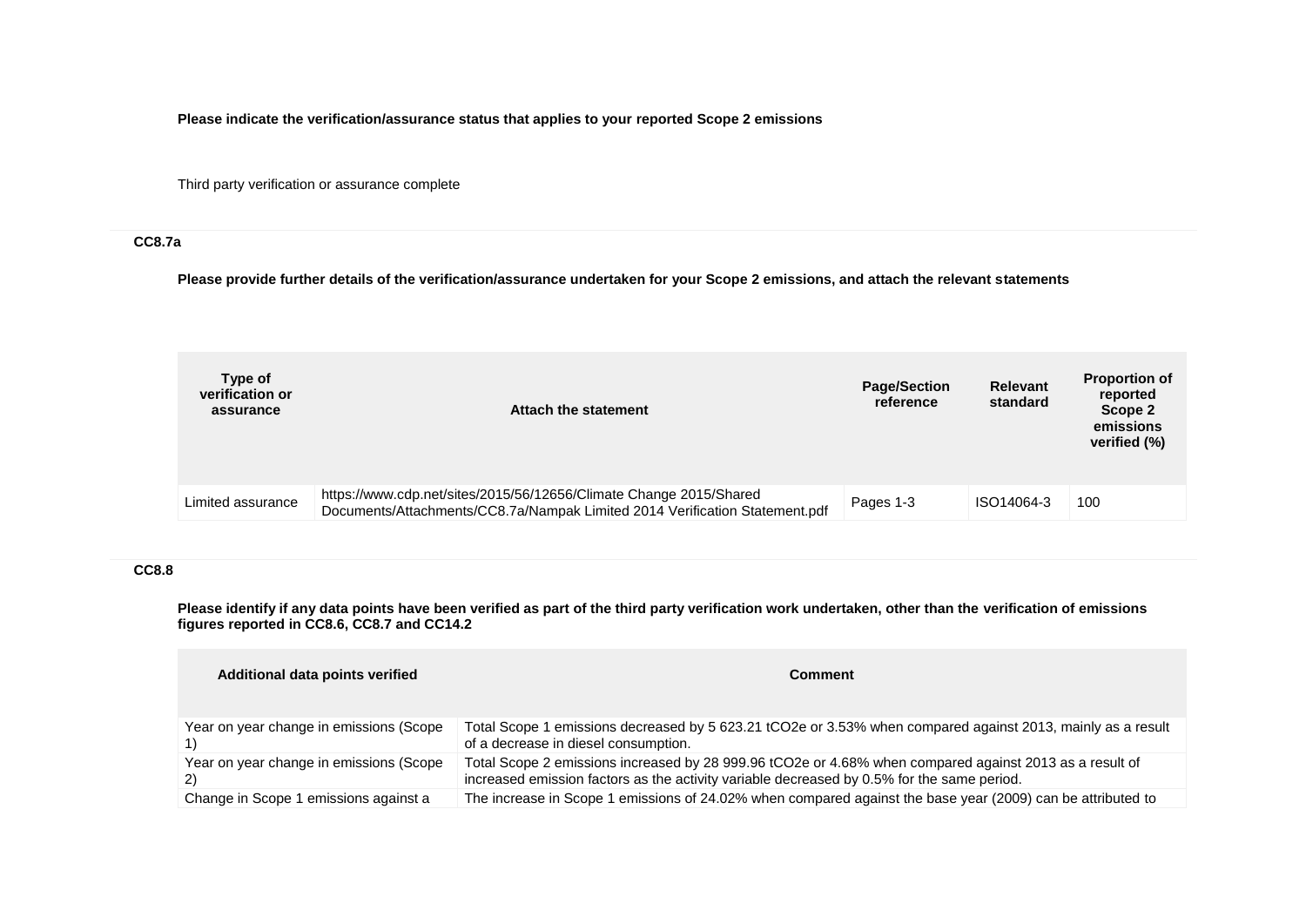**Please indicate the verification/assurance status that applies to your reported Scope 2 emissions**

Third party verification or assurance complete

### CC8.7a

**Please provide further details of the verification/assurance undertaken for your Scope 2 emissions, and attach the relevant statements**

| Type of verification or assurance | Attach the statement | Page/Section reference | Relevant standard | Proportion of reported Scope 2 emissions verified (%) |
|---|---|---|---|---|
| Limited assurance | https://www.cdp.net/sites/2015/56/12656/Climate Change 2015/Shared Documents/Attachments/CC8.7a/Nampak Limited 2014 Verification Statement.pdf | Pages 1-3 | ISO14064-3 | 100 |

### CC8.8

**Please identify if any data points have been verified as part of the third party verification work undertaken, other than the verification of emissions figures reported in CC8.6, CC8.7 and CC14.2**

| Additional data points verified | Comment |
|---|---|
| Year on year change in emissions (Scope 1) | Total Scope 1 emissions decreased by 5 623.21 tCO2e or 3.53% when compared against 2013, mainly as a result of a decrease in diesel consumption. |
| Year on year change in emissions (Scope 2) | Total Scope 2 emissions increased by 28 999.96 tCO2e or 4.68% when compared against 2013 as a result of increased emission factors as the activity variable decreased by 0.5% for the same period. |
| Change in Scope 1 emissions against a | The increase in Scope 1 emissions of 24.02% when compared against the base year (2009) can be attributed to |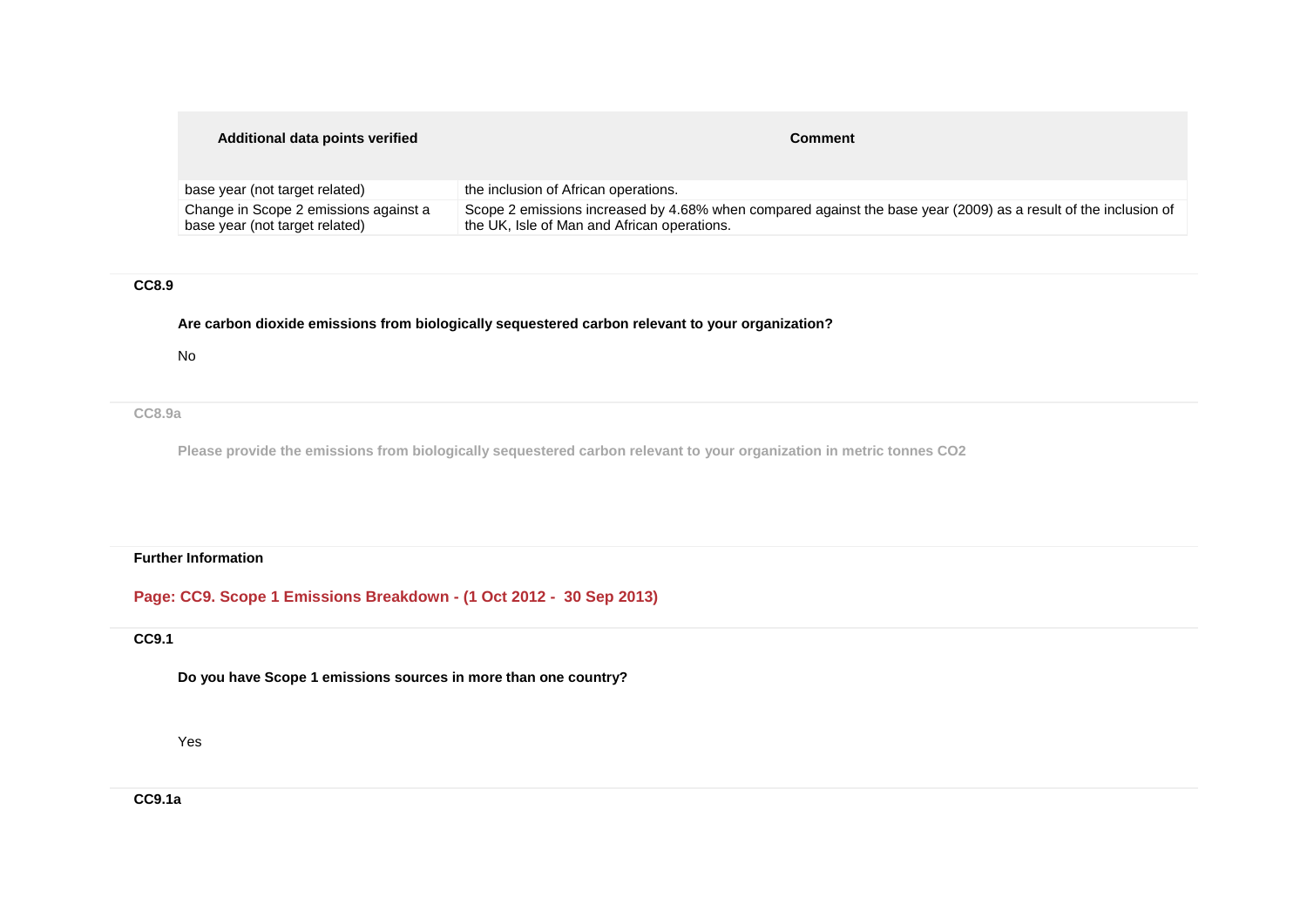| Additional data points verified | Comment |
|---|---|
| base year (not target related) | the inclusion of African operations. |
| Change in Scope 2 emissions against a base year (not target related) | Scope 2 emissions increased by 4.68% when compared against the base year (2009) as a result of the inclusion of the UK, Isle of Man and African operations. |

**CC8.9**

**Are carbon dioxide emissions from biologically sequestered carbon relevant to your organization?**

No

**CC8.9a**

**Please provide the emissions from biologically sequestered carbon relevant to your organization in metric tonnes CO2**

**Further Information**

## Page: CC9. Scope 1 Emissions Breakdown - (1 Oct 2012 - 30 Sep 2013)

**CC9.1**

**Do you have Scope 1 emissions sources in more than one country?**

Yes

**CC9.1a**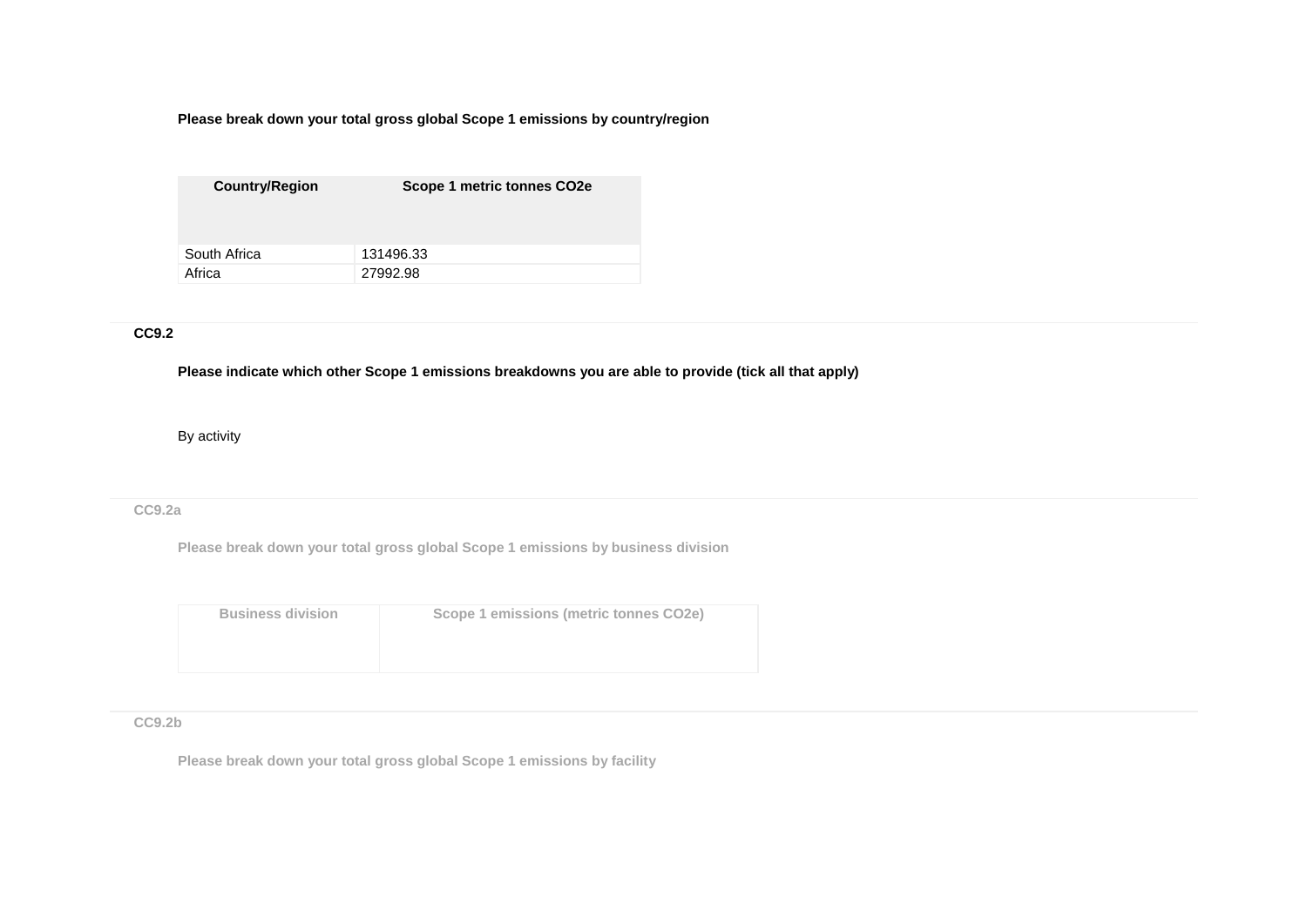**Please break down your total gross global Scope 1 emissions by country/region**

| Country/Region | Scope 1 metric tonnes CO2e |
|---|---|
| South Africa | 131496.33 |
| Africa | 27992.98 |

**CC9.2**

**Please indicate which other Scope 1 emissions breakdowns you are able to provide (tick all that apply)**

By activity

**CC9.2a**

**Please break down your total gross global Scope 1 emissions by business division**

| Business division | Scope 1 emissions (metric tonnes CO2e) |
|---|---|
| | |

**CC9.2b**

**Please break down your total gross global Scope 1 emissions by facility**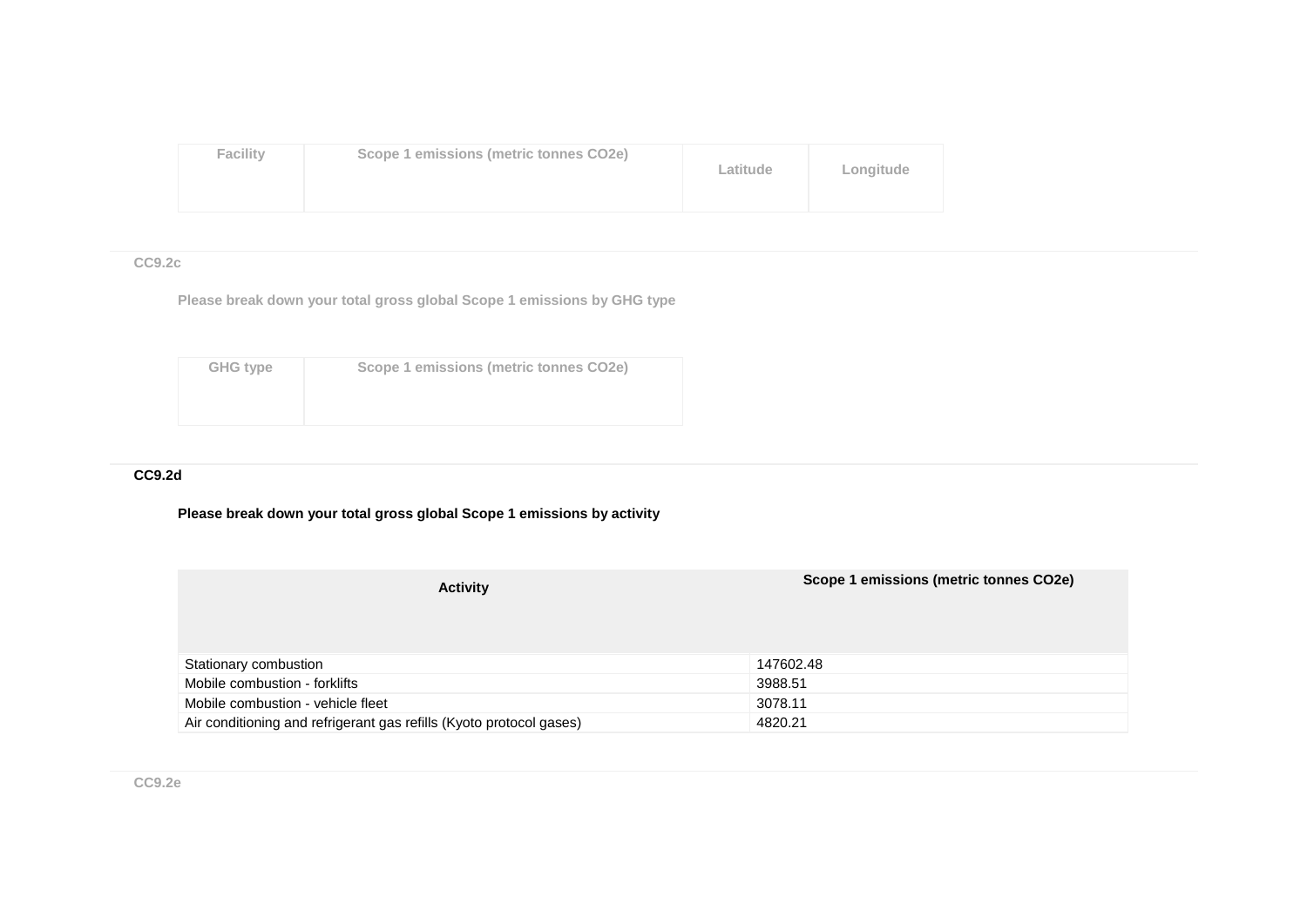| Facility | Scope 1 emissions (metric tonnes CO2e) | Latitude | Longitude |
|---|---|---|---|

### CC9.2c

**Please break down your total gross global Scope 1 emissions by GHG type**

| GHG type | Scope 1 emissions (metric tonnes CO2e) |
|---|---|

### CC9.2d

**Please break down your total gross global Scope 1 emissions by activity**

| Activity | Scope 1 emissions (metric tonnes CO2e) |
|---|---|
| Stationary combustion | 147602.48 |
| Mobile combustion - forklifts | 3988.51 |
| Mobile combustion - vehicle fleet | 3078.11 |
| Air conditioning and refrigerant gas refills (Kyoto protocol gases) | 4820.21 |

### CC9.2e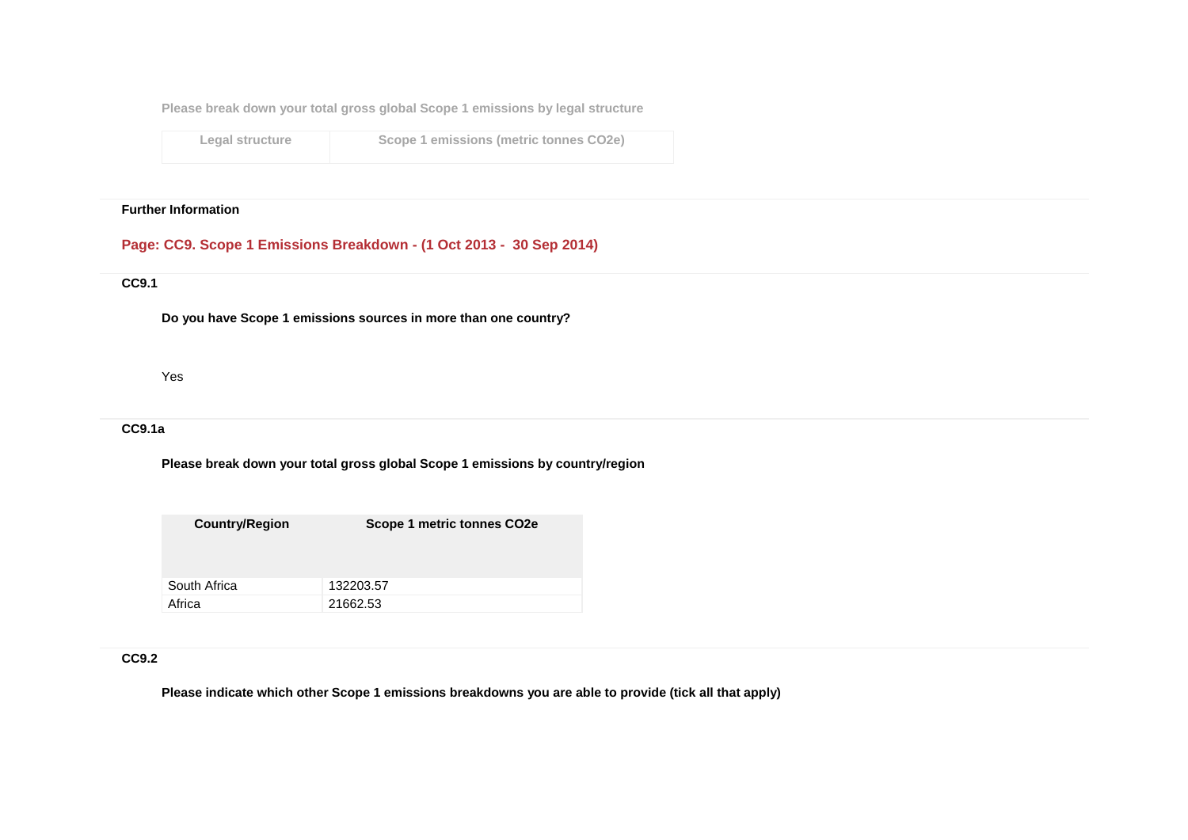Please break down your total gross global Scope 1 emissions by legal structure

| Legal structure | Scope 1 emissions (metric tonnes CO2e) |
|---|---|

**Further Information**

## Page: CC9. Scope 1 Emissions Breakdown - (1 Oct 2013 - 30 Sep 2014)

### CC9.1

**Do you have Scope 1 emissions sources in more than one country?**

Yes

### CC9.1a

**Please break down your total gross global Scope 1 emissions by country/region**

| Country/Region | Scope 1 metric tonnes CO2e |
|---|---|
| South Africa | 132203.57 |
| Africa | 21662.53 |

### CC9.2

**Please indicate which other Scope 1 emissions breakdowns you are able to provide (tick all that apply)**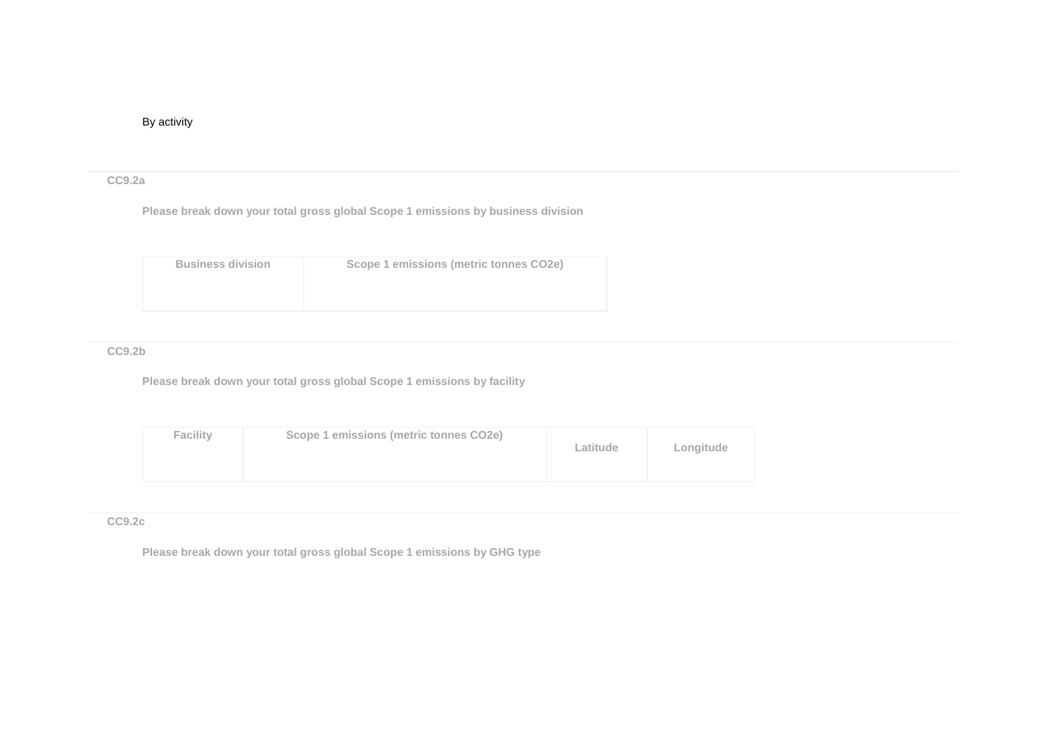By activity

CC9.2a

**Please break down your total gross global Scope 1 emissions by business division**

| Business division | Scope 1 emissions (metric tonnes CO2e) |
|---|---|
| | |

CC9.2b

**Please break down your total gross global Scope 1 emissions by facility**

| Facility | Scope 1 emissions (metric tonnes CO2e) | Latitude | Longitude |
|---|---|---|---|
| | | | |

CC9.2c

**Please break down your total gross global Scope 1 emissions by GHG type**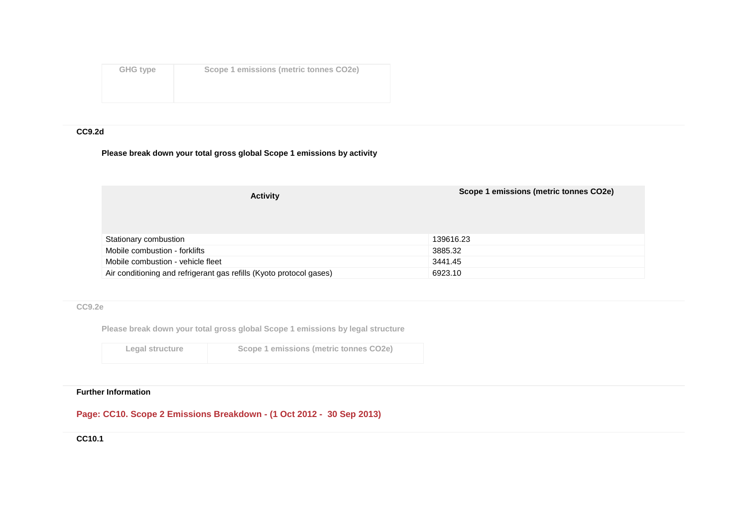| GHG type | Scope 1 emissions (metric tonnes CO2e) |
|---|---|

**CC9.2d**

**Please break down your total gross global Scope 1 emissions by activity**

| Activity | Scope 1 emissions (metric tonnes CO2e) |
|---|---|
| Stationary combustion | 139616.23 |
| Mobile combustion - forklifts | 3885.32 |
| Mobile combustion - vehicle fleet | 3441.45 |
| Air conditioning and refrigerant gas refills (Kyoto protocol gases) | 6923.10 |

**CC9.2e**

**Please break down your total gross global Scope 1 emissions by legal structure**

| Legal structure | Scope 1 emissions (metric tonnes CO2e) |
|---|---|

**Further Information**

## Page: CC10. Scope 2 Emissions Breakdown - (1 Oct 2012 - 30 Sep 2013)

**CC10.1**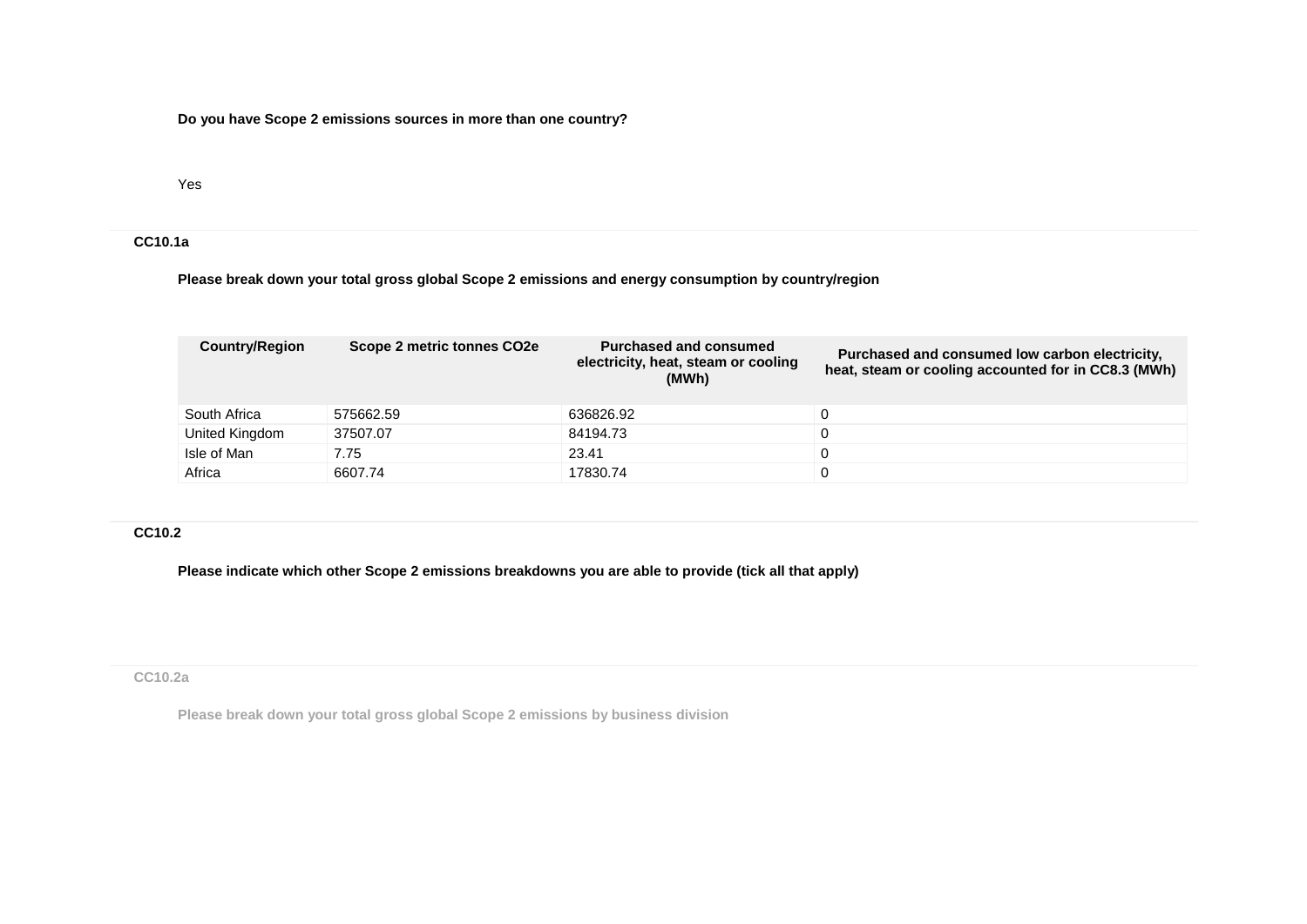**Do you have Scope 2 emissions sources in more than one country?**

Yes

### CC10.1a

**Please break down your total gross global Scope 2 emissions and energy consumption by country/region**

| Country/Region | Scope 2 metric tonnes CO2e | Purchased and consumed electricity, heat, steam or cooling (MWh) | Purchased and consumed low carbon electricity, heat, steam or cooling accounted for in CC8.3 (MWh) |
|---|---|---|---|
| South Africa | 575662.59 | 636826.92 | 0 |
| United Kingdom | 37507.07 | 84194.73 | 0 |
| Isle of Man | 7.75 | 23.41 | 0 |
| Africa | 6607.74 | 17830.74 | 0 |

### CC10.2

**Please indicate which other Scope 2 emissions breakdowns you are able to provide (tick all that apply)**

### CC10.2a

**Please break down your total gross global Scope 2 emissions by business division**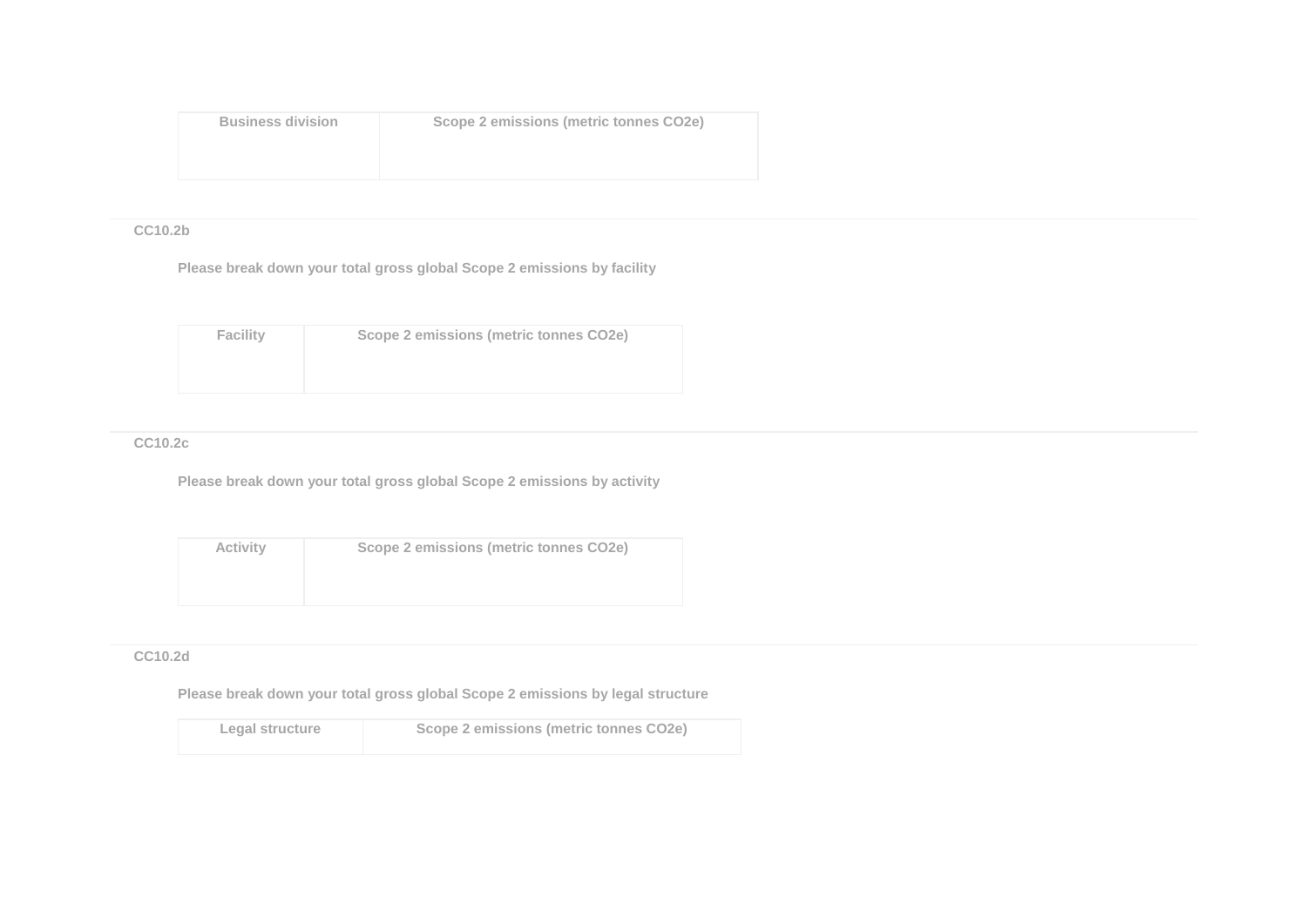| Business division | Scope 2 emissions (metric tonnes CO2e) |
|---|---|
| | |

CC10.2b

Please break down your total gross global Scope 2 emissions by facility

| Facility | Scope 2 emissions (metric tonnes CO2e) |
|---|---|
| | |

CC10.2c

Please break down your total gross global Scope 2 emissions by activity

| Activity | Scope 2 emissions (metric tonnes CO2e) |
|---|---|
| | |

CC10.2d

Please break down your total gross global Scope 2 emissions by legal structure

| Legal structure | Scope 2 emissions (metric tonnes CO2e) |
|---|---|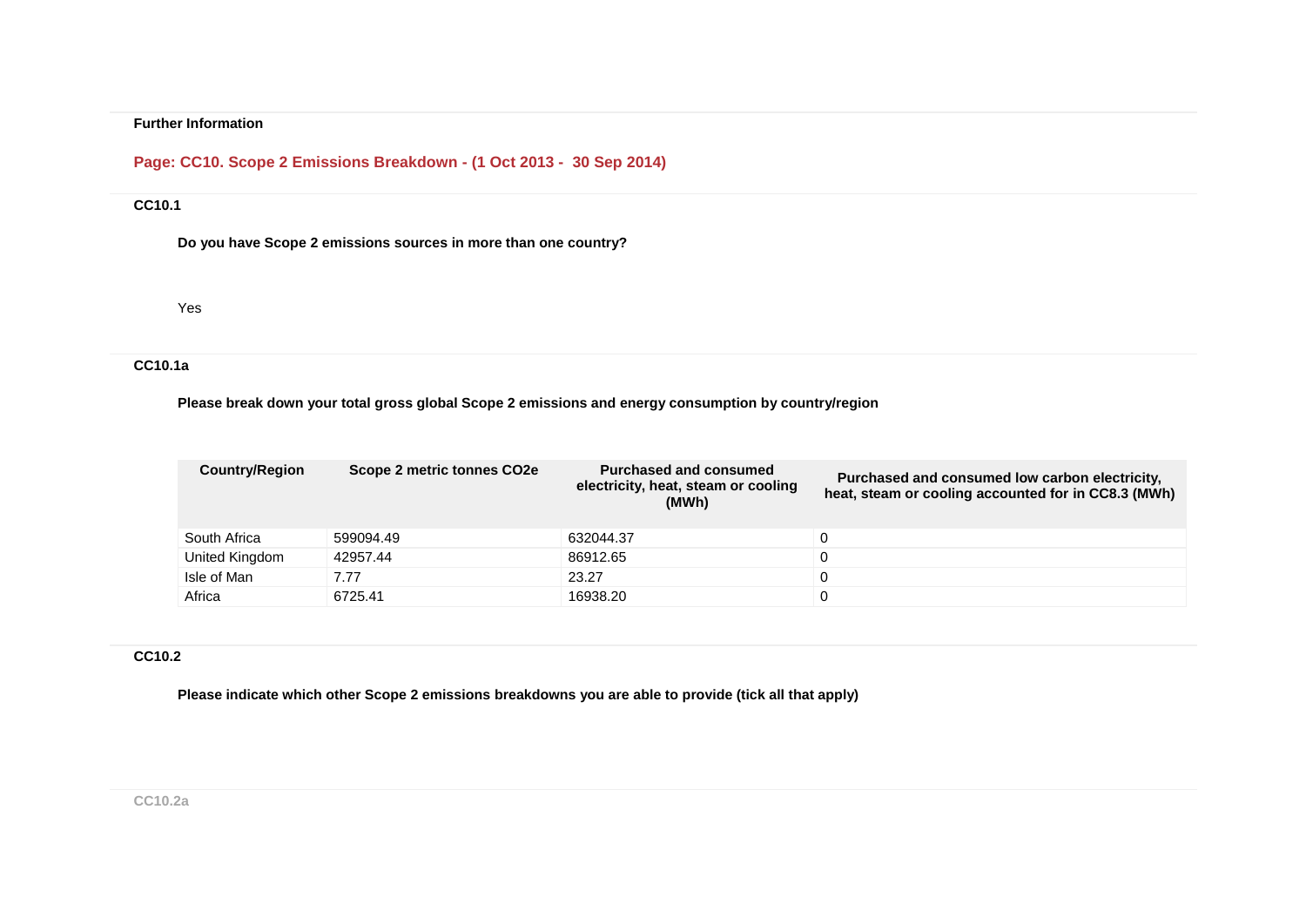**Further Information**

## Page: CC10. Scope 2 Emissions Breakdown - (1 Oct 2013 - 30 Sep 2014)

### CC10.1

**Do you have Scope 2 emissions sources in more than one country?**

Yes

### CC10.1a

**Please break down your total gross global Scope 2 emissions and energy consumption by country/region**

| Country/Region | Scope 2 metric tonnes CO2e | Purchased and consumed electricity, heat, steam or cooling (MWh) | Purchased and consumed low carbon electricity, heat, steam or cooling accounted for in CC8.3 (MWh) |
|---|---|---|---|
| South Africa | 599094.49 | 632044.37 | 0 |
| United Kingdom | 42957.44 | 86912.65 | 0 |
| Isle of Man | 7.77 | 23.27 | 0 |
| Africa | 6725.41 | 16938.20 | 0 |

### CC10.2

**Please indicate which other Scope 2 emissions breakdowns you are able to provide (tick all that apply)**

### CC10.2a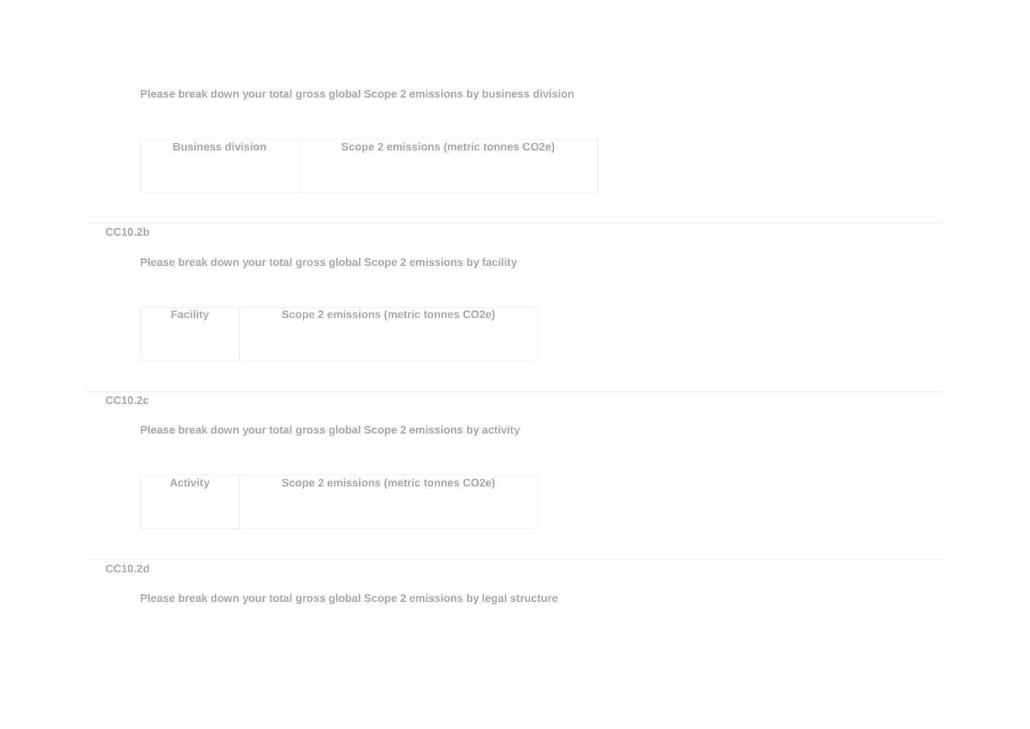Please break down your total gross global Scope 2 emissions by business division

| Business division | Scope 2 emissions (metric tonnes CO2e) |
|---|---|
| | |

### CC10.2b

Please break down your total gross global Scope 2 emissions by facility

| Facility | Scope 2 emissions (metric tonnes CO2e) |
|---|---|
| | |

### CC10.2c

Please break down your total gross global Scope 2 emissions by activity

| Activity | Scope 2 emissions (metric tonnes CO2e) |
|---|---|
| | |

### CC10.2d

Please break down your total gross global Scope 2 emissions by legal structure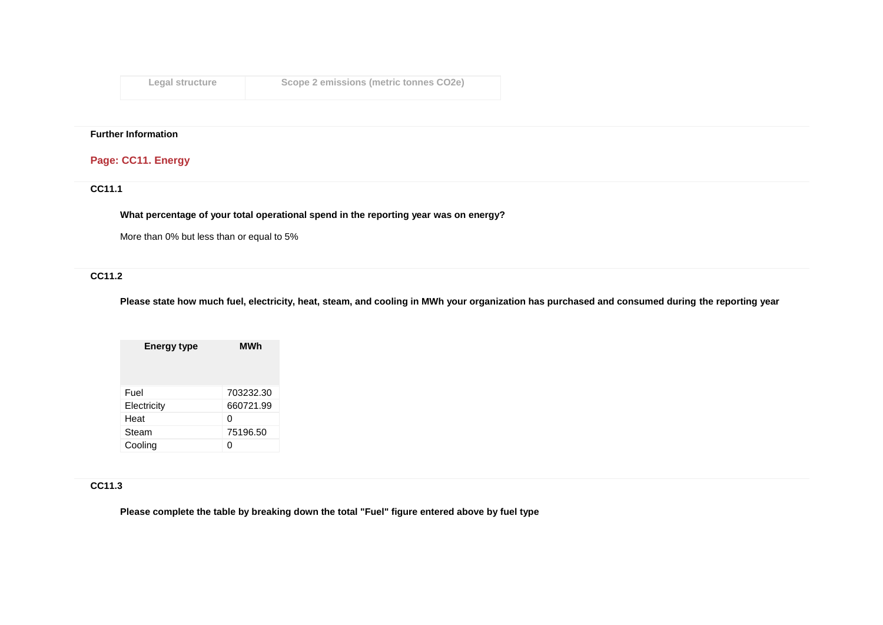| Legal structure | Scope 2 emissions (metric tonnes CO2e) |
|---|---|

**Further Information**

## Page: CC11. Energy

### CC11.1

**What percentage of your total operational spend in the reporting year was on energy?**

More than 0% but less than or equal to 5%

### CC11.2

**Please state how much fuel, electricity, heat, steam, and cooling in MWh your organization has purchased and consumed during the reporting year**

| Energy type | MWh |
|---|---|
| Fuel | 703232.30 |
| Electricity | 660721.99 |
| Heat | 0 |
| Steam | 75196.50 |
| Cooling | 0 |

### CC11.3

**Please complete the table by breaking down the total "Fuel" figure entered above by fuel type**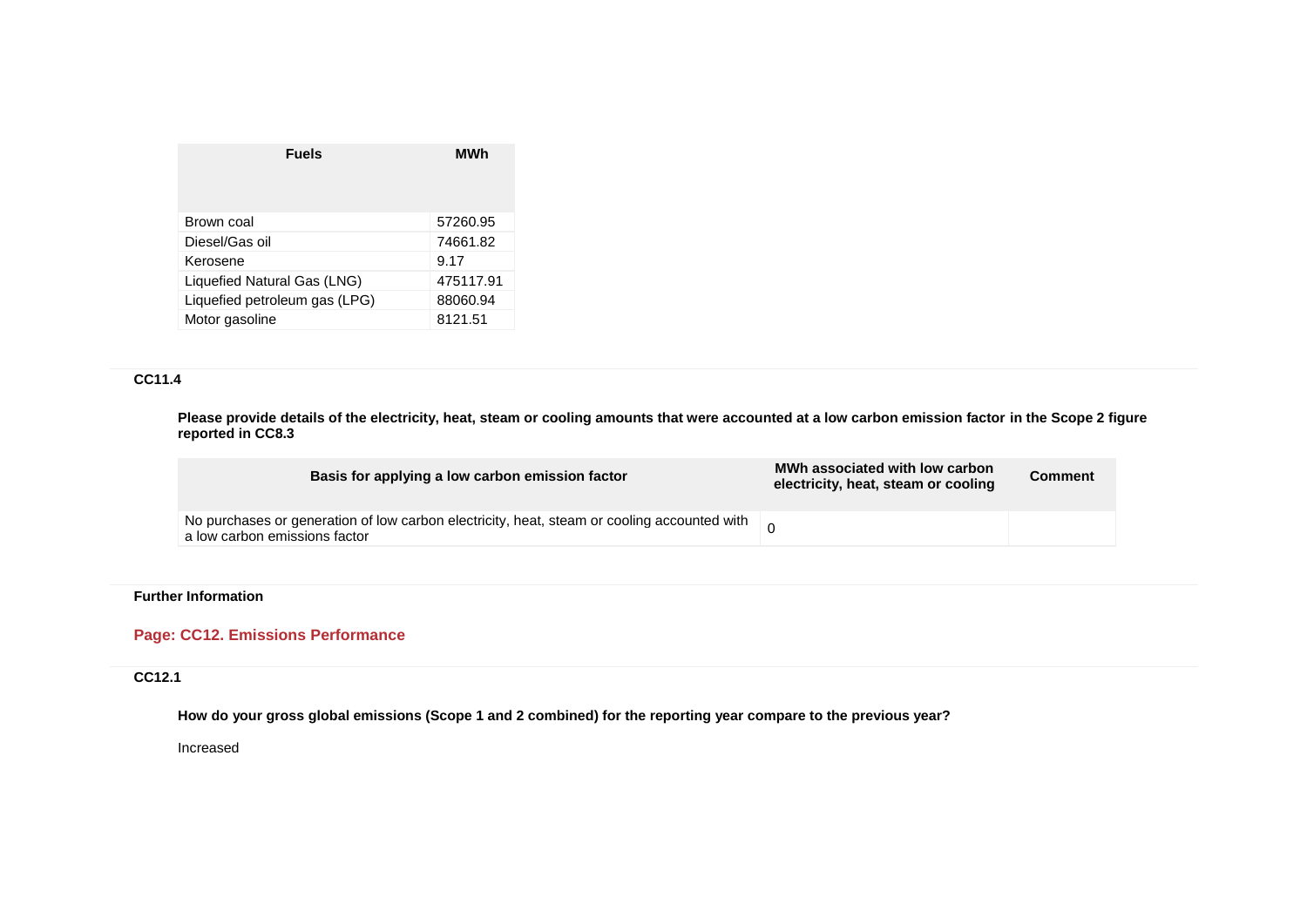| Fuels | MWh |
|---|---|
| Brown coal | 57260.95 |
| Diesel/Gas oil | 74661.82 |
| Kerosene | 9.17 |
| Liquefied Natural Gas (LNG) | 475117.91 |
| Liquefied petroleum gas (LPG) | 88060.94 |
| Motor gasoline | 8121.51 |

**CC11.4**

**Please provide details of the electricity, heat, steam or cooling amounts that were accounted at a low carbon emission factor in the Scope 2 figure reported in CC8.3**

| Basis for applying a low carbon emission factor | MWh associated with low carbon electricity, heat, steam or cooling | Comment |
|---|---|---|
| No purchases or generation of low carbon electricity, heat, steam or cooling accounted with a low carbon emissions factor | 0 | |

**Further Information**

## Page: CC12. Emissions Performance

**CC12.1**

**How do your gross global emissions (Scope 1 and 2 combined) for the reporting year compare to the previous year?**

Increased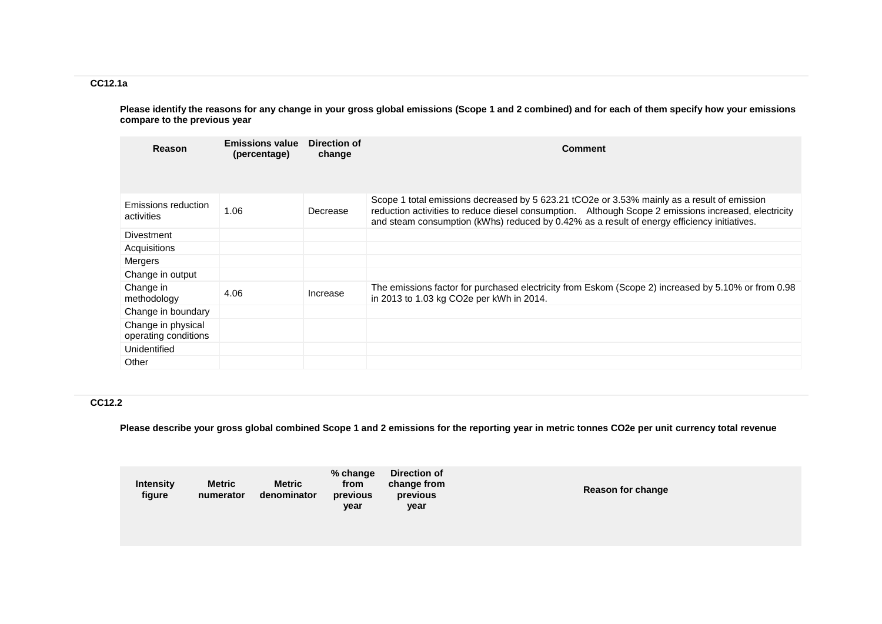### CC12.1a

**Please identify the reasons for any change in your gross global emissions (Scope 1 and 2 combined) and for each of them specify how your emissions compare to the previous year**

| Reason | Emissions value (percentage) | Direction of change | Comment |
|---|---|---|---|
| Emissions reduction activities | 1.06 | Decrease | Scope 1 total emissions decreased by 5 623.21 tCO2e or 3.53% mainly as a result of emission reduction activities to reduce diesel consumption. Although Scope 2 emissions increased, electricity and steam consumption (kWhs) reduced by 0.42% as a result of energy efficiency initiatives. |
| Divestment | | | |
| Acquisitions | | | |
| Mergers | | | |
| Change in output | | | |
| Change in methodology | 4.06 | Increase | The emissions factor for purchased electricity from Eskom (Scope 2) increased by 5.10% or from 0.98 in 2013 to 1.03 kg CO2e per kWh in 2014. |
| Change in boundary | | | |
| Change in physical operating conditions | | | |
| Unidentified | | | |
| Other | | | |

### CC12.2

**Please describe your gross global combined Scope 1 and 2 emissions for the reporting year in metric tonnes CO2e per unit currency total revenue**

| Intensity figure | Metric numerator | Metric denominator | % change from previous year | Direction of change from previous year | Reason for change |
|---|---|---|---|---|---|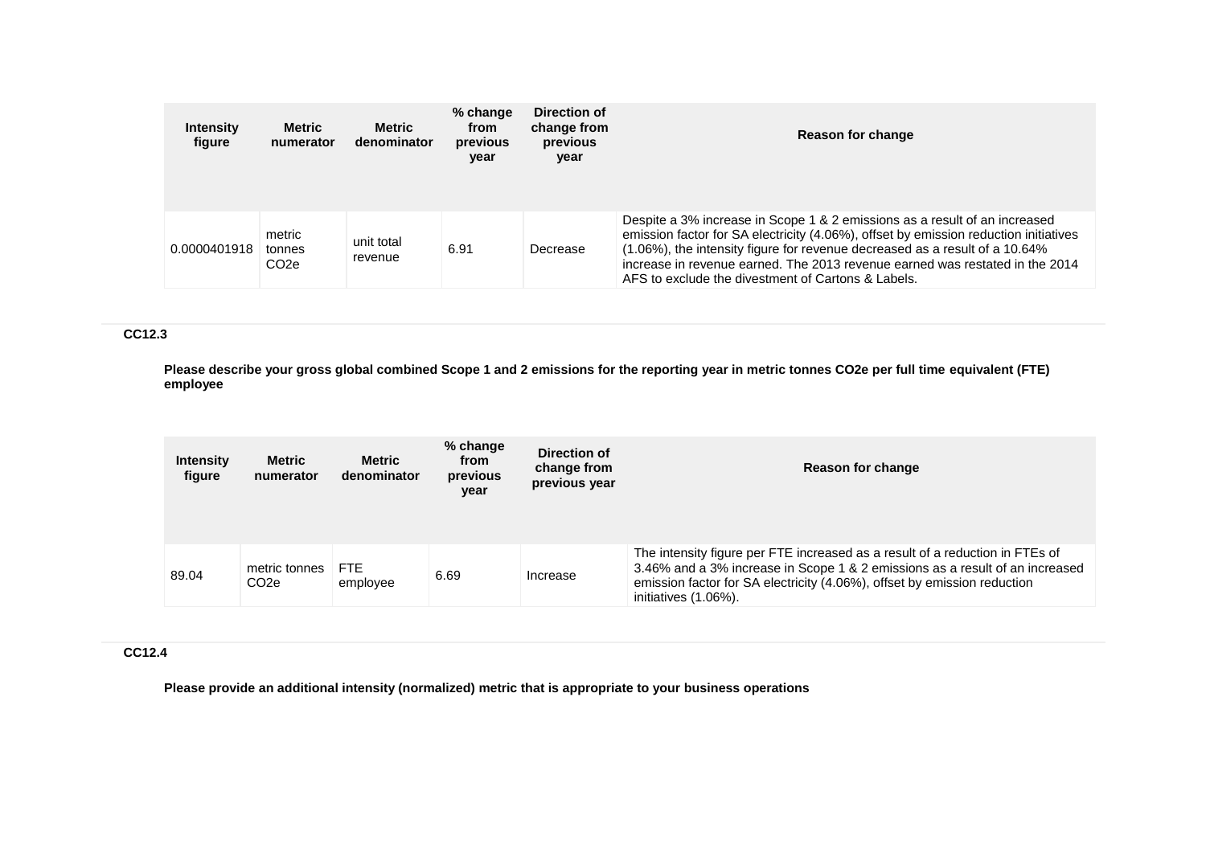| Intensity figure | Metric numerator | Metric denominator | % change from previous year | Direction of change from previous year | Reason for change |
|---|---|---|---|---|---|
| 0.0000401918 | metric tonnes CO2e | unit total revenue | 6.91 | Decrease | Despite a 3% increase in Scope 1 & 2 emissions as a result of an increased emission factor for SA electricity (4.06%), offset by emission reduction initiatives (1.06%), the intensity figure for revenue decreased as a result of a 10.64% increase in revenue earned. The 2013 revenue earned was restated in the 2014 AFS to exclude the divestment of Cartons & Labels. |

**CC12.3**

**Please describe your gross global combined Scope 1 and 2 emissions for the reporting year in metric tonnes CO2e per full time equivalent (FTE) employee**

| Intensity figure | Metric numerator | Metric denominator | % change from previous year | Direction of change from previous year | Reason for change |
|---|---|---|---|---|---|
| 89.04 | metric tonnes CO2e | FTE employee | 6.69 | Increase | The intensity figure per FTE increased as a result of a reduction in FTEs of 3.46% and a 3% increase in Scope 1 & 2 emissions as a result of an increased emission factor for SA electricity (4.06%), offset by emission reduction initiatives (1.06%). |

**CC12.4**

**Please provide an additional intensity (normalized) metric that is appropriate to your business operations**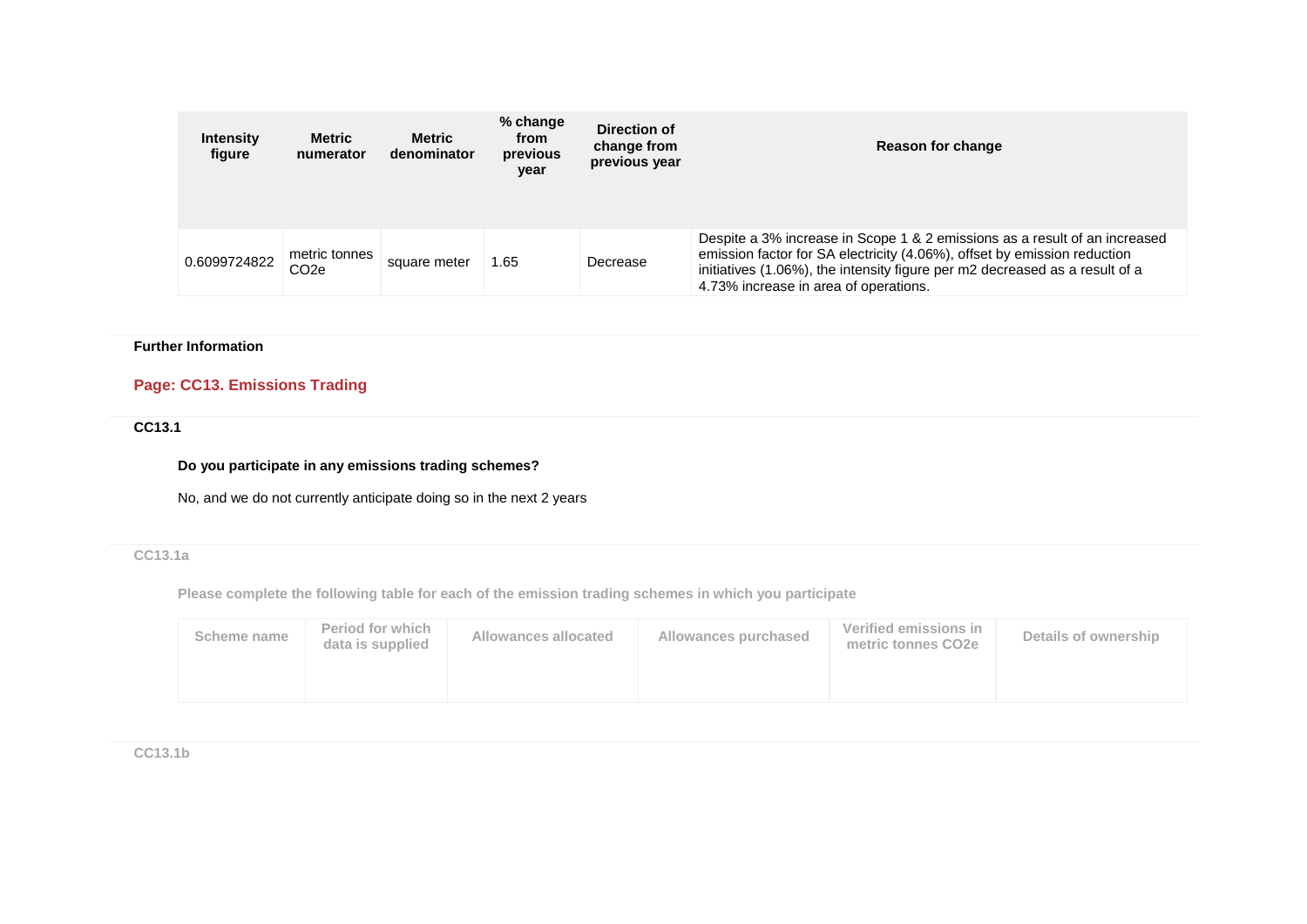| Intensity figure | Metric numerator | Metric denominator | % change from previous year | Direction of change from previous year | Reason for change |
|---|---|---|---|---|---|
| 0.6099724822 | metric tonnes CO2e | square meter | 1.65 | Decrease | Despite a 3% increase in Scope 1 & 2 emissions as a result of an increased emission factor for SA electricity (4.06%), offset by emission reduction initiatives (1.06%), the intensity figure per m2 decreased as a result of a 4.73% increase in area of operations. |

**Further Information**

## Page: CC13. Emissions Trading

### CC13.1

**Do you participate in any emissions trading schemes?**

No, and we do not currently anticipate doing so in the next 2 years

### CC13.1a

**Please complete the following table for each of the emission trading schemes in which you participate**

| Scheme name | Period for which data is supplied | Allowances allocated | Allowances purchased | Verified emissions in metric tonnes CO2e | Details of ownership |
|---|---|---|---|---|---|
| | | | | | |

### CC13.1b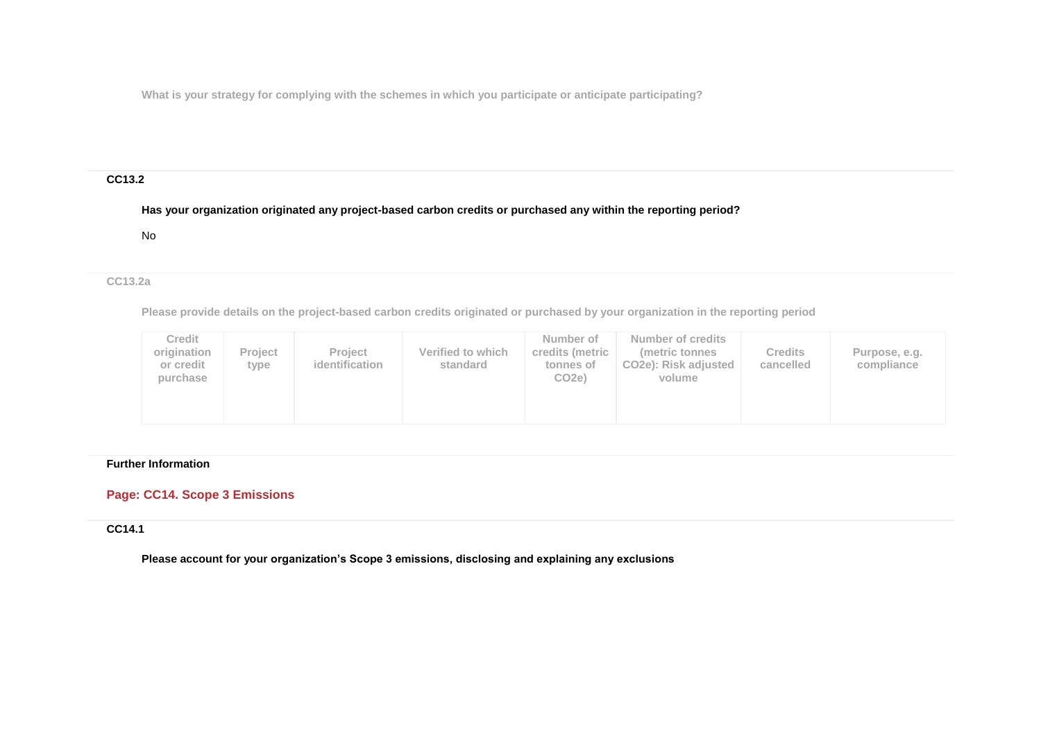What is your strategy for complying with the schemes in which you participate or anticipate participating?

**CC13.2**

**Has your organization originated any project-based carbon credits or purchased any within the reporting period?**

No

**CC13.2a**

Please provide details on the project-based carbon credits originated or purchased by your organization in the reporting period

| Credit origination or credit purchase | Project type | Project identification | Verified to which standard | Number of credits (metric tonnes of CO2e) | Number of credits (metric tonnes CO2e): Risk adjusted volume | Credits cancelled | Purpose, e.g. compliance |
|---|---|---|---|---|---|---|---|
| | | | | | | | |

**Further Information**

## Page: CC14. Scope 3 Emissions

**CC14.1**

**Please account for your organization's Scope 3 emissions, disclosing and explaining any exclusions**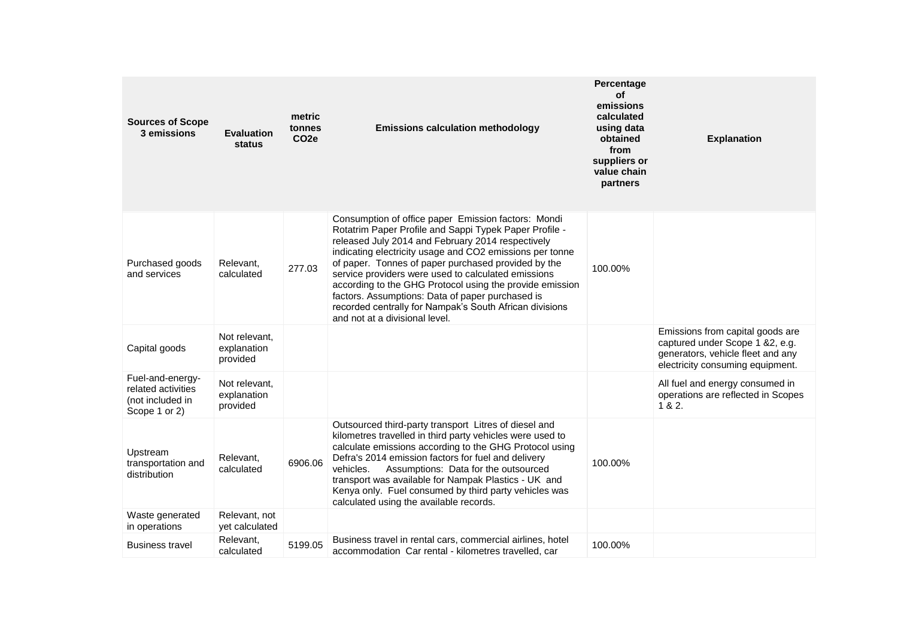| Sources of Scope 3 emissions | Evaluation status | metric tonnes $CO_2e$ | Emissions calculation methodology | Percentage of emissions calculated using data obtained from suppliers or value chain partners | Explanation |
|---|---|---|---|---|---|
| Purchased goods and services | Relevant, calculated | 277.03 | Consumption of office paper Emission factors: Mondi Rotatrim Paper Profile and Sappi Typek Paper Profile - released July 2014 and February 2014 respectively indicating electricity usage and CO2 emissions per tonne of paper. Tonnes of paper purchased provided by the service providers were used to calculated emissions according to the GHG Protocol using the provide emission factors. Assumptions: Data of paper purchased is recorded centrally for Nampak's South African divisions and not at a divisional level. | 100.00% | |
| Capital goods | Not relevant, explanation provided | | | | Emissions from capital goods are captured under Scope 1 &2, e.g. generators, vehicle fleet and any electricity consuming equipment. |
| Fuel-and-energy-related activities (not included in Scope 1 or 2) | Not relevant, explanation provided | | | | All fuel and energy consumed in operations are reflected in Scopes 1 & 2. |
| Upstream transportation and distribution | Relevant, calculated | 6906.06 | Outsourced third-party transport Litres of diesel and kilometres travelled in third party vehicles were used to calculate emissions according to the GHG Protocol using Defra's 2014 emission factors for fuel and delivery vehicles. Assumptions: Data for the outsourced transport was available for Nampak Plastics - UK and Kenya only. Fuel consumed by third party vehicles was calculated using the available records. | 100.00% | |
| Waste generated in operations | Relevant, not yet calculated | | | | |
| Business travel | Relevant, calculated | 5199.05 | Business travel in rental cars, commercial airlines, hotel accommodation Car rental - kilometres travelled, car | 100.00% | |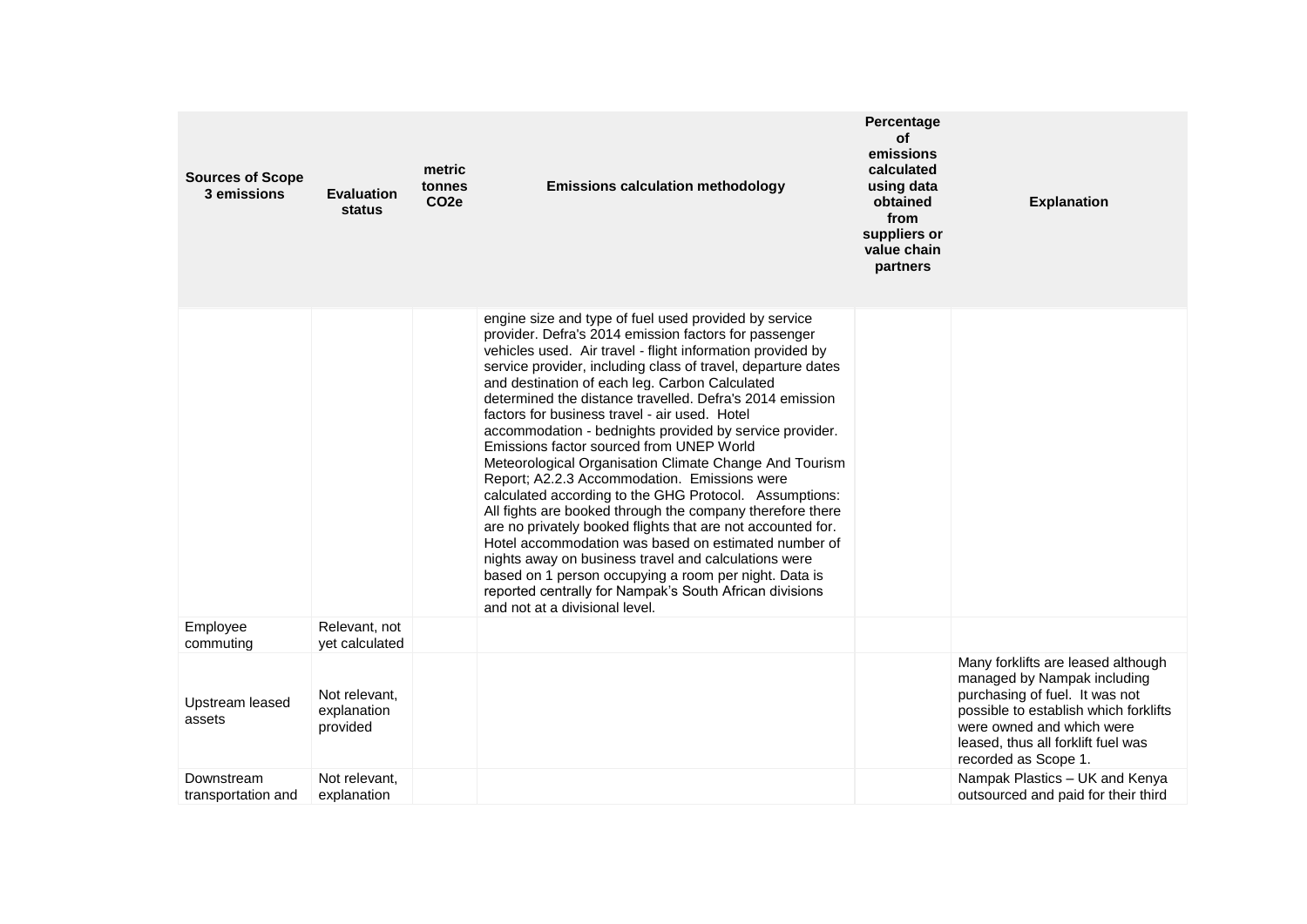| Sources of Scope 3 emissions | Evaluation status | metric tonnes $CO_2e$ | Emissions calculation methodology | Percentage of emissions calculated using data obtained from suppliers or value chain partners | Explanation |
|---|---|---|---|---|---|
| | | | engine size and type of fuel used provided by service provider. Defra's 2014 emission factors for passenger vehicles used. Air travel - flight information provided by service provider, including class of travel, departure dates and destination of each leg. Carbon Calculated determined the distance travelled. Defra's 2014 emission factors for business travel - air used. Hotel accommodation - bednights provided by service provider. Emissions factor sourced from UNEP World Meteorological Organisation Climate Change And Tourism Report; A2.2.3 Accommodation. Emissions were calculated according to the GHG Protocol. Assumptions: All fights are booked through the company therefore there are no privately booked flights that are not accounted for. Hotel accommodation was based on estimated number of nights away on business travel and calculations were based on 1 person occupying a room per night. Data is reported centrally for Nampak's South African divisions and not at a divisional level. | | |
| Employee commuting | Relevant, not yet calculated | | | | |
| Upstream leased assets | Not relevant, explanation provided | | | | Many forklifts are leased although managed by Nampak including purchasing of fuel. It was not possible to establish which forklifts were owned and which were leased, thus all forklift fuel was recorded as Scope 1. |
| Downstream transportation and | Not relevant, explanation | | | | Nampak Plastics – UK and Kenya outsourced and paid for their third |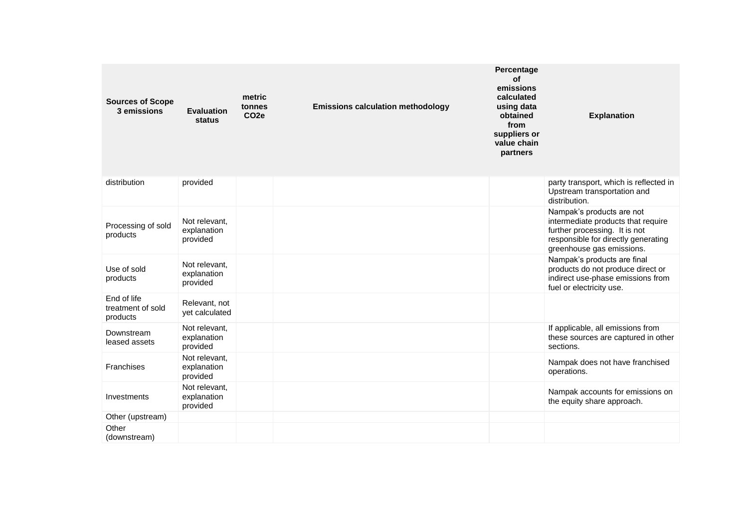| Sources of Scope 3 emissions | Evaluation status | metric tonnes CO2e | Emissions calculation methodology | Percentage of emissions calculated using data obtained from suppliers or value chain partners | Explanation |
|---|---|---|---|---|---|
| distribution | provided | | | | party transport, which is reflected in Upstream transportation and distribution. |
| Processing of sold products | Not relevant, explanation provided | | | | Nampak's products are not intermediate products that require further processing. It is not responsible for directly generating greenhouse gas emissions. |
| Use of sold products | Not relevant, explanation provided | | | | Nampak's products are final products do not produce direct or indirect use-phase emissions from fuel or electricity use. |
| End of life treatment of sold products | Relevant, not yet calculated | | | | |
| Downstream leased assets | Not relevant, explanation provided | | | | If applicable, all emissions from these sources are captured in other sections. |
| Franchises | Not relevant, explanation provided | | | | Nampak does not have franchised operations. |
| Investments | Not relevant, explanation provided | | | | Nampak accounts for emissions on the equity share approach. |
| Other (upstream) | | | | | |
| Other (downstream) | | | | | |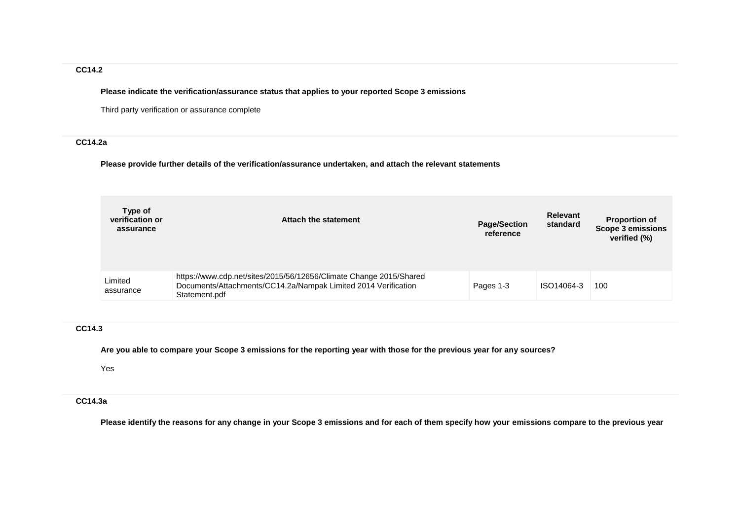### CC14.2

**Please indicate the verification/assurance status that applies to your reported Scope 3 emissions**

Third party verification or assurance complete

### CC14.2a

**Please provide further details of the verification/assurance undertaken, and attach the relevant statements**

| Type of verification or assurance | Attach the statement | Page/Section reference | Relevant standard | Proportion of Scope 3 emissions verified (%) |
|---|---|---|---|---|
| Limited assurance | https://www.cdp.net/sites/2015/56/12656/Climate Change 2015/Shared Documents/Attachments/CC14.2a/Nampak Limited 2014 Verification Statement.pdf | Pages 1-3 | ISO14064-3 | 100 |

### CC14.3

**Are you able to compare your Scope 3 emissions for the reporting year with those for the previous year for any sources?**

Yes

### CC14.3a

**Please identify the reasons for any change in your Scope 3 emissions and for each of them specify how your emissions compare to the previous year**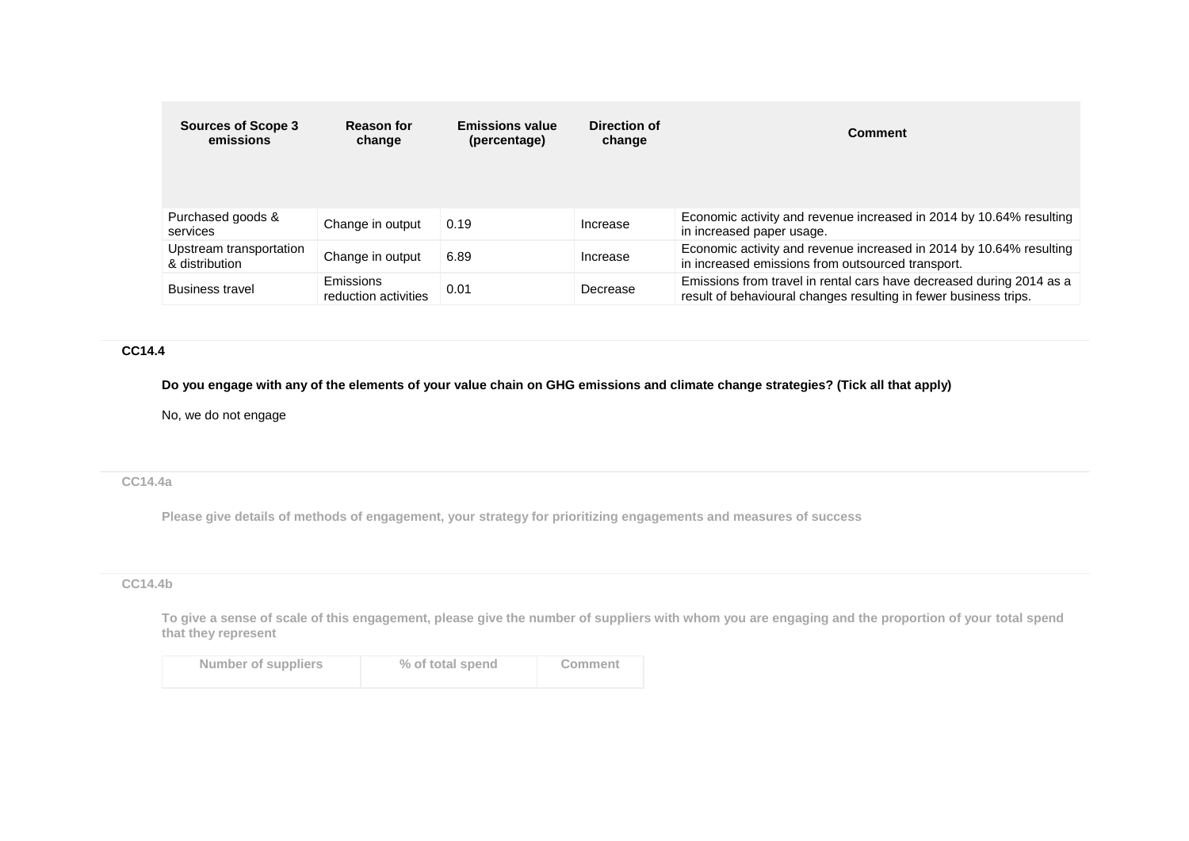| Sources of Scope 3 emissions | Reason for change | Emissions value (percentage) | Direction of change | Comment |
|---|---|---|---|---|
| Purchased goods & services | Change in output | 0.19 | Increase | Economic activity and revenue increased in 2014 by 10.64% resulting in increased paper usage. |
| Upstream transportation & distribution | Change in output | 6.89 | Increase | Economic activity and revenue increased in 2014 by 10.64% resulting in increased emissions from outsourced transport. |
| Business travel | Emissions reduction activities | 0.01 | Decrease | Emissions from travel in rental cars have decreased during 2014 as a result of behavioural changes resulting in fewer business trips. |

**CC14.4**

**Do you engage with any of the elements of your value chain on GHG emissions and climate change strategies? (Tick all that apply)**

No, we do not engage

**CC14.4a**

**Please give details of methods of engagement, your strategy for prioritizing engagements and measures of success**

**CC14.4b**

**To give a sense of scale of this engagement, please give the number of suppliers with whom you are engaging and the proportion of your total spend that they represent**

| Number of suppliers | % of total spend | Comment |
|---|---|---|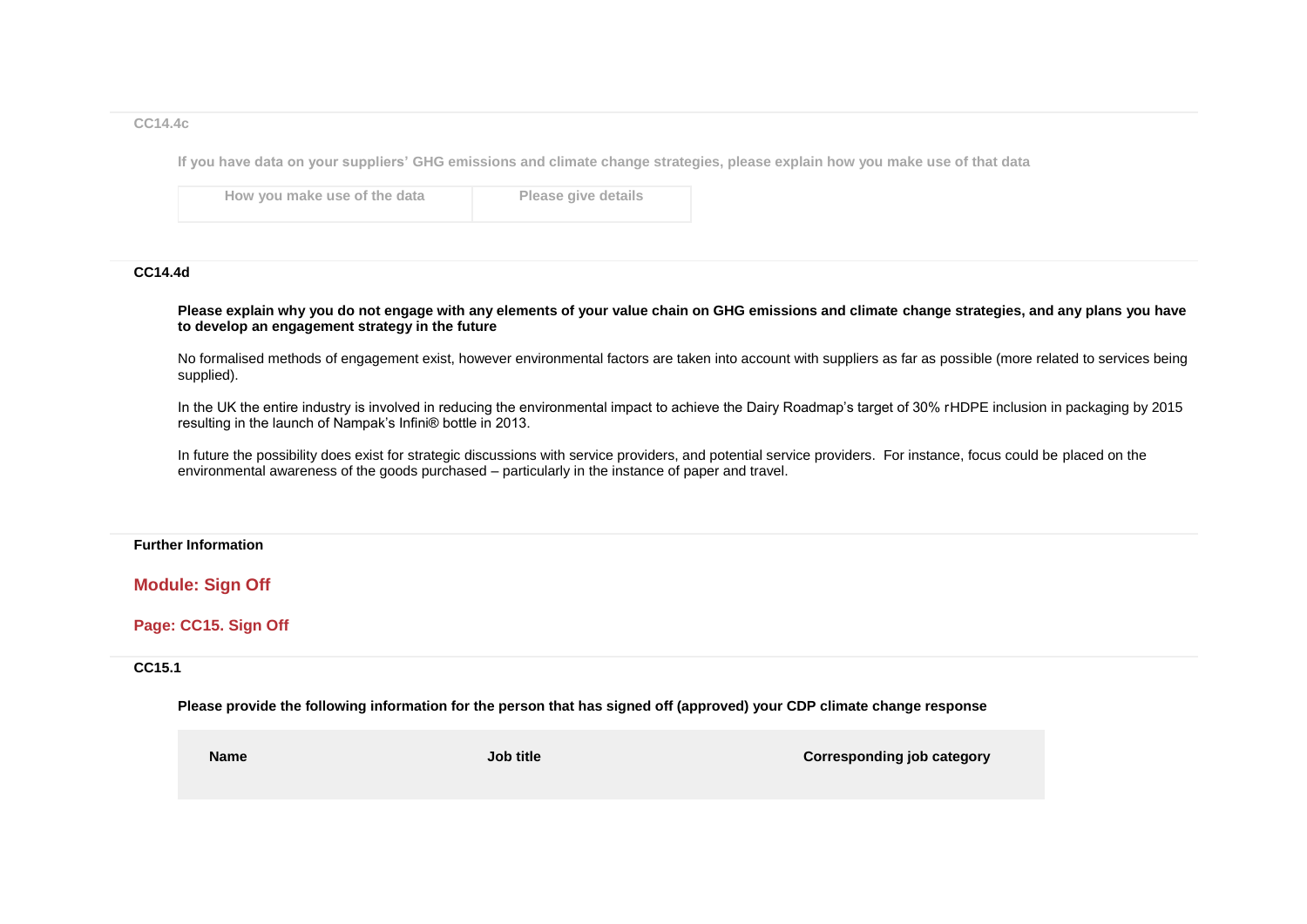**CC14.4c**

**If you have data on your suppliers' GHG emissions and climate change strategies, please explain how you make use of that data**

| How you make use of the data | Please give details |
|---|---|

**CC14.4d**

**Please explain why you do not engage with any elements of your value chain on GHG emissions and climate change strategies, and any plans you have to develop an engagement strategy in the future**

No formalised methods of engagement exist, however environmental factors are taken into account with suppliers as far as possible (more related to services being supplied).

In the UK the entire industry is involved in reducing the environmental impact to achieve the Dairy Roadmap's target of 30% rHDPE inclusion in packaging by 2015 resulting in the launch of Nampak's Infini® bottle in 2013.

In future the possibility does exist for strategic discussions with service providers, and potential service providers. For instance, focus could be placed on the environmental awareness of the goods purchased – particularly in the instance of paper and travel.

**Further Information**

## Module: Sign Off

### Page: CC15. Sign Off

**CC15.1**

**Please provide the following information for the person that has signed off (approved) your CDP climate change response**

| Name | Job title | Corresponding job category |
|---|---|---|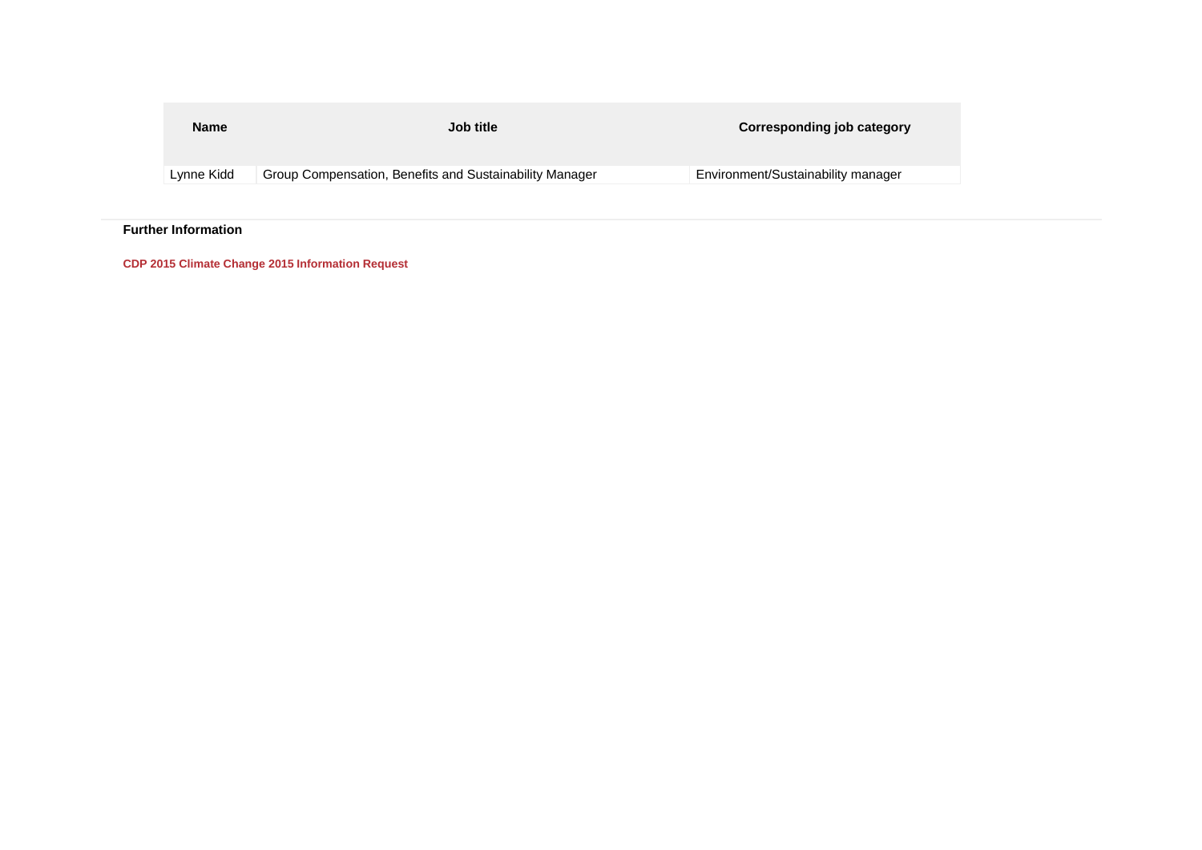| Name | Job title | Corresponding job category |
| --- | --- | --- |
| Lynne Kidd | Group Compensation, Benefits and Sustainability Manager | Environment/Sustainability manager |

**Further Information**

**CDP 2015 Climate Change 2015 Information Request**